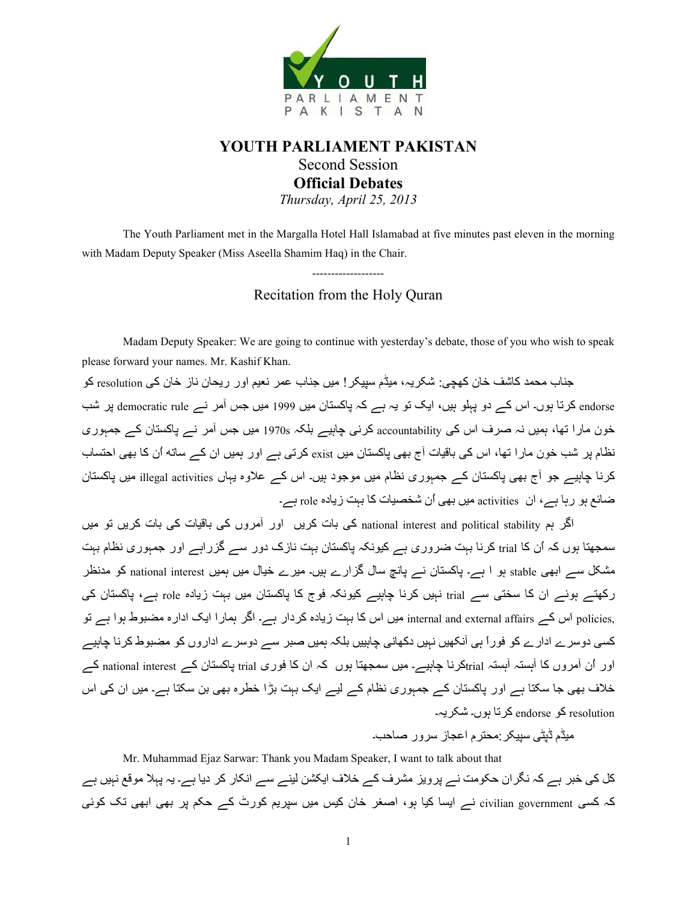# YOUTH PARLIAMENT PAKISTAN

## Second Session

## Official Debates

*Thursday, April 25, 2013*

The Youth Parliament met in the Margalla Hotel Hall Islamabad at five minutes past eleven in the morning with Madam Deputy Speaker (Miss Aseella Shamim Haq) in the Chair.

-------------------

### Recitation from the Holy Quran

Madam Deputy Speaker: We are going to continue with yesterday's debate, those of you who wish to speak please forward your names. Mr. Kashif Khan.

جناب محمد کاشف خان کھچی: شکریہ، میڈم سپیکر! میں جناب عمر نعیم اور ریحان ناز خان کی resolution کو endorse کرتا ہوں۔ اس کے دو پہلو ہیں، ایک تو یہ ہے کہ پاکستان میں 1999 میں جس آمر نے democratic rule پر شب خون مارا تھا، ہمیں نہ صرف اس کی accountability کرنی چاہیے بلکہ 1970s میں جس آمر نے پاکستان کے جمہوری نظام پر شب خون مارا تھا، اس کی باقیات آج بھی پاکستان میں exist کرتی ہے اور ہمیں ان کے ساتھ اُن کا بھی احتساب کرنا چاہیے جو آج بھی پاکستان کے جمہوری نظام میں موجود ہیں۔ اس کے علاوہ یہاں illegal activities میں پاکستان ضائع ہو رہا ہے، ان activities میں بھی اُن شخصیات کا بہت زیادہ role ہے۔

اگر ہم national interest and political stability کی بات کریں اور آمروں کی باقیات کی بات کریں تو میں سمجھتا ہوں کہ اُن کا trial کرنا بہت ضروری ہے کیونکہ پاکستان بہت نازک دور سے گزراہے اور جمہوری نظام بہت مشکل سے ابھی stable ہو ا ہے۔ پاکستان نے پانچ سال گزارے ہیں۔ میرے خیال میں ہمیں national interest کو مدنظر رکھتے ہوئے ان کا سختی سے trial نہیں کرنا چاہیے کیونکہ فوج کا پاکستان میں بہت زیادہ role ہے، پاکستان کی policies, اس کے internal and external affairs میں اس کا بہت زیادہ کردار ہے۔ اگر ہمارا ایک ادارہ مضبوط ہوا ہے تو کسی دوسرے ادارے کو فوراً ہی آنکھیں نہیں دکھانی چاہیں بلکہ ہمیں صبر سے دوسرے اداروں کو مضبوط کرنا چاہیے اور اُن آمروں کا آہستہ آہستہ trialکرنا چاہیے۔ میں سمجھتا ہوں کہ ان کا فوری trial پاکستان کے national interest کے خلاف بھی جا سکتا ہے اور پاکستان کے جمہوری نظام کے لیے ایک بہت بڑا خطرہ بھی بن سکتا ہے۔ میں ان کی اس resolution کو endorse کرتا ہوں۔ شکریہ۔

میڈم ڈپٹی سپیکر:محترم اعجاز سرور صاحب۔

Mr. Muhammad Ejaz Sarwar: Thank you Madam Speaker, I want to talk about that

کل کی خبر ہے کہ نگران حکومت نے پرویز مشرف کے خلاف ایکشن لینے سے انکار کر دیا ہے۔ یہ پہلا موقع نہیں ہے کہ کسی civilian government نے ایسا کیا ہو، اصغر خان کیس میں سپریم کورٹ کے حکم پر بھی ابھی تک کوئی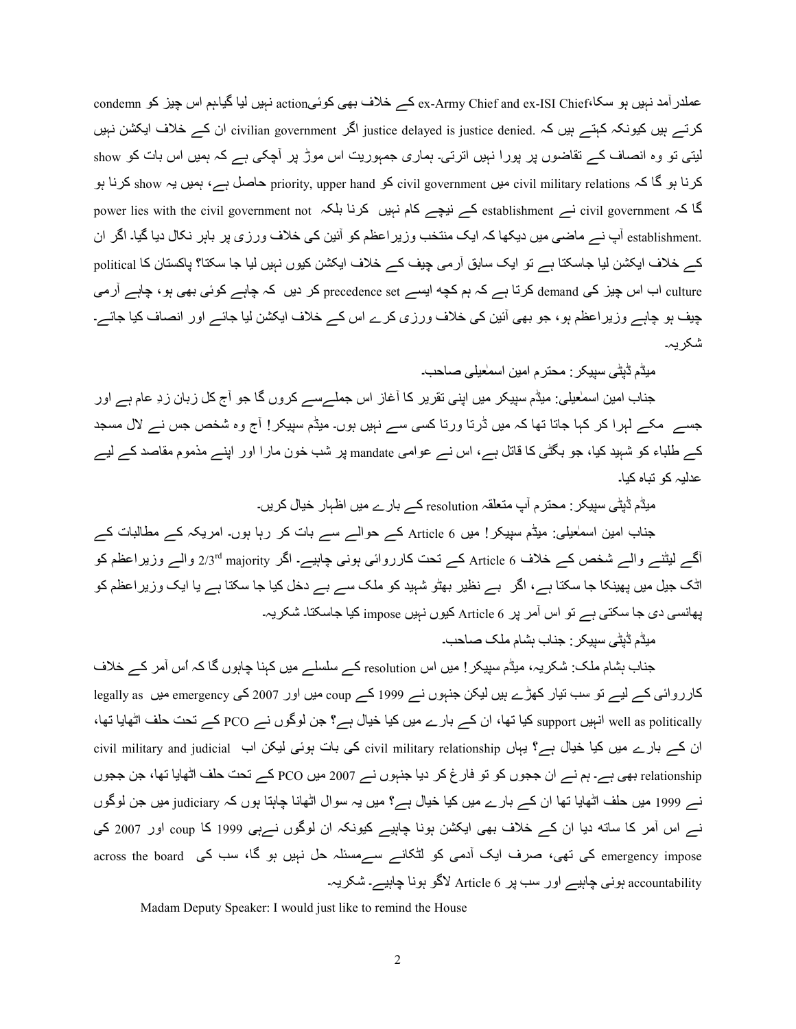عملدرآمد نہیں ہو سکا،ex-Army Chief and ex-ISI Chief کے خلاف بھی کوئیaction نہیں لیا گیا۔ہم اس چیز کو condemn کرتے ہیں کیونکہ کہتے ہیں کہ justice delayed is justice denied. اگر civilian government ان کے خلاف ایکشن نہیں لیتی تو وہ انصاف کے تقاضوں پر پورا نہیں اترتی۔ ہماری جمہوریت اس موڑ پر آچکی ہے کہ ہمیں اس بات کو show کرنا ہو گا کہ civil military relations میں civil government کو priority, upper hand حاصل ہے، ہمیں یہ show کرنا ہو گا کہ civil government نے establishment کے نیچے کام نہیں کرنا بلکہ power lies with the civil government not establishment. آپ نے ماضی میں دیکھا کہ ایک منتخب وزیراعظم کو آئین کی خلاف ورزی پر باہر نکال دیا گیا۔ اگر ان کے خلاف ایکشن لیا جاسکتا ہے تو ایک سابق آرمی چیف کے خلاف ایکشن کیوں نہیں لیا جا سکتا؟ پاکستان کا political culture اب اس چیز کی demand کرتا ہے کہ ہم کچھ ایسے precedence set کر دیں کہ چاہے کوئی بھی ہو، چاہے آرمی چیف ہو چاہے وزیراعظم ہو، جو بھی آئین کی خلاف ورزی کرے اس کے خلاف ایکشن لیا جائے اور انصاف کیا جائے۔ شکریہ۔

میڈم ڈپٹی سپیکر: محترم امین اسمٰعیلی صاحب۔

جناب امین اسمٰعیلی: میڈم سپیکر میں اپنی تقریر کا آغاز اس جملےسے کروں گا جو آج کل زبان زدِ عام ہے اور جسے مکے لہرا کر کہا جاتا تھا کہ میں ڈرتا ورتا کسی سے نہیں ہوں۔ میڈم سپیکر! آج وہ شخص جس نے لال مسجد کے طلباء کو شہید کیا، جو بگٹی کا قاتل ہے، اس نے عوامی mandate پر شب خون مارا اور اپنے مذموم مقاصد کے لیے عدلیہ کو تباہ کیا۔

میڈم ڈپٹی سپیکر: محترم آپ متعلقہ resolution کے بارے میں اظہار خیال کریں۔

جناب امین اسمٰعیلی: میڈم سپیکر! میں Article 6 کے حوالے سے بات کر رہا ہوں۔ امریکہ کے مطالبات کے آگے لیٹنے والے شخص کے خلاف Article 6 کے تحت کارروائی ہونی چاہیے۔ اگر 2/3rd majority والے وزیراعظم کو اٹک جیل میں پھینکا جا سکتا ہے، اگر بے نظیر بھٹو شہید کو ملک سے بے دخل کیا جا سکتا ہے یا ایک وزیراعظم کو پھانسی دی جا سکتی ہے تو اس آمر پر Article 6 کیوں نہیں impose کیا جاسکتا۔ شکریہ۔

میڈم ڈپٹی سپیکر: جناب ہشام ملک صاحب۔

جناب ہشام ملک: شکریہ، میڈم سپیکر! میں اس resolution کے سلسلے میں کہنا چاہوں گا کہ اُس آمر کے خلاف کارروائی کے لیے تو سب تیار کھڑے ہیں لیکن جنہوں نے 1999 کے coup میں اور 2007 کی emergency میں legally as well as politically انہیں support کیا تھا، ان کے بارے میں کیا خیال ہے؟ جن لوگوں نے PCO کے تحت حلف اٹھایا تھا، ان کے بارے میں کیا خیال ہے؟ یہاں civil military relationship کی بات ہوئی لیکن اب civil military and judicial relationship بھی ہے۔ ہم نے ان ججوں کو تو فارغ کر دیا جنہوں نے 2007 میں PCO کے تحت حلف اٹھایا تھا، جن ججوں نے 1999 میں حلف اٹھایا تھا ان کے بارے میں کیا خیال ہے؟ میں یہ سوال اٹھانا چاہتا ہوں کہ judiciary میں جن لوگوں نے اس آمر کا ساتھ دیا ان کے خلاف بھی ایکشن ہونا چاہیے کیونکہ ان لوگوں نےہی 1999 کا coup اور 2007 کی emergency impose کی تھی، صرف ایک آدمی کو لٹکانے سےمسئلہ حل نہیں ہو گا، سب کی across the board accountability ہونی چاہیے اور سب پر Article 6 لاگو ہونا چاہیے۔ شکریہ۔

Madam Deputy Speaker: I would just like to remind the House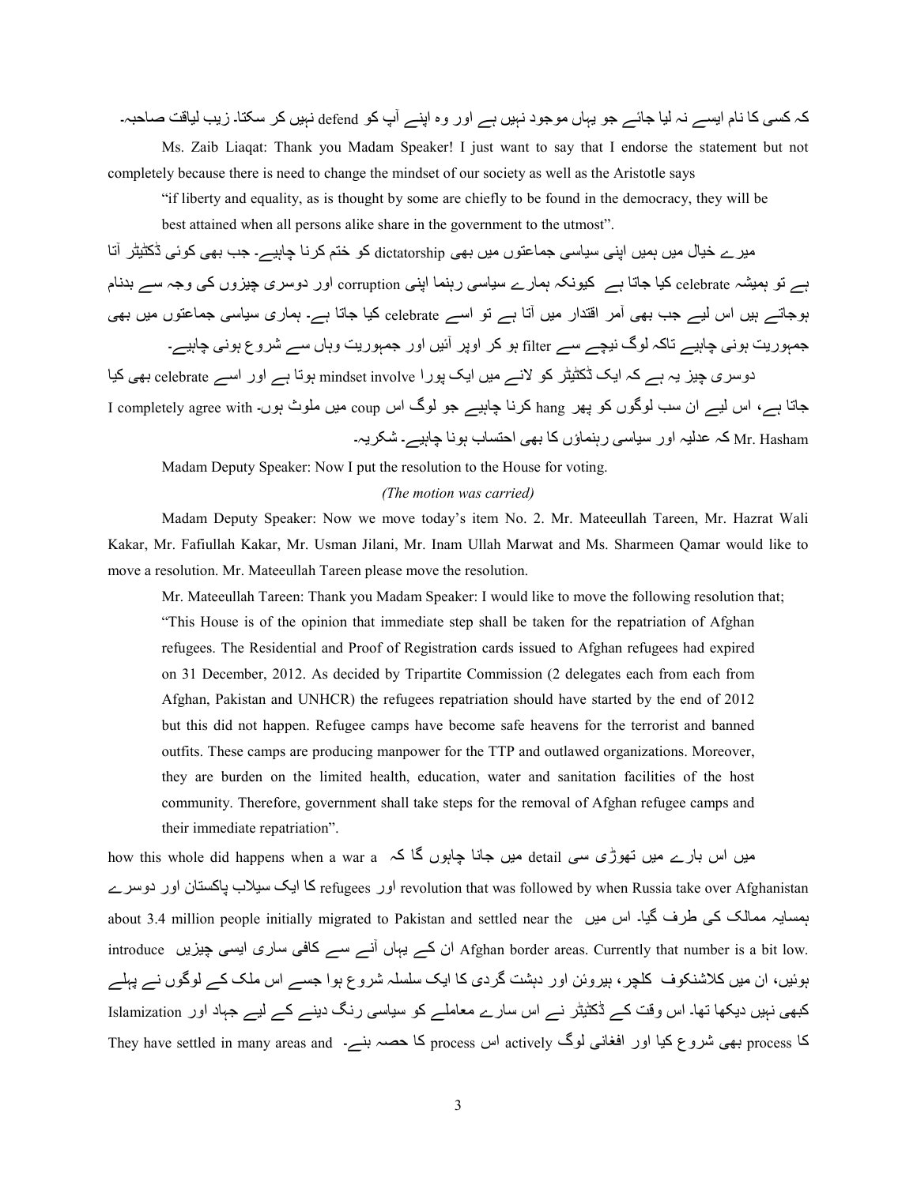کہ کسی کا نام ایسے نہ لیا جائے جو یہاں موجود نہیں ہے اور وہ اپنے آپ کو defend نہیں کر سکتا۔ زیب لیاقت صاحبہ۔

Ms. Zaib Liaqat: Thank you Madam Speaker! I just want to say that I endorse the statement but not completely because there is need to change the mindset of our society as well as the Aristotle says

> "if liberty and equality, as is thought by some are chiefly to be found in the democracy, they will be best attained when all persons alike share in the government to the utmost".

میرے خیال میں ہمیں اپنی سیاسی جماعتوں میں بھی dictatorship کو ختم کرنا چاہیے۔ جب بھی کوئی ڈکٹیٹر آتا ہے تو ہمیشہ celebrate کیا جاتا ہے کیونکہ ہمارے سیاسی رہنما اپنی corruption اور دوسری چیزوں کی وجہ سے بدنام ہوجاتے ہیں اس لیے جب بھی آمر اقتدار میں آتا ہے تو اسے celebrate کیا جاتا ہے۔ ہماری سیاسی جماعتوں میں بھی جمہوریت ہونی چاہیے تاکہ لوگ نیچے سے filter ہو کر اوپر آئیں اور جمہوریت وہاں سے شروع ہونی چاہیے۔

دوسری چیز یہ ہے کہ ایک ڈکٹیٹر کو لانے میں ایک پورا mindset involve ہوتا ہے اور اسے celebrate بھی کیا جاتا ہے، اس لیے ان سب لوگوں کو پھر hang کرنا چاہیے جو لوگ اس coup میں ملوث ہوں۔ I completely agree with Mr. Hasham کہ عدلیہ اور سیاسی رہنماؤں کا بھی احتساب ہونا چاہیے۔ شکریہ۔

Madam Deputy Speaker: Now I put the resolution to the House for voting.

*(The motion was carried)*

Madam Deputy Speaker: Now we move today's item No. 2. Mr. Mateeullah Tareen, Mr. Hazrat Wali Kakar, Mr. Fafiullah Kakar, Mr. Usman Jilani, Mr. Inam Ullah Marwat and Ms. Sharmeen Qamar would like to move a resolution. Mr. Mateeullah Tareen please move the resolution.

Mr. Mateeullah Tareen: Thank you Madam Speaker: I would like to move the following resolution that;

> "This House is of the opinion that immediate step shall be taken for the repatriation of Afghan refugees. The Residential and Proof of Registration cards issued to Afghan refugees had expired on 31 December, 2012. As decided by Tripartite Commission (2 delegates each from each from Afghan, Pakistan and UNHCR) the refugees repatriation should have started by the end of 2012 but this did not happen. Refugee camps have become safe heavens for the terrorist and banned outfits. These camps are producing manpower for the TTP and outlawed organizations. Moreover, they are burden on the limited health, education, water and sanitation facilities of the host community. Therefore, government shall take steps for the removal of Afghan refugee camps and their immediate repatriation".

میں اس بارے میں تھوڑی سی detail میں جانا چاہوں گا کہ how this whole did happens when a war a revolution that was followed by when Russia take over Afghanistan اور refugees کا ایک سیلاب پاکستان اور دوسرے ہمسایہ ممالک کی طرف گیا۔ اس میں about 3.4 million people initially migrated to Pakistan and settled near the Afghan border areas. Currently that number is a bit low. ان کے یہاں آنے سے کافی ساری ایسی چیزیں introduce ہوئیں، ان میں کلاشنکوف کلچر، ہیروئن اور دہشت گردی کا ایک سلسلہ شروع ہوا جسے اس ملک کے لوگوں نے پہلے کبھی نہیں دیکھا تھا۔ اس وقت کے ڈکٹیٹر نے اس سارے معاملے کو سیاسی رنگ دینے کے لیے جہاد اور Islamization کا process بھی شروع کیا اور افغانی لوگ actively اس process کا حصہ بنے۔ They have settled in many areas and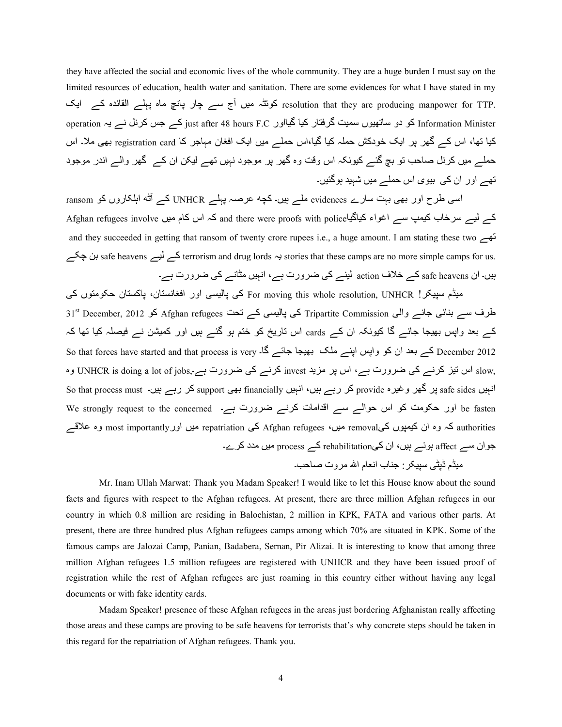they have affected the social and economic lives of the whole community. They are a huge burden I must say on the limited resources of education, health water and sanitation. There are some evidences for what I have stated in my resolution that they are producing manpower for TTP. کوئٹہ میں آج سے چار پانچ ماہ پہلے القائدہ کے ایک Information Minister کو دو ساتھیوں سمیت گرفتار کیا گیااور just after 48 hours F.C کے جس کرنل نے یہ operation کیا تھا، اس کے گھر پر ایک خودکش حملہ کیا گیا،اس حملے میں ایک افغان مہاجر کا registration card بھی ملا۔ اس حملے میں کرنل صاحب تو بچ گئے کیونکہ اس وقت وہ گھر پر موجود نہیں تھے لیکن ان کے گھر والے اندر موجود تھے اور ان کی بیوی اس حملے میں شہید ہوگئیں۔

اسی طرح اور بھی بہت سارے evidences ملے ہیں۔ کچھ عرصہ پہلے UNHCR کے آٹھ اہلکاروں کو ransom کے لیے سرخاب کیمپ سے اغواء کیاگیا and there were proofs with police کہ اس کام میں Afghan refugees involve تھے and they succeeded in getting that ransom of twenty crore rupees i.e., a huge amount. I am stating these two stories that these camps are no more simple camps for us. یہ terrorism and drug lords کے لیے safe heavens بن چکے ہیں۔ ان safe heavens کے خلاف action لینے کی ضرورت ہے، انہیں مٹانے کی ضرورت ہے۔

میڈم سپیکر! For moving this whole resolution, UNHCR کی پالیسی اور افغانستان، پاکستان حکومتوں کی طرف سے بنائی جانے والی Tripartite Commission کی پالیسی کے تحت Afghan refugees کو 31st December, 2012 کے بعد واپس بھیجا جائے گا کیونکہ ان کے cards اس تاریخ کو ختم ہو گئے ہیں اور کمیشن نے فیصلہ کیا تھا کہ December 2012 کے بعد ان کو واپس اپنے ملک بھیجا جائے گا۔ So that forces have started and that process is very slow, اس تیز کرنے کی ضرورت ہے، اس پر مزید invest کرنے کی ضرورت ہے۔ UNHCR is doing a lot of jobs, وہ انہیں safe sides پر گھر وغیرہ provide کر رہے ہیں، انہیں financially بھی support کر رہے ہیں۔ So that process must be fasten اور حکومت کو اس حوالے سے اقدامات کرنے ضرورت ہے۔ We strongly request to the concerned authorities کہ وہ ان کیمپوں کی removal میں، Afghan refugees کی repatriation میں اور most importantly وہ علاقے جو ان سے affect ہوئے ہیں، ان کی rehabilitation کے process میں مدد کرے۔

میڈم ڈپٹی سپیکر: جناب انعام اللہ مروت صاحب۔

Mr. Inam Ullah Marwat: Thank you Madam Speaker! I would like to let this House know about the sound facts and figures with respect to the Afghan refugees. At present, there are three million Afghan refugees in our country in which 0.8 million are residing in Balochistan, 2 million in KPK, FATA and various other parts. At present, there are three hundred plus Afghan refugees camps among which 70% are situated in KPK. Some of the famous camps are Jalozai Camp, Panian, Badabera, Sernan, Pir Alizai. It is interesting to know that among three million Afghan refugees 1.5 million refugees are registered with UNHCR and they have been issued proof of registration while the rest of Afghan refugees are just roaming in this country either without having any legal documents or with fake identity cards.

Madam Speaker! presence of these Afghan refugees in the areas just bordering Afghanistan really affecting those areas and these camps are proving to be safe heavens for terrorists that's why concrete steps should be taken in this regard for the repatriation of Afghan refugees. Thank you.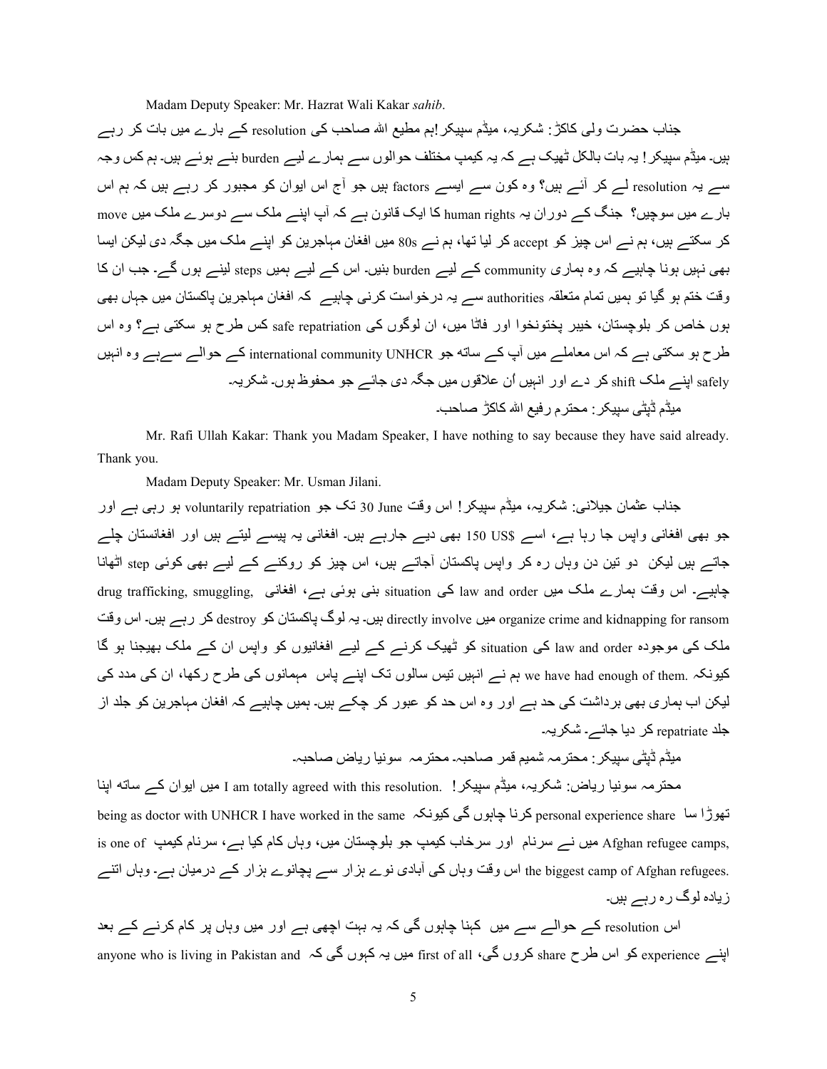Madam Deputy Speaker: Mr. Hazrat Wali Kakar *sahib*.

جناب حضرت ولی کاکڑ: شکریہ، میڈم سپیکر!ہم مطیع اللہ صاحب کی resolution کے بارے میں بات کر رہے ہیں۔ میڈم سپیکر! یہ بات بالکل ٹھیک ہے کہ یہ کیمپ مختلف حوالوں سے ہمارے لیے burden بنے ہوئے ہیں۔ ہم کس وجہ سے یہ resolution لے کر آئے ہیں؟ وہ کون سے ایسے factors ہیں جو آج اس ایوان کو مجبور کر رہے ہیں کہ ہم اس بارے میں سوچیں؟ جنگ کے دوران یہ human rights کا ایک قانون ہے کہ آپ اپنے ملک سے دوسرے ملک میں move کر سکتے ہیں، ہم نے اس چیز کو accept کر لیا تھا، ہم نے 80s میں افغان مہاجرین کو اپنے ملک میں جگہ دی لیکن ایسا بھی نہیں ہونا چاہیے کہ وہ ہماری community کے لیے burden بنیں۔ اس کے لیے ہمیں steps لینے ہوں گے۔ جب ان کا وقت ختم ہو گیا تو ہمیں تمام متعلقہ authorities سے یہ درخواست کرنی چاہیے کہ افغان مہاجرین پاکستان میں جہاں بھی ہوں خاص کر بلوچستان، خیبر پختونخوا اور فاٹا میں، ان لوگوں کی safe repatriation کس طرح ہو سکتی ہے؟ وہ اس طرح ہو سکتی ہے کہ اس معاملے میں آپ کے ساتھ جو international community UNHCR کے حوالے سےہے وہ انہیں safely اپنے ملک shift کر دے اور انہیں اُن علاقوں میں جگہ دی جائے جو محفوظ ہوں۔ شکریہ۔

میڈم ڈپٹی سپیکر: محترم رفیع اللہ کاکڑ صاحب۔

Mr. Rafi Ullah Kakar: Thank you Madam Speaker, I have nothing to say because they have said already. Thank you.

Madam Deputy Speaker: Mr. Usman Jilani.

جناب عثمان جیلانی: شکریہ، میڈم سپیکر! اس وقت 30 June تک جو voluntarily repatriation ہو رہی ہے اور جو بھی افغانی واپس جا رہا ہے، اسے 150 US$ بھی دیے جارہے ہیں۔ افغانی یہ پیسے لیتے ہیں اور افغانستان چلے جاتے ہیں لیکن دو تین دن وہاں رہ کر واپس پاکستان آجاتے ہیں، اس چیز کو روکنے کے لیے بھی کوئی step اٹھانا چاہیے۔ اس وقت ہمارے ملک میں law and order کی situation بنی ہوئی ہے، افغانی drug trafficking, smuggling, organize crime and kidnapping for ransom میں directly involve ہیں۔ یہ لوگ پاکستان کو destroy کر رہے ہیں۔ اس وقت ملک کی موجودہ law and order کی situation کو ٹھیک کرنے کے لیے افغانیوں کو واپس ان کے ملک بھیجنا ہو گا کیونکہ we have had enough of them. ہم نے انہیں تیس سالوں تک اپنے پاس مہمانوں کی طرح رکھا، ان کی مدد کی لیکن اب ہماری بھی برداشت کی حد ہے اور وہ اس حد کو عبور کر چکے ہیں۔ ہمیں چاہیے کہ افغان مہاجرین کو جلد از جلد repatriate کر دیا جائے۔ شکریہ۔

میڈم ڈپٹی سپیکر: محترمہ شمیم قمر صاحبہ۔ محترمہ سونیا ریاض صاحبہ۔

محترمہ سونیا ریاض: شکریہ، میڈم سپیکر! I am totally agreed with this resolution. میں ایوان کے ساتھ اپنا تھوڑا سا personal experience share کرنا چاہوں گی کیونکہ being as doctor with UNHCR I have worked in the same Afghan refugee camps, میں نے سرنام اور سرخاب کیمپ جو بلوچستان میں، وہاں کام کیا ہے، سرنام کیمپ is one of the biggest camp of Afghan refugees. اس وقت وہاں کی آبادی نوے ہزار سے پچانوے ہزار کے درمیان ہے۔ وہاں اتنے زیادہ لوگ رہ رہے ہیں۔

اس resolution کے حوالے سے میں کہنا چاہوں گی کہ یہ بہت اچھی ہے اور میں وہاں پر کام کرنے کے بعد اپنے experience کو اس طرح share کروں گی، first of all میں یہ کہوں گی کہ anyone who is living in Pakistan and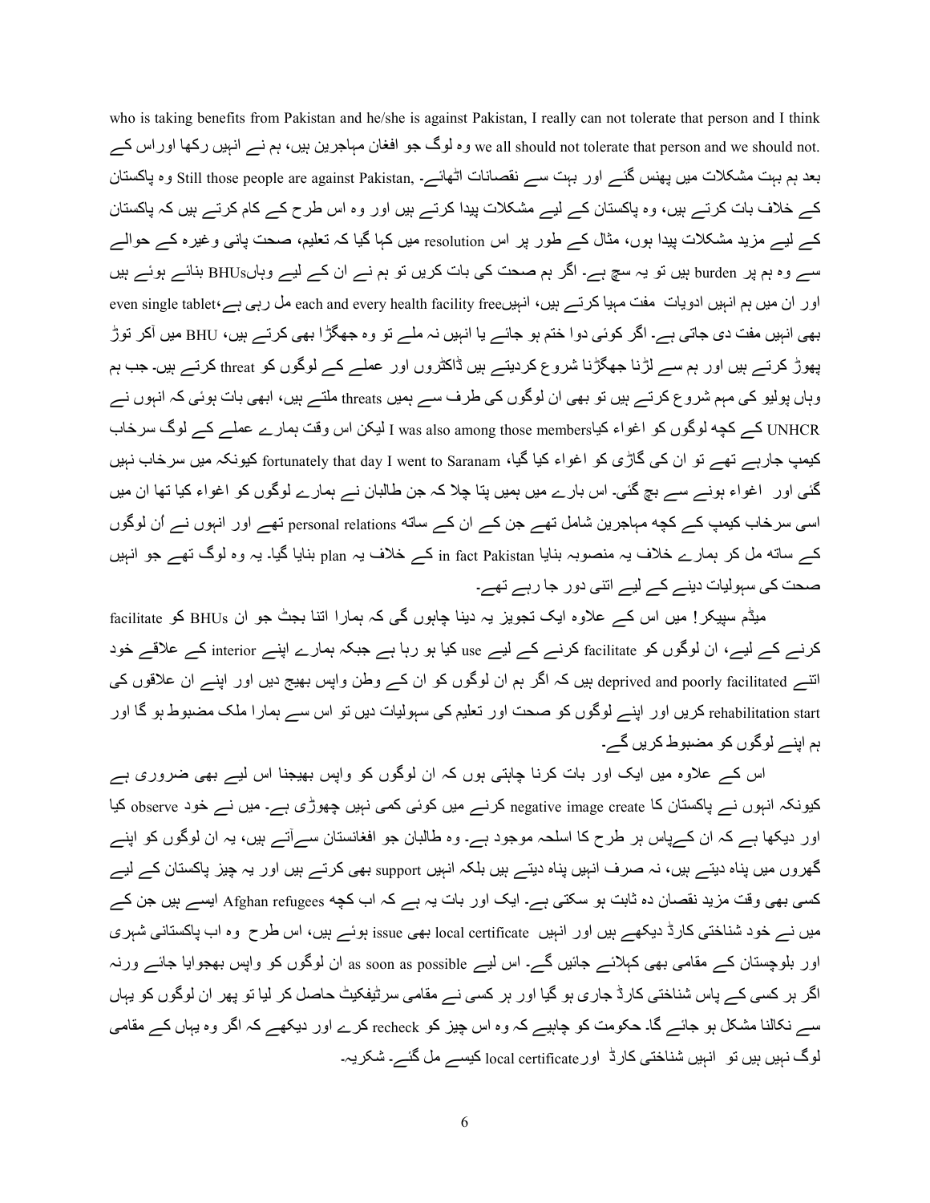who is taking benefits from Pakistan and he/she is against Pakistan, I really can not tolerate that person and I think we all should not tolerate that person and we should not. وہ لوگ جو افغان مہاجرین ہیں، ہم نے انہیں رکھا اوراس کے بعد ہم بہت مشکلات میں پھنس گئے اور بہت سے نقصانات اٹھائے۔ Still those people are against Pakistan, وہ پاکستان کے خلاف بات کرتے ہیں، وہ پاکستان کے لیے مشکلات پیدا کرتے ہیں اور وہ اس طرح کے کام کرتے ہیں کہ پاکستان کے لیے مزید مشکلات پیدا ہوں، مثال کے طور پر اس resolution میں کہا گیا کہ تعلیم، صحت پانی وغیرہ کے حوالے سے وہ ہم پر burden ہیں تو یہ سچ ہے۔ اگر ہم صحت کی بات کریں تو ہم نے ان کے لیے وہاںBHUs بنائے ہوئے ہیں اور ان میں ہم انہیں ادویات مفت مہیا کرتے ہیں، انہیںeach and every health facility free مل رہی ہے،even single tablet بھی انہیں مفت دی جاتی ہے۔ اگر کوئی دوا ختم ہو جائے یا انہیں نہ ملے تو وہ جھگڑا بھی کرتے ہیں، BHU میں آکر توڑ پھوڑ کرتے ہیں اور ہم سے لڑنا جھگڑنا شروع کردیتے ہیں ڈاکٹروں اور عملے کے لوگوں کو threat کرتے ہیں۔ جب ہم وہاں پولیو کی مہم شروع کرتے ہیں تو بھی ان لوگوں کی طرف سے ہمیں threats ملتے ہیں، ابھی بات ہوئی کہ انہوں نے UNHCR کے کچھ لوگوں کو اغواء کیاI was also among those members لیکن اس وقت ہمارے عملے کے لوگ سرخاب کیمپ جارہے تھے تو ان کی گاڑی کو اغواء کیا گیا، fortunately that day I went to Saranam کیونکہ میں سرخاب نہیں گئی اور اغواء ہونے سے بچ گئی۔ اس بارے میں ہمیں پتا چلا کہ جن طالبان نے ہمارے لوگوں کو اغواء کیا تھا ان میں اسی سرخاب کیمپ کے کچھ مہاجرین شامل تھے جن کے ان کے ساتھ personal relations تھے اور انہوں نے اُن لوگوں کے ساتھ مل کر ہمارے خلاف یہ منصوبہ بنایا in fact Pakistan کے خلاف یہ plan بنایا گیا۔ یہ وہ لوگ تھے جو انہیں صحت کی سہولیات دینے کے لیے اتنی دور جا رہے تھے۔

میڈم سپیکر! میں اس کے علاوہ ایک تجویز یہ دینا چاہوں گی کہ ہمارا اتنا بجٹ جو ان BHUs کو facilitate کرنے کے لیے، ان لوگوں کو facilitate کرنے کے لیے use کیا ہو رہا ہے جبکہ ہمارے اپنے interior کے علاقے خود اتنے deprived and poorly facilitated ہیں کہ اگر ہم ان لوگوں کو ان کے وطن واپس بھیج دیں اور اپنے ان علاقوں کی rehabilitation start کریں اور اپنے لوگوں کو صحت اور تعلیم کی سہولیات دیں تو اس سے ہمارا ملک مضبوط ہو گا اور ہم اپنے لوگوں کو مضبوط کریں گے۔

اس کے علاوہ میں ایک اور بات کرنا چاہتی ہوں کہ ان لوگوں کو واپس بھیجنا اس لیے بھی ضروری ہے کیونکہ انہوں نے پاکستان کا negative image create کرنے میں کوئی کمی نہیں چھوڑی ہے۔ میں نے خود observe کیا اور دیکھا ہے کہ ان کےپاس ہر طرح کا اسلحہ موجود ہے۔ وہ طالبان جو افغانستان سےآتے ہیں، یہ ان لوگوں کو اپنے گھروں میں پناہ دیتے ہیں، نہ صرف انہیں پناہ دیتے ہیں بلکہ انہیں support بھی کرتے ہیں اور یہ چیز پاکستان کے لیے کسی بھی وقت مزید نقصان دہ ثابت ہو سکتی ہے۔ ایک اور بات یہ ہے کہ اب کچھ Afghan refugees ایسے ہیں جن کے میں نے خود شناختی کارڈ دیکھے ہیں اور انہیں local certificate بھی issue ہوئے ہیں، اس طرح وہ اب پاکستانی شہری اور بلوچستان کے مقامی بھی کہلائے جائیں گے۔ اس لیے as soon as possible ان لوگوں کو واپس بھجوایا جائے ورنہ اگر ہر کسی کے پاس شناختی کارڈ جاری ہو گیا اور ہر کسی نے مقامی سرٹیفکیٹ حاصل کر لیا تو پھر ان لوگوں کو یہاں سے نکالنا مشکل ہو جائے گا۔ حکومت کو چاہیے کہ وہ اس چیز کو recheck کرے اور دیکھے کہ اگر وہ یہاں کے مقامی لوگ نہیں ہیں تو انہیں شناختی کارڈ اورlocal certificate کیسے مل گئے۔ شکریہ۔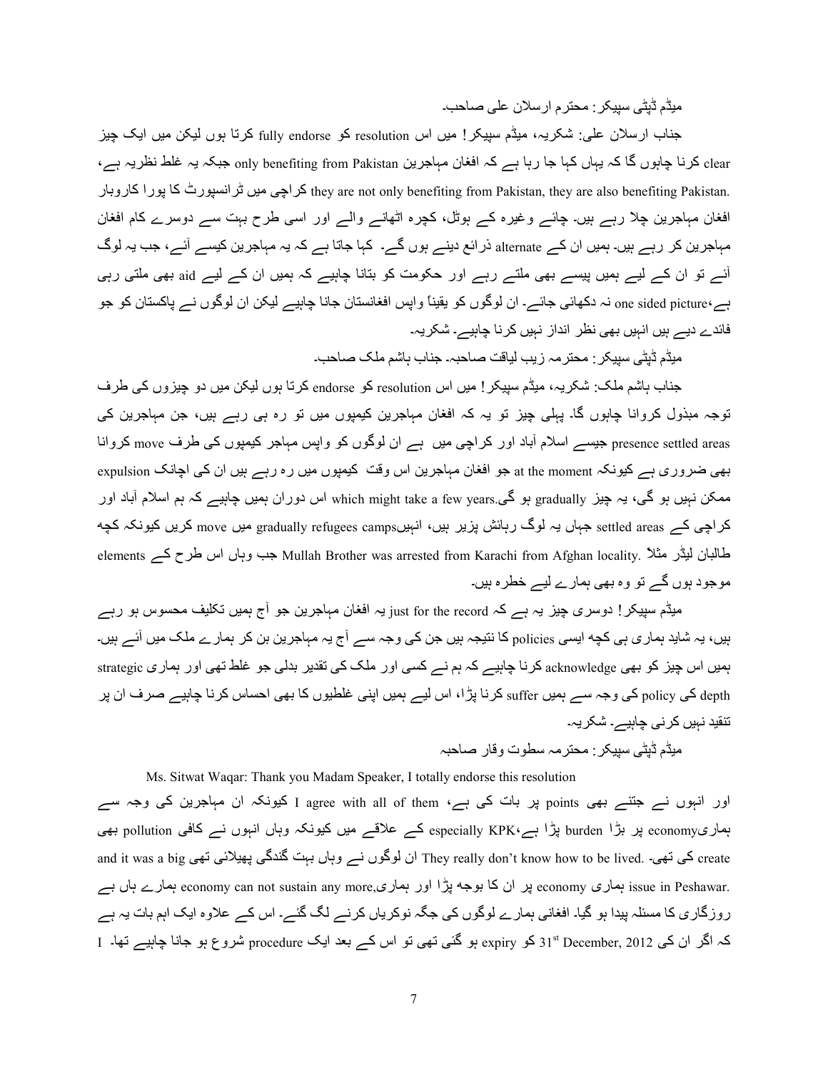میڈم ڈپٹی سپیکر: محترم ارسلان علی صاحب۔

جناب ارسلان علی: شکریہ، میڈم سپیکر! میں اس resolution کو fully endorse کرتا ہوں لیکن میں ایک چیز clear کرنا چاہوں گا کہ یہاں کہا جا رہا ہے کہ افغان مہاجرین only benefiting from Pakistan جبکہ یہ غلط نظریہ ہے، they are not only benefiting from Pakistan, they are also benefiting Pakistan. کراچی میں ٹرانسپورٹ کا پورا کاروبار افغان مہاجرین چلا رہے ہیں۔ چائے وغیرہ کے ہوٹل، کچرہ اٹھانے والے اور اسی طرح بہت سے دوسرے کام افغان مہاجرین کر رہے ہیں۔ ہمیں ان کے alternate ذرائع دینے ہوں گے۔ کہا جاتا ہے کہ یہ مہاجرین کیسے آئے، جب یہ لوگ آئے تو ان کے لیے ہمیں پیسے بھی ملتے رہے اور حکومت کو بتانا چاہیے کہ ہمیں ان کے لیے aid بھی ملتی رہی ہے، one sided picture نہ دکھائی جائے۔ ان لوگوں کو یقیناً واپس افغانستان جانا چاہیے لیکن ان لوگوں نے پاکستان کو جو فائدے دیے ہیں انہیں بھی نظر انداز نہیں کرنا چاہیے۔ شکریہ۔

میڈم ڈپٹی سپیکر: محترمہ زیب لیاقت صاحبہ۔ جناب ہاشم ملک صاحب۔

جناب ہاشم ملک: شکریہ، میڈم سپیکر! میں اس resolution کو endorse کرتا ہوں لیکن میں دو چیزوں کی طرف توجہ مبذول کروانا چاہوں گا۔ پہلی چیز تو یہ کہ افغان مہاجرین کیمپوں میں تو رہ ہی رہے ہیں، جن مہاجرین کی presence settled areas جیسے اسلام آباد اور کراچی میں ہے ان لوگوں کو واپس مہاجر کیمپوں کی طرف move کروانا بھی ضروری ہے کیونکہ at the moment جو افغان مہاجرین اس وقت کیمپوں میں رہ رہے ہیں ان کی اچانک expulsion ممکن نہیں ہو گی، یہ چیز gradually ہو گی۔which might take a few years اس دوران ہمیں چاہیے کہ ہم اسلام آباد اور کراچی کے settled areas جہاں یہ لوگ رہائش پزیر ہیں، انہیںgradually refugees camps میں move کریں کیونکہ کچھ طالبان لیڈر مثلاً .Mullah Brother was arrested from Karachi from Afghan locality جب وہاں اس طرح کے elements موجود ہوں گے تو وہ بھی ہمارے لیے خطرہ ہیں۔

میڈم سپیکر! دوسری چیز یہ ہے کہ just for the record یہ افغان مہاجرین جو آج ہمیں تکلیف محسوس ہو رہے ہیں، یہ شاید ہماری ہی کچھ ایسی policies کا نتیجہ ہیں جن کی وجہ سے آج یہ مہاجرین بن کر ہمارے ملک میں آئے ہیں۔ ہمیں اس چیز کو بھی acknowledge کرنا چاہیے کہ ہم نے کسی اور ملک کی تقدیر بدلی جو غلط تھی اور ہماری strategic depth کی policy کی وجہ سے ہمیں suffer کرنا پڑا، اس لیے ہمیں اپنی غلطیوں کا بھی احساس کرنا چاہیے صرف ان پر تنقید نہیں کرنی چاہیے۔ شکریہ۔

میڈم ڈپٹی سپیکر: محترمہ سطوت وقار صاحبہ

Ms. Sitwat Waqar: Thank you Madam Speaker, I totally endorse this resolution

اور انہوں نے جتنے بھی points پر بات کی ہے، I agree with all of them کیونکہ ان مہاجرین کی وجہ سے ہماریeconomy پر بڑا burden پڑا ہے،especially KPK کے علاقے میں کیونکہ وہاں انہوں نے کافی pollution بھی create کی تھی۔ .They really don't know how to be lived ان لوگوں نے وہاں بہت گندگی پھیلائی تھی and it was a big issue in Peshawar. ہمارے ہاں ہے economy can not sustain any more,ہماری economy پر ان کا بوجھ پڑا اور ہماری روزگاری کا مسئلہ پیدا ہو گیا۔ افغانی ہمارے لوگوں کی جگہ نوکریاں کرنے لگ گئے۔ اس کے علاوہ ایک اہم بات یہ ہے کہ اگر ان کی 31st December, 2012 کو expiry ہو گئی تھی تو اس کے بعد ایک procedure شروع ہو جانا چاہیے تھا۔ I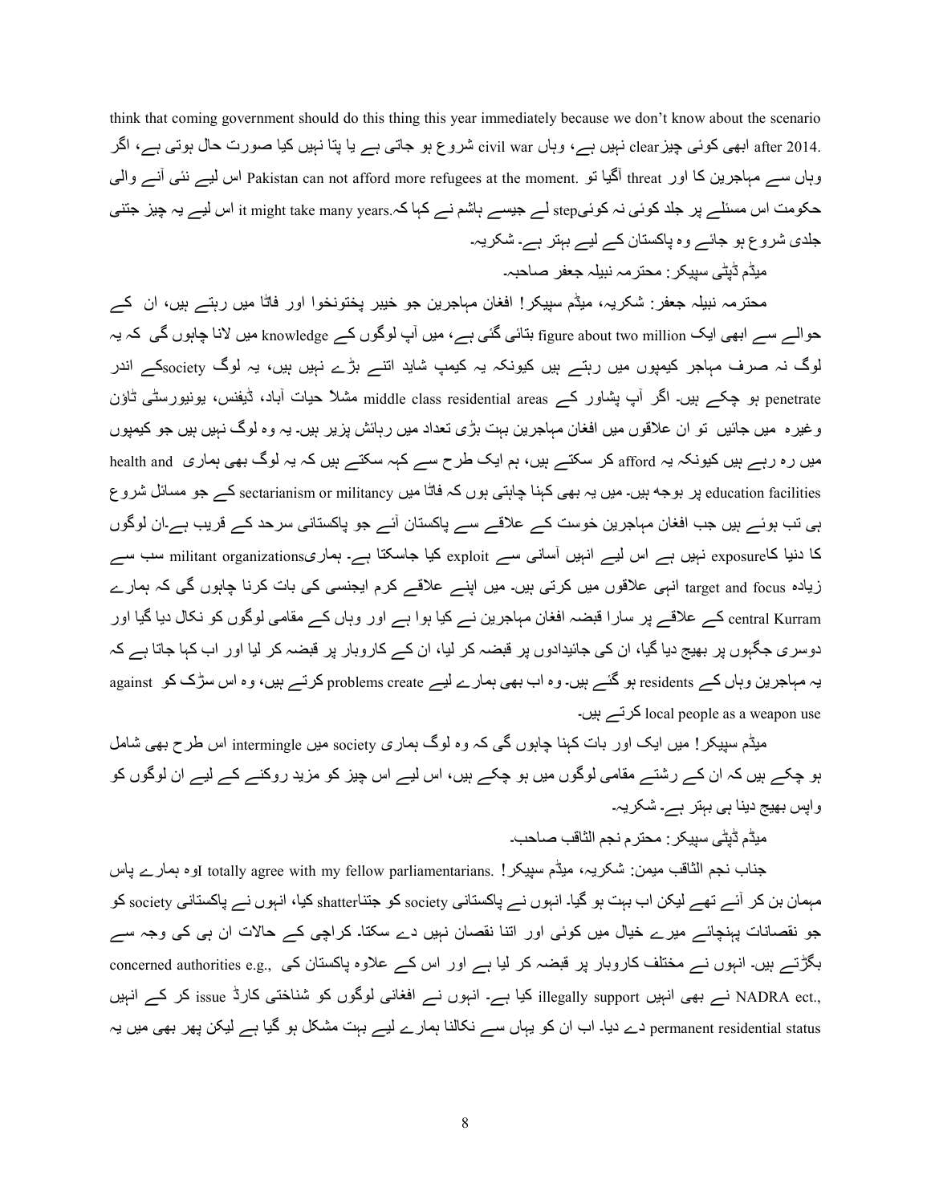think that coming government should do this thing this year immediately because we don't know about the scenario after 2014. ابھی کوئی چیز clear نہیں ہے، وہاں civil war شروع ہو جاتی ہے یا پتا نہیں کیا صورت حال ہوتی ہے، اگر وہاں سے مہاجرین کا اور threat آگیا تو Pakistan can not afford more refugees at the moment. اس لیے نئی آنے والی حکومت اس مسئلے پر جلد کوئی نہ کوئی step لے جیسے ہاشم نے کہا کہ it might take many years. اس لیے یہ چیز جتنی جلدی شروع ہو جائے وہ پاکستان کے لیے بہتر ہے۔ شکریہ۔

میڈم ڈپٹی سپیکر: محترمہ نبیلہ جعفر صاحبہ۔

محترمہ نبیلہ جعفر: شکریہ، میڈم سپیکر! افغان مہاجرین جو خیبر پختونخوا اور فاٹا میں رہتے ہیں، ان کے حوالے سے ابھی ایک figure about two million بتائی گئی ہے، میں آپ لوگوں کے knowledge میں لانا چاہوں گی کہ یہ لوگ نہ صرف مہاجر کیمپوں میں رہتے ہیں کیونکہ یہ کیمپ شاید اتنے بڑے نہیں ہیں، یہ لوگ society کے اندر penetrate ہو چکے ہیں۔ اگر آپ پشاور کے middle class residential areas مثلاً حیات آباد، ڈیفنس، یونیورسٹی ٹاؤن وغیرہ میں جائیں تو ان علاقوں میں افغان مہاجرین بہت بڑی تعداد میں رہائش پزیر ہیں۔ یہ وہ لوگ نہیں ہیں جو کیمپوں میں رہ رہے ہیں کیونکہ یہ afford کر سکتے ہیں، ہم ایک طرح سے کہہ سکتے ہیں کہ یہ لوگ بھی ہماری health and education facilities پر بوجھ ہیں۔ میں یہ بھی کہنا چاہتی ہوں کہ فاٹا میں sectarianism or militancy کے جو مسائل شروع ہی تب ہوئے ہیں جب افغان مہاجرین خوست کے علاقے سے پاکستان آئے جو پاکستانی سرحد کے قریب ہے۔ان لوگوں کا دنیا کا exposure نہیں ہے اس لیے انہیں آسانی سے exploit کیا جاسکتا ہے۔ ہماری militant organizations سب سے زیادہ target and focus انہی علاقوں میں کرتی ہیں۔ میں اپنے علاقے کرم ایجنسی کی بات کرنا چاہوں گی کہ ہمارے central Kurram کے علاقے پر سارا قبضہ افغان مہاجرین نے کیا ہوا ہے اور وہاں کے مقامی لوگوں کو نکال دیا گیا اور دوسری جگہوں پر بھیج دیا گیا، ان کی جائیدادوں پر قبضہ کر لیا، ان کے کاروبار پر قبضہ کر لیا اور اب کہا جاتا ہے کہ یہ مہاجرین وہاں کے residents ہو گئے ہیں۔ وہ اب بھی ہمارے لیے problems create کرتے ہیں، وہ اس سڑک کو against local people as a weapon use کرتے ہیں۔

میڈم سپیکر! میں ایک اور بات کہنا چاہوں گی کہ وہ لوگ ہماری society میں intermingle اس طرح بھی شامل ہو چکے ہیں کہ ان کے رشتے مقامی لوگوں میں ہو چکے ہیں، اس لیے اس چیز کو مزید روکنے کے لیے ان لوگوں کو واپس بھیج دینا ہی بہتر ہے۔ شکریہ۔

میڈم ڈپٹی سپیکر: محترم نجم الثاقب صاحب۔

جناب نجم الثاقب میمن: شکریہ، میڈم سپیکر! I totally agree with my fellow parliamentarians. وہ ہمارے پاس مہمان بن کر آئے تھے لیکن اب بہت ہو گیا۔ انہوں نے پاکستانی society کو جتنا shatter کیا، انہوں نے پاکستانی society کو جو نقصانات پہنچائے میرے خیال میں کوئی اور اتنا نقصان نہیں دے سکتا۔ کراچی کے حالات ان ہی کی وجہ سے بگڑتے ہیں۔ انہوں نے مختلف کاروبار پر قبضہ کر لیا ہے اور اس کے علاوہ پاکستان کی concerned authorities e.g., NADRA ect., نے بھی انہیں illegally support کیا ہے۔ انہوں نے افغانی لوگوں کو شناختی کارڈ issue کر کے انہیں permanent residential status دے دیا۔ اب ان کو یہاں سے نکالنا ہمارے لیے بہت مشکل ہو گیا ہے لیکن پھر بھی میں یہ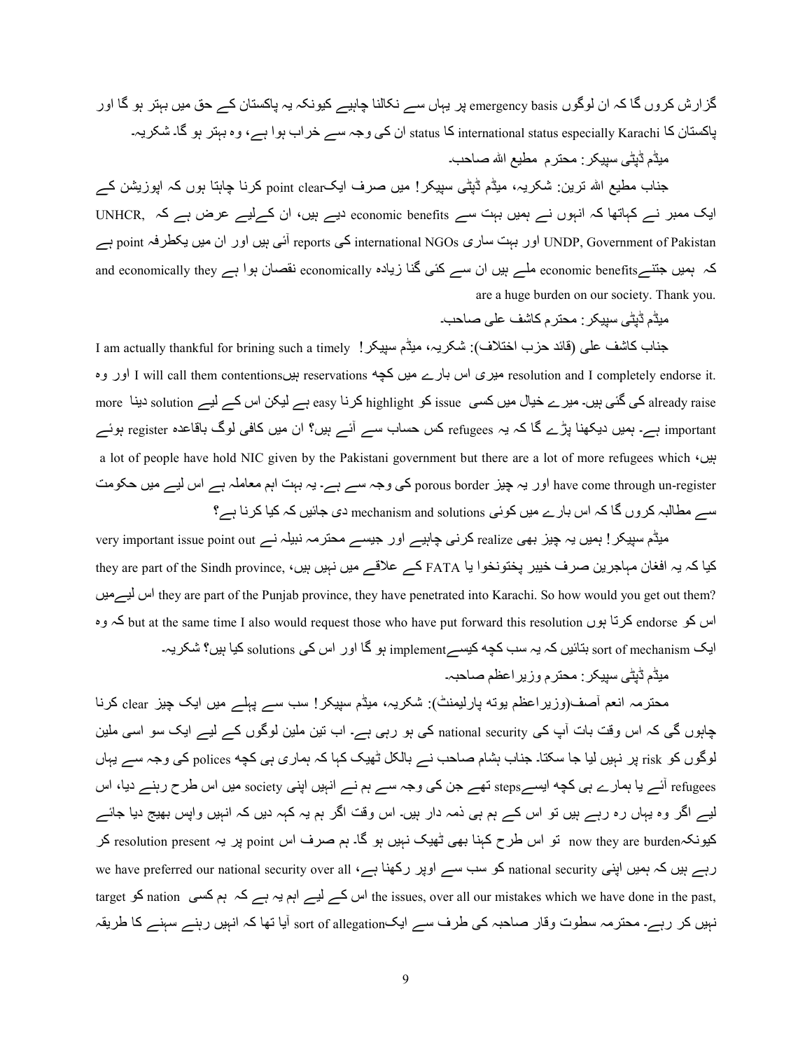گزارش کروں گا کہ ان لوگوں emergency basis پر یہاں سے نکالنا چاہیے کیونکہ یہ پاکستان کے حق میں بہتر ہو گا اور پاکستان کا international status especially Karachi کا status ان کی وجہ سے خراب ہوا ہے، وہ بہتر ہو گا۔ شکریہ۔

میڈم ڈپٹی سپیکر: محترم مطیع اللہ صاحب۔

جناب مطیع اللہ ترین: شکریہ، میڈم ڈپٹی سپیکر! میں صرف ایکpoint clear کرنا چاہتا ہوں کہ اپوزیشن کے ایک ممبر نے کہاتھا کہ انہوں نے ہمیں بہت سے economic benefits دیے ہیں، ان کےلیے عرض ہے کہ UNHCR, UNDP, Government of Pakistan اور بہت ساری international NGOs کی reports آئی ہیں اور ان میں یکطرفہ point ہے کہ ہمیں جتنےeconomic benefits ملے ہیں ان سے کئی گنا زیادہ economically نقصان ہوا ہے and economically they are a huge burden on our society. Thank you.

میڈم ڈپٹی سپیکر: محترم کاشف علی صاحب۔

جناب کاشف علی (قائد حزب اختلاف): شکریہ، میڈم سپیکر! I am actually thankful for brining such a timely resolution and I completely endorse it. میری اس بارے میں کچھ reservations ہیںI will call them contentions اور وہ already raise کی گئی ہیں۔ میرے خیال میں کسی issue کو highlight کرنا easy ہے لیکن اس کے لیے solution دینا more important ہے۔ ہمیں دیکھنا پڑے گا کہ یہ refugees کس حساب سے آئے ہیں؟ ان میں کافی لوگ باقاعدہ register ہوئے ہیں، a lot of people have hold NIC given by the Pakistani government but there are a lot of more refugees which have come through un-register اور یہ چیز porous border کی وجہ سے ہے۔ یہ بہت اہم معاملہ ہے اس لیے میں حکومت سے مطالبہ کروں گا کہ اس بارے میں کوئی mechanism and solutions دی جائیں کہ کیا کرنا ہے؟

میڈم سپیکر! ہمیں یہ چیز بھی realize کرنی چاہیے اور جیسے محترمہ نبیلہ نے very important issue point out کیا کہ یہ افغان مہاجرین صرف خیبر پختونخوا یا FATA کے علاقے میں نہیں ہیں، they are part of the Sindh province, they are part of the Punjab province, they have penetrated into Karachi. So how would you get out them? اس لیےمیں اس کو endorse کرتا ہوں but at the same time I also would request those who have put forward this resolution کہ وہ ایک sort of mechanism بتائیں کہ یہ سب کچھ کیسےimplement ہو گا اور اس کی solutions کیا ہیں؟ شکریہ۔

میڈم ڈپٹی سپیکر: محترم وزیراعظم صاحبہ۔

محترمہ انعم آصف(وزیراعظم یوتھ پارلیمنٹ): شکریہ، میڈم سپیکر! سب سے پہلے میں ایک چیز clear کرنا چاہوں گی کہ اس وقت بات آپ کی national security کی ہو رہی ہے۔ اب تین ملین لوگوں کے لیے ایک سو اسی ملین لوگوں کو risk پر نہیں لیا جا سکتا۔ جناب ہشام صاحب نے بالکل ٹھیک کہا کہ ہماری ہی کچھ polices کی وجہ سے یہاں refugees آئے یا ہمارے ہی کچھ ایسےsteps تھے جن کی وجہ سے ہم نے انہیں اپنی society میں اس طرح رہنے دیا، اس لیے اگر وہ یہاں رہ رہے ہیں تو اس کے ہم ہی ذمہ دار ہیں۔ اس وقت اگر ہم یہ کہہ دیں کہ انہیں واپس بھیج دیا جائے کیونکہnow they are burden تو اس طرح کہنا بھی ٹھیک نہیں ہو گا۔ ہم صرف اس point پر یہ resolution present کر رہے ہیں کہ ہمیں اپنی national security کو سب سے اوپر رکھنا ہے، we have preferred our national security over all the issues, over all our mistakes which we have done in the past, اس کے لیے اہم یہ ہے کہ ہم کسی nation کو target نہیں کر رہے۔ محترمہ سطوت وقار صاحبہ کی طرف سے ایکsort of allegation آیا تھا کہ انہیں رہنے سہنے کا طریقہ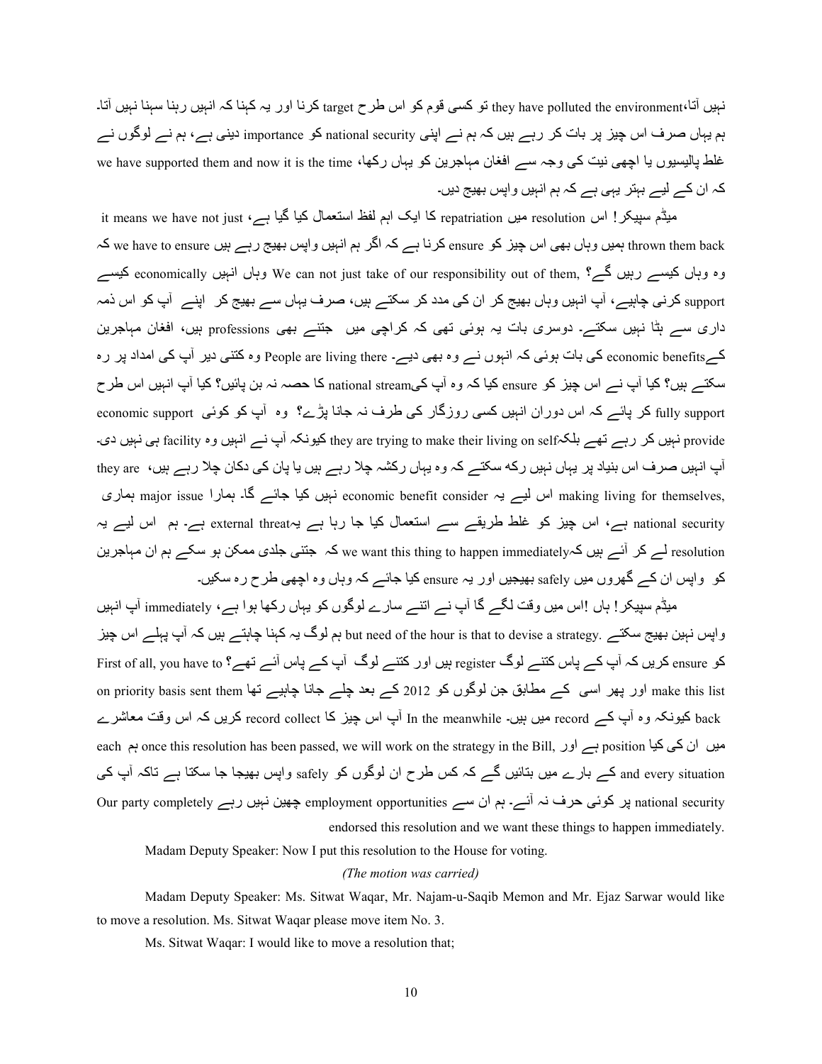نہیں آتا۔they have polluted the environment تو کسی قوم کو اس طرح target کرنا اور یہ کہنا کہ انہیں رہنا سہنا نہیں آتا۔ ہم یہاں صرف اس چیز پر بات کر رہے ہیں کہ ہم نے اپنی national security کو importance دینی ہے، ہم نے لوگوں نے غلط پالیسیوں یا اچھی نیت کی وجہ سے افغان مہاجرین کو یہاں رکھا، we have supported them and now it is the time کہ ان کے لیے بہتر یہی ہے کہ ہم انہیں واپس بھیج دیں۔

میڈم سپیکر! اس resolution میں repatriation کا ایک اہم لفظ استعمال کیا گیا ہے، it means we have not just thrown them back ہمیں وہاں بھی اس چیز کو ensure کرنا ہے کہ اگر ہم انہیں واپس بھیج رہے ہیں we have to ensure کہ وہ وہاں کیسے رہیں گے؟ We can not just take of our responsibility out of them, وہاں انہیں economically کیسے support کرنی چاہیے، آپ انہیں وہاں بھیج کر ان کی مدد کر سکتے ہیں، صرف یہاں سے بھیج کر اپنے آپ کو اس ذمہ داری سے ہٹا نہیں سکتے۔ دوسری بات یہ ہوئی تھی کہ کراچی میں جتنے بھی professions ہیں، افغان مہاجرین کےeconomic benefits کی بات ہوئی کہ انہوں نے وہ بھی دیے۔ People are living there وہ کتنی دیر آپ کی امداد پر رہ سکتے ہیں؟ کیا آپ نے اس چیز کو ensure کیا کہ وہ آپ کیnational stream کا حصہ نہ بن پائیں؟ کیا آپ انہیں اس طرح fully support کر پائے کہ اس دوران انہیں کسی روزگار کی طرف نہ جانا پڑے؟ وہ آپ کو کوئی economic support provide نہیں کر رہے تھے بلکہthey are trying to make their living on self کیونکہ آپ نے انہیں وہ facility ہی نہیں دی۔ آپ انہیں صرف اس بنیاد پر یہاں نہیں رکھ سکتے کہ وہ یہاں رکشہ چلا رہے ہیں یا پان کی دکان چلا رہے ہیں، they are making living for themselves, اس لیے یہ economic benefit consider نہیں کیا جائے گا۔ ہمارا major issue ہماری national security ہے، اس چیز کو غلط طریقے سے استعمال کیا جا رہا ہے یہexternal threat ہے۔ ہم اس لیے یہ resolution لے کر آئے ہیں کہwe want this thing to happen immediately کہ جتنی جلدی ممکن ہو سکے ہم ان مہاجرین کو واپس ان کے گھروں میں safely بھیجیں اور یہ ensure کیا جائے کہ وہاں وہ اچھی طرح رہ سکیں۔

میڈم سپیکر! ہاں !اس میں وقت لگے گا آپ نے اتنے سارے لوگوں کو یہاں رکھا ہوا ہے، immediately آپ انہیں واپس نہین بھیج سکتے .but need of the hour is that to devise a strategy ہم لوگ یہ کہنا چاہتے ہیں کہ آپ پہلے اس چیز کو ensure کریں کہ آپ کے پاس کتنے لوگ register ہیں اور کتنے لوگ آپ کے پاس آئے تھے؟ First of all, you have to make this list اور پھر اسی کے مطابق جن لوگوں کو 2012 کے بعد چلے جانا چاہیے تھا on priority basis sent them back کیونکہ وہ آپ کے record میں ہیں۔ In the meanwhile آپ اس چیز کا record collect کریں کہ اس وقت معاشرے میں ان کی کیا position ہے اور ,once this resolution has been passed, we will work on the strategy in the Bill ہم each and every situation کے بارے میں بتائیں گے کہ کس طرح ان لوگوں کو safely واپس بھیجا جا سکتا ہے تاکہ آپ کی national security پر کوئی حرف نہ آئے۔ ہم ان سے employment opportunities چھین نہیں رہے Our party completely endorsed this resolution and we want these things to happen immediately.

Madam Deputy Speaker: Now I put this resolution to the House for voting.

*(The motion was carried)*

Madam Deputy Speaker: Ms. Sitwat Waqar, Mr. Najam-u-Saqib Memon and Mr. Ejaz Sarwar would like to move a resolution. Ms. Sitwat Waqar please move item No. 3.

Ms. Sitwat Waqar: I would like to move a resolution that;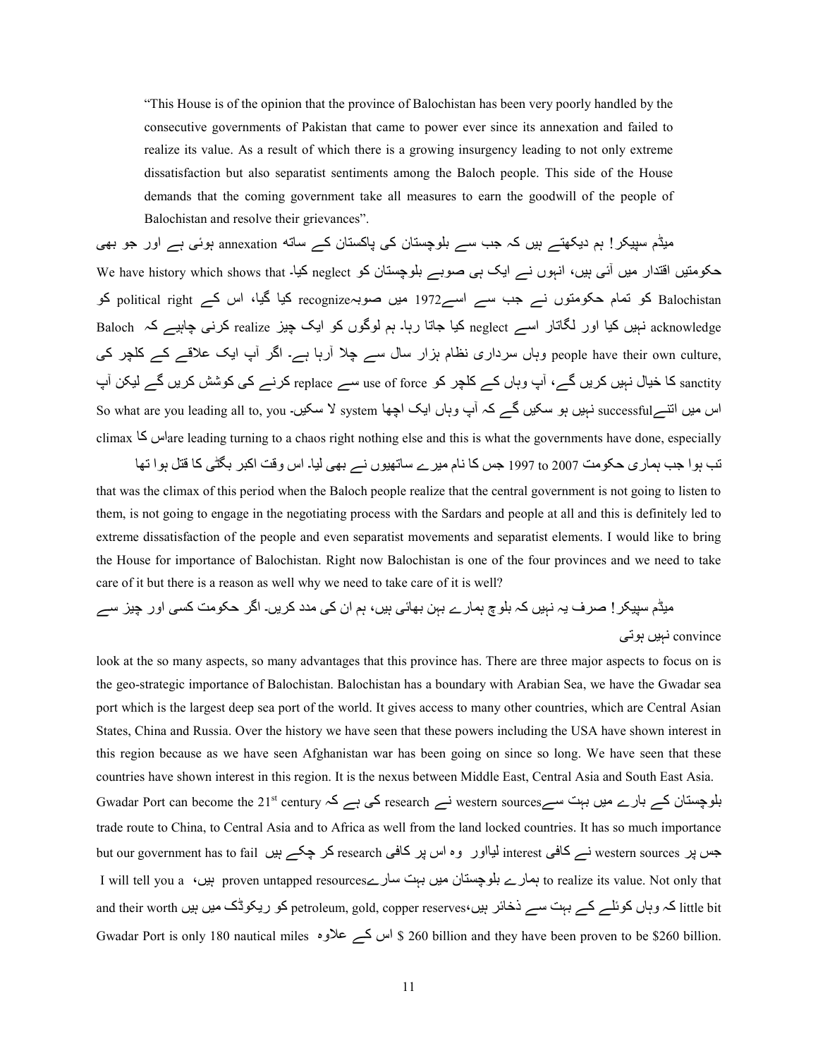> "This House is of the opinion that the province of Balochistan has been very poorly handled by the consecutive governments of Pakistan that came to power ever since its annexation and failed to realize its value. As a result of which there is a growing insurgency leading to not only extreme dissatisfaction but also separatist sentiments among the Baloch people. This side of the House demands that the coming government take all measures to earn the goodwill of the people of Balochistan and resolve their grievances".

میڈم سپیکر! ہم دیکھتے ہیں کہ جب سے بلوچستان کی پاکستان کے ساتھ annexation ہوئی ہے اور جو بھی حکومتیں اقتدار میں آئی ہیں، انہوں نے ایک ہی صوبے بلوچستان کو neglect کیا۔ We have history which shows that Balochistan کو تمام حکومتوں نے جب سے اسے1972 میں صوبہrecognize کیا گیا، اس کے political right کو acknowledge نہیں کیا اور لگاتار اسے neglect کیا جاتا رہا۔ ہم لوگوں کو ایک چیز realize کرنی چاہیے کہ Baloch people have their own culture, وہاں سرداری نظام ہزار سال سے چلا آرہا ہے۔ اگر آپ ایک علاقے کے کلچر کی sanctity کا خیال نہیں کریں گے، آپ وہاں کے کلچر کو use of force سے replace کرنے کی کوشش کریں گے لیکن آپ اس میں اتنےsuccessful نہیں ہو سکیں گے کہ آپ وہاں ایک اچھا system لا سکیں۔ So what are you leading all to, you are leading turning to a chaos right nothing else and this is what the governments have done, especially اس کا climax تب ہوا جب ہماری حکومت 1997 to 2007 جس کا نام میرے ساتھیوں نے بھی لیا۔ اس وقت اکبر بگٹی کا قتل ہوا تھا that was the climax of this period when the Baloch people realize that the central government is not going to listen to them, is not going to engage in the negotiating process with the Sardars and people at all and this is definitely led to extreme dissatisfaction of the people and even separatist movements and separatist elements. I would like to bring the House for importance of Balochistan. Right now Balochistan is one of the four provinces and we need to take care of it but there is a reason as well why we need to take care of it is well?

میڈم سپیکر! صرف یہ نہیں کہ بلوچ ہمارے بہن بھائی ہیں، ہم ان کی مدد کریں۔ اگر حکومت کسی اور چیز سے convince نہیں ہوتی look at the so many aspects, so many advantages that this province has. There are three major aspects to focus on is the geo-strategic importance of Balochistan. Balochistan has a boundary with Arabian Sea, we have the Gwadar sea port which is the largest deep sea port of the world. It gives access to many other countries, which are Central Asian States, China and Russia. Over the history we have seen that these powers including the USA have shown interest in this region because as we have seen Afghanistan war has been going on since so long. We have seen that these countries have shown interest in this region. It is the nexus between Middle East, Central Asia and South East Asia. بلوچستان کے بارے میں بہت سےwestern sources نے research کی ہے کہ Gwadar Port can become the 21st century trade route to China, to Central Asia and to Africa as well from the land locked countries. It has so much importance but our government has to fail جس پر western sources نے کافی interest لیااور وہ اس پر کافی research کر چکے ہیں to realize its value. Not only that ہمارے بلوچستان میں بہت سارےproven untapped resources ہیں، I will tell you a little bit کہ وہاں کوئلے کے بہت سے ذخائر ہیں،petroleum, gold, copper reserves کو ریکوڈک میں ہیں and their worth $ 260 billion اس کے علاوہ Gwadar Port is only 180 nautical miles and they have been proven to be $260 billion.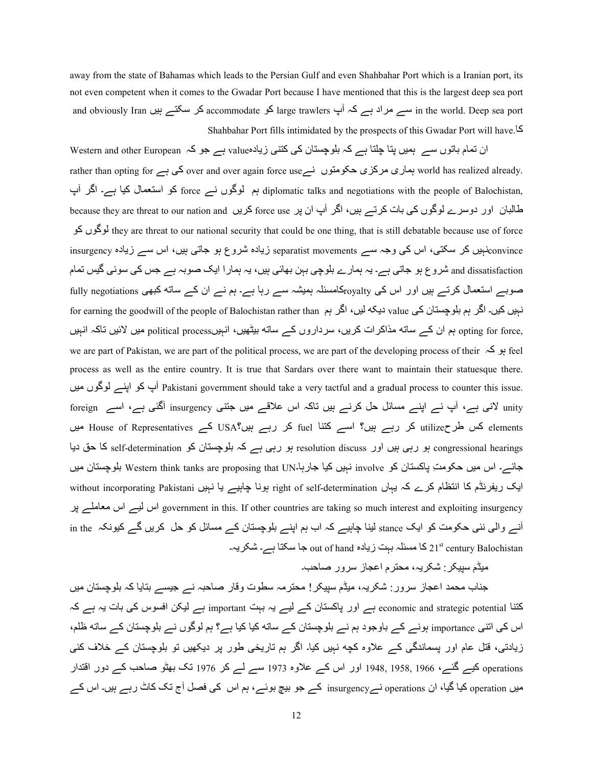away from the state of Bahamas which leads to the Persian Gulf and even Shahbahar Port which is a Iranian port, its not even competent when it comes to the Gwadar Port because I have mentioned that this is the largest deep sea port in the world. Deep sea port سے مراد ہے کہ آپ large trawlers کو accommodate کر سکتے ہیں and obviously Iran کا Shahbahar Port fills intimidated by the prospects of this Gwadar Port will have.

ان تمام باتوں سے ہمیں پتا چلتا ہے کہ بلوچستان کی کتنی زیادہ value ہے جو کہ Western and other European world has realized already. ہماری مرکزی حکومتوں نے over and over again force use کی ہے rather than opting for diplomatic talks and negotiations with the people of Balochistan, ہم لوگوں نے force کو استعمال کیا ہے۔ اگر آپ طالبان اور دوسرے لوگوں کی بات کرتے ہیں، اگر آپ ان پر force use کریں because they are threat to our nation and they are threat to our national security that could be one thing, that is still debatable because use of force لوگوں کو convince نہیں کر سکتی، اس کی وجہ سے separatist movements زیادہ شروع ہو جاتی ہیں، اس سے زیادہ insurgency and dissatisfaction شروع ہو جاتی ہے۔ یہ ہمارے بلوچی بہن بھائی ہیں، یہ ہمارا ایک صوبہ ہے جس کی سوئی گیس تمام صوبے استعمال کرتے ہیں اور اس کی royalty کا مسئلہ ہمیشہ سے رہا ہے۔ ہم نے ان کے ساتھ کبھی fully negotiations نہیں کیں۔ اگر ہم بلوچستان کی value دیکھ لیں، اگر ہم for earning the goodwill of the people of Balochistan rather than opting for force, ہم ان کے ساتھ مذاکرات کریں، سرداروں کے ساتھ بیٹھیں، انہیں political process میں لائیں تاکہ انہیں feel ہو کہ we are part of Pakistan, we are part of the political process, we are part of the developing process of their process as well as the entire country. It is true that Sardars over there want to maintain their statuesque there. Pakistani government should take a very tactful and a gradual process to counter this issue. آپ کو اپنے لوگوں میں unity لانی ہے، آپ نے اپنے مسائل حل کرنے ہیں تاکہ اس علاقے میں جتنی insurgency آگئی ہے، اسے foreign elements کس طرح utilize کر رہے ہیں؟ اسے کتنا fuel کر رہے ہیں؟ USA کے House of Representatives میں congressional hearings ہو رہی ہیں اور resolution discuss ہو رہی ہے کہ بلوچستان کو self-determination کا حق دیا جائے۔ اس میں حکومتِ پاکستان کو involve نہیں کیا جارہا۔ Western think tanks are proposing that UN بلوچستان میں ایک ریفرنڈم کا انتظام کرے کہ یہاں right of self-determination ہونا چاہیے یا نہیں without incorporating Pakistani government in this. If other countries are taking so much interest and exploiting insurgency اس لیے اس معاملے پر آنے والی نئی حکومت کو ایک stance لینا چاہیے کہ اب ہم اپنے بلوچستان کے مسائل کو حل کریں گے کیونکہ in the 21st century Balochistan کا مسئلہ بہت زیادہ out of hand جا سکتا ہے۔ شکریہ۔

میڈم سپیکر: شکریہ، محترم اعجاز سرور صاحب۔

جناب محمد اعجاز سرور: شکریہ، میڈم سپیکر! محترمہ سطوت وقار صاحبہ نے جیسے بتایا کہ بلوچستان میں کتنا economic and strategic potential ہے اور پاکستان کے لیے یہ بہت important ہے لیکن افسوس کی بات یہ ہے کہ اس کی اتنی importance ہونے کے باوجود ہم نے بلوچستان کے ساتھ کیا کیا ہے؟ ہم لوگوں نے بلوچستان کے ساتھ ظلم، زیادتی، قتل عام اور پسماندگی کے علاوہ کچھ نہیں کیا۔ اگر ہم تاریخی طور پر دیکھیں تو بلوچستان کے خلاف کئی operations کیے گئے، 1948, 1958, 1966 اور اس کے علاوہ 1973 سے لے کر 1976 تک بھٹو صاحب کے دور اقتدار میں operation کیا گیا، ان operations نے insurgency کے جو بیج بوئے، ہم اس کی فصل آج تک کاٹ رہے ہیں۔ اس کے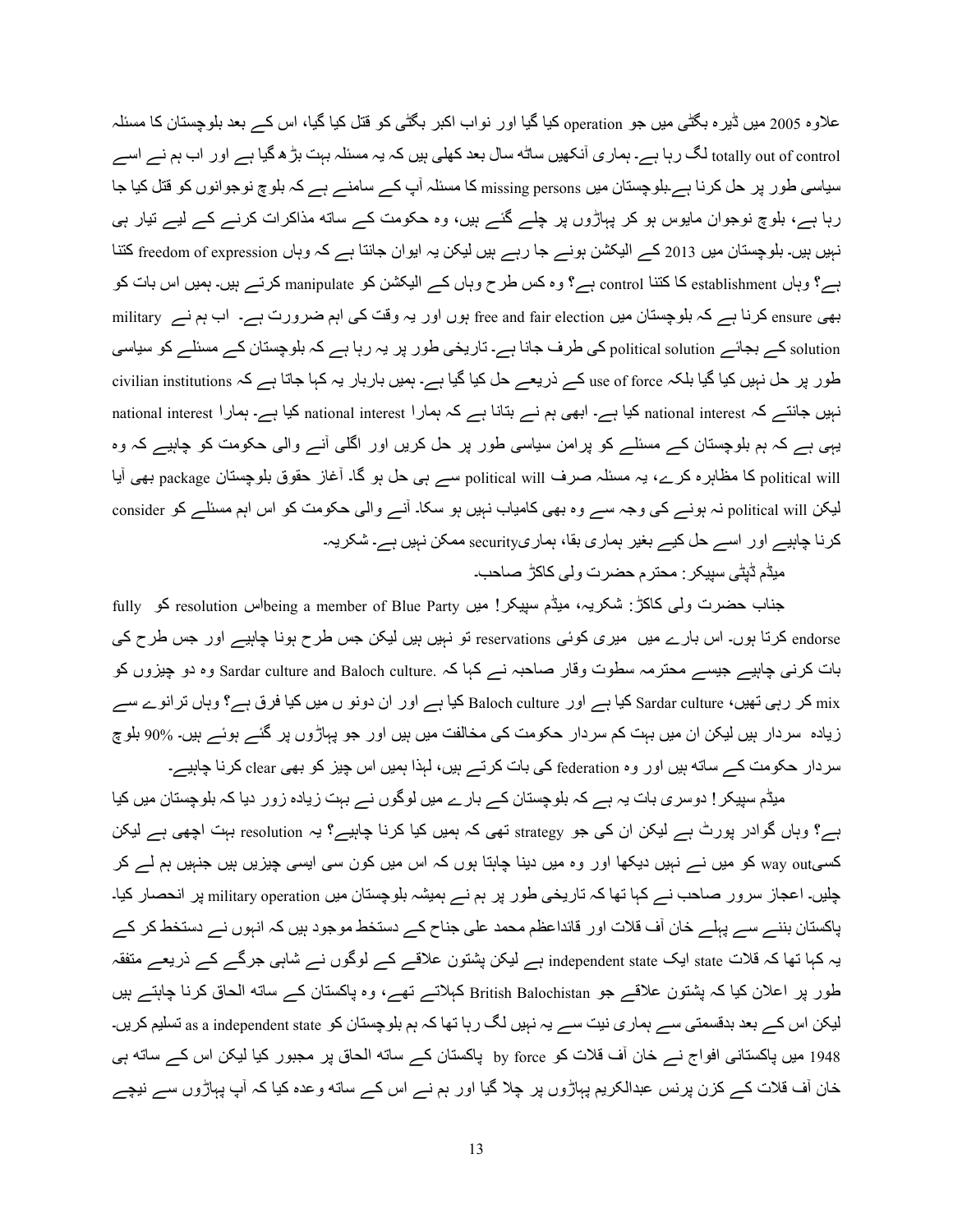علاوہ 2005 میں ڈیرہ بگٹی میں جو operation کیا گیا اور نواب اکبر بگٹی کو قتل کیا گیا، اس کے بعد بلوچستان کا مسئلہ totally out of control لگ رہا ہے۔ ہماری آنکھیں ساٹھ سال بعد کھلی ہیں کہ یہ مسئلہ بہت بڑھ گیا ہے اور اب ہم نے اسے سیاسی طور پر حل کرنا ہے۔بلوچستان میں missing persons کا مسئلہ آپ کے سامنے ہے کہ بلوچ نوجوانوں کو قتل کیا جا رہا ہے، بلوچ نوجوان مایوس ہو کر پہاڑوں پر چلے گئے ہیں، وہ حکومت کے ساتھ مذاکرات کرنے کے لیے تیار ہی نہیں ہیں۔ بلوچستان میں 2013 کے الیکشن ہونے جا رہے ہیں لیکن یہ ایوان جانتا ہے کہ وہاں freedom of expression کتنا ہے؟ وہاں establishment کا کتنا control ہے؟ وہ کس طرح وہاں کے الیکشن کو manipulate کرتے ہیں۔ ہمیں اس بات کو بھی ensure کرنا ہے کہ بلوچستان میں free and fair election ہوں اور یہ وقت کی اہم ضرورت ہے۔ اب ہم نے military solution کے بجائے political solution کی طرف جانا ہے۔ تاریخی طور پر یہ رہا ہے کہ بلوچستان کے مسئلے کو سیاسی طور پر حل نہیں کیا گیا بلکہ use of force کے ذریعے حل کیا گیا ہے۔ ہمیں باربار یہ کہا جاتا ہے کہ civilian institutions نہیں جانتے کہ national interest کیا ہے۔ ابھی ہم نے بتانا ہے کہ ہمارا national interest کیا ہے۔ ہمارا national interest یہی ہے کہ ہم بلوچستان کے مسئلے کو پرامن سیاسی طور پر حل کریں اور اگلی آنے والی حکومت کو چاہیے کہ وہ political will کا مظاہرہ کرے، یہ مسئلہ صرف political will سے ہی حل ہو گا۔ آغاز حقوق بلوچستان package بھی آیا لیکن political will نہ ہونے کی وجہ سے وہ بھی کامیاب نہیں ہو سکا۔ آنے والی حکومت کو اس اہم مسئلے کو consider کرنا چاہیے اور اسے حل کیے بغیر ہماری بقا، ہماریsecurity ممکن نہیں ہے۔ شکریہ۔

میڈم ڈپٹی سپیکر: محترم حضرت ولی کاکڑ صاحب۔

جناب حضرت ولی کاکڑ: شکریہ، میڈم سپیکر! میں being a member of Blue Partyاس resolution کو fully endorse کرتا ہوں۔ اس بارے میں میری کوئی reservations تو نہیں ہیں لیکن جس طرح ہونا چاہیے اور جس طرح کی بات کرنی چاہیے جیسے محترمہ سطوت وقار صاحبہ نے کہا کہ .Sardar culture and Baloch culture وہ دو چیزوں کو mix کر رہی تھیں، Sardar culture کیا ہے اور Baloch culture کیا ہے اور ان دونو ں میں کیا فرق ہے؟ وہاں ترانوے سے زیادہ سردار ہیں لیکن ان میں بہت کم سردار حکومت کی مخالفت میں ہیں اور جو پہاڑوں پر گئے ہوئے ہیں۔ 90% بلوچ سردار حکومت کے ساتھ ہیں اور وہ federation کی بات کرتے ہیں، لہذا ہمیں اس چیز کو بھی clear کرنا چاہیے۔

میڈم سپیکر! دوسری بات یہ ہے کہ بلوچستان کے بارے میں لوگوں نے بہت زیادہ زور دیا کہ بلوچستان میں کیا ہے؟ وہاں گوادر پورٹ ہے لیکن ان کی جو strategy تھی کہ ہمیں کیا کرنا چاہیے؟ یہ resolution بہت اچھی ہے لیکن کسیway out کو میں نے نہیں دیکھا اور وہ میں دینا چاہتا ہوں کہ اس میں کون سی ایسی چیزیں ہیں جنہیں ہم لے کر چلیں۔ اعجاز سرور صاحب نے کہا تھا کہ تاریخی طور پر ہم نے ہمیشہ بلوچستان میں military operation پر انحصار کیا۔ پاکستان بننے سے پہلے خان آف قلات اور قائداعظم محمد علی جناح کے دستخط موجود ہیں کہ انہوں نے دستخط کر کے یہ کہا تھا کہ قلات state ایک independent state ہے لیکن پشتون علاقے کے لوگوں نے شاہی جرگے کے ذریعے متفقہ طور پر اعلان کیا کہ پشتون علاقے جو British Balochistan کہلاتے تھے، وہ پاکستان کے ساتھ الحاق کرنا چاہتے ہیں لیکن اس کے بعد بدقسمتی سے ہماری نیت سے یہ نہیں لگ رہا تھا کہ ہم بلوچستان کو as a independent state تسلیم کریں۔ 1948 میں پاکستانی افواج نے خان آف قلات کو by force پاکستان کے ساتھ الحاق پر مجبور کیا لیکن اس کے ساتھ ہی خان آف قلات کے کزن پرنس عبدالکریم پہاڑوں پر چلا گیا اور ہم نے اس کے ساتھ وعدہ کیا کہ آپ پہاڑوں سے نیچے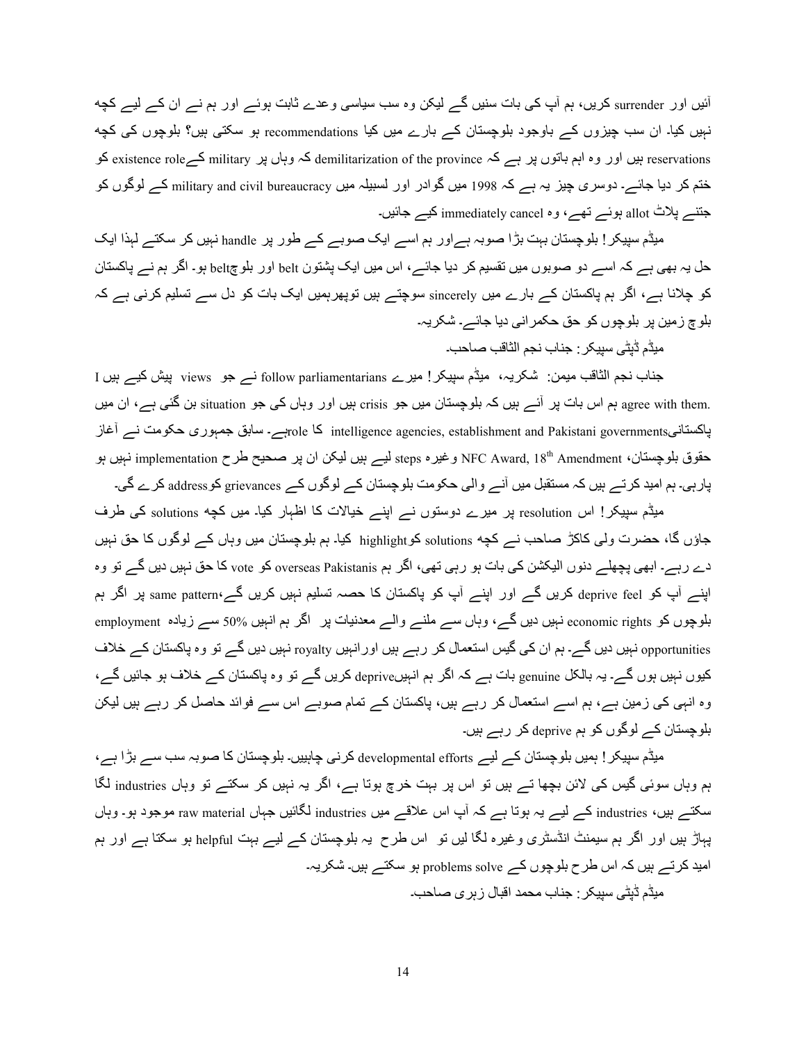آئیں اور surrender کریں، ہم آپ کی بات سنیں گے لیکن وہ سب سیاسی وعدے ثابت ہوئے اور ہم نے ان کے لیے کچھ نہیں کیا۔ ان سب چیزوں کے باوجود بلوچستان کے بارے میں کیا recommendations ہو سکتی ہیں؟ بلوچوں کی کچھ reservations ہیں اور وہ اہم باتوں پر ہے کہ demilitarization of the province کہ وہاں پر military کے existence role کو ختم کر دیا جائے۔ دوسری چیز یہ ہے کہ 1998 میں گوادر اور لسبیلہ میں military and civil bureaucracy کے لوگوں کو جتنے پلاٹ allot ہوئے تھے، وہ immediately cancel کیے جائیں۔

میڈم سپیکر! بلوچستان بہت بڑا صوبہ ہے اور ہم اسے ایک صوبے کے طور پر handle نہیں کر سکتے لہٰذا ایک حل یہ بھی ہے کہ اسے دو صوبوں میں تقسیم کر دیا جائے، اس میں ایک پشتون belt اور بلوچ belt ہو۔ اگر ہم نے پاکستان کو چلانا ہے، اگر ہم پاکستان کے بارے میں sincerely سوچتے ہیں تو پھر ہمیں ایک بات کو دل سے تسلیم کرنی ہے کہ بلوچ زمین پر بلوچوں کو حق حکمرانی دیا جائے۔ شکریہ۔

میڈم ڈپٹی سپیکر: جناب نجم الثاقب صاحب۔

جناب نجم الثاقب میمن: شکریہ، میڈم سپیکر! میرے follow parliamentarians نے جو views پیش کیے ہیں I agree with them. ہم اس بات پر آتے ہیں کہ بلوچستان میں جو crisis ہیں اور وہاں کی جو situation بن گئی ہے، ان میں پاکستانی intelligence agencies, establishment and Pakistani governments کا role ہے۔ سابق جمہوری حکومت نے آغاز حقوق بلوچستان، NFC Award, 18th Amendment وغیرہ steps لیے ہیں لیکن ان پر صحیح طرح implementation نہیں ہو پارہی۔ ہم امید کرتے ہیں کہ مستقبل میں آنے والی حکومت بلوچستان کے لوگوں کے grievances کو address کرے گی۔

میڈم سپیکر! اس resolution پر میرے دوستوں نے اپنے خیالات کا اظہار کیا۔ میں کچھ solutions کی طرف جاؤں گا، حضرت ولی کاکڑ صاحب نے کچھ solutions کو highlight کیا۔ ہم بلوچستان میں وہاں کے لوگوں کا حق نہیں دے رہے۔ ابھی پچھلے دنوں الیکشن کی بات ہو رہی تھی، اگر ہم overseas Pakistanis کو vote کا حق نہیں دیں گے تو وہ اپنے آپ کو deprive feel کریں گے اور اپنے آپ کو پاکستان کا حصہ تسلیم نہیں کریں گے، same pattern پر اگر ہم بلوچوں کو economic rights نہیں دیں گے، وہاں سے ملنے والے معدنیات پر اگر ہم انہیں 50% سے زیادہ employment opportunities نہیں دیں گے۔ ہم ان کی گیس استعمال کر رہے ہیں اور انہیں royalty نہیں دیں گے تو وہ پاکستان کے خلاف کیوں نہیں ہوں گے۔ یہ بالکل genuine بات ہے کہ اگر ہم انہیں deprive کریں گے تو وہ پاکستان کے خلاف ہو جائیں گے، وہ انہی کی زمین ہے، ہم اسے استعمال کر رہے ہیں، پاکستان کے تمام صوبے اس سے فوائد حاصل کر رہے ہیں لیکن بلوچستان کے لوگوں کو ہم deprive کر رہے ہیں۔

میڈم سپیکر! ہمیں بلوچستان کے لیے developmental efforts کرنی چاہییں۔ بلوچستان کا صوبہ سب سے بڑا ہے، ہم وہاں سوئی گیس کی لائن بچھاتے ہیں تو اس پر بہت خرچ ہوتا ہے، اگر یہ نہیں کر سکتے تو وہاں industries لگا سکتے ہیں، industries کے لیے یہ ہوتا ہے کہ آپ اس علاقے میں industries لگائیں جہاں raw material موجود ہو۔ وہاں پہاڑ ہیں اور اگر ہم سیمنٹ انڈسٹری وغیرہ لگا لیں تو اس طرح یہ بلوچستان کے لیے بہت helpful ہو سکتا ہے اور ہم امید کرتے ہیں کہ اس طرح بلوچوں کے problems solve ہو سکتے ہیں۔ شکریہ۔

میڈم ڈپٹی سپیکر: جناب محمد اقبال زہری صاحب۔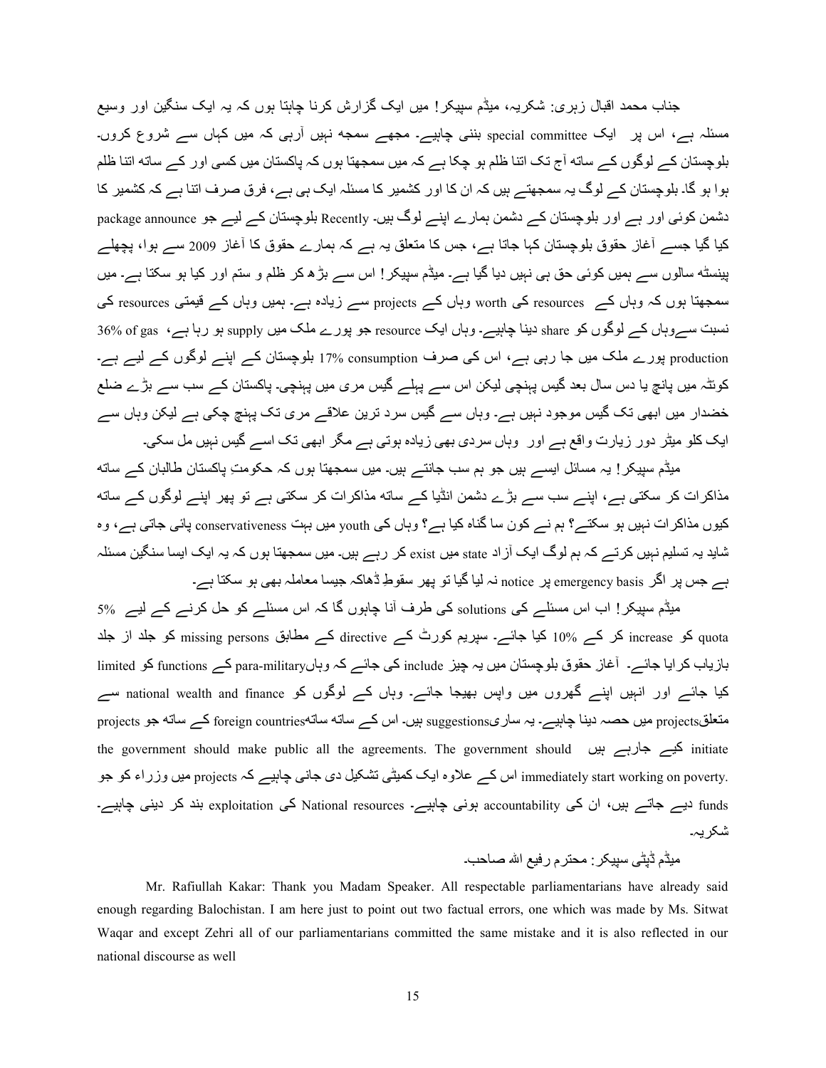جناب محمد اقبال زہری: شکریہ، میڈم سپیکر! میں ایک گزارش کرنا چاہتا ہوں کہ یہ ایک سنگین اور وسیع مسئلہ ہے، اس پر ایک special committee بننی چاہیے۔ مجھے سمجھ نہیں آرہی کہ میں کہاں سے شروع کروں۔ بلوچستان کے لوگوں کے ساتھ آج تک اتنا ظلم ہو چکا ہے کہ میں سمجھتا ہوں کہ پاکستان میں کسی اور کے ساتھ اتنا ظلم ہوا ہو گا۔ بلوچستان کے لوگ یہ سمجھتے ہیں کہ ان کا اور کشمیر کا مسئلہ ایک ہی ہے، فرق صرف اتنا ہے کہ کشمیر کا دشمن کوئی اور ہے اور بلوچستان کے دشمن ہمارے اپنے لوگ ہیں۔ Recently بلوچستان کے لیے جو package announce کیا گیا جسے آغازِ حقوق بلوچستان کہا جاتا ہے، جس کا متعلق یہ ہے کہ ہمارے حقوق کا آغاز 2009 سے ہوا، پچھلے پینسٹھ سالوں سے ہمیں کوئی حق ہی نہیں دیا گیا ہے۔ میڈم سپیکر! اس سے بڑھ کر ظلم و ستم اور کیا ہو سکتا ہے۔ میں سمجھتا ہوں کہ وہاں کے resources کی worth وہاں کے projects سے زیادہ ہے۔ ہمیں وہاں کے قیمتی resources کی نسبت سےوہاں کے لوگوں کو share دینا چاہیے۔ وہاں ایک resource جو پورے ملک میں supply ہو رہا ہے، 36% of gas production پورے ملک میں جا رہی ہے، اس کی صرف 17% consumption بلوچستان کے اپنے لوگوں کے لیے ہے۔ کوئٹہ میں پانچ یا دس سال بعد گیس پہنچی لیکن اس سے پہلے گیس مری میں پہنچی۔ پاکستان کے سب سے بڑے ضلع خضدار میں ابھی تک گیس موجود نہیں ہے۔ وہاں سے گیس سرد ترین علاقے مری تک پہنچ چکی ہے لیکن وہاں سے ایک کلو میٹر دور زیارت واقع ہے اور وہاں سردی بھی زیادہ ہوتی ہے مگر ابھی تک اسے گیس نہیں مل سکی۔

میڈم سپیکر! یہ مسائل ایسے ہیں جو ہم سب جانتے ہیں۔ میں سمجھتا ہوں کہ حکومتِ پاکستان طالبان کے ساتھ مذاکرات کر سکتی ہے، اپنے سب سے بڑے دشمن انڈیا کے ساتھ مذاکرات کر سکتی ہے تو پھر اپنے لوگوں کے ساتھ کیوں مذاکرات نہیں ہو سکتے؟ ہم نے کون سا گناہ کیا ہے؟ وہاں کی youth میں بہت conservativeness پائی جاتی ہے، وہ شاید یہ تسلیم نہیں کرتے کہ ہم لوگ ایک آزاد state میں exist کر رہے ہیں۔ میں سمجھتا ہوں کہ یہ ایک ایسا سنگین مسئلہ ہے جس پر اگر emergency basis پر notice نہ لیا گیا تو پھر سقوطِ ڈھاکہ جیسا معاملہ بھی ہو سکتا ہے۔

میڈم سپیکر! اب اس مسئلے کی solutions کی طرف آنا چاہوں گا کہ اس مسئلے کو حل کرنے کے لیے 5% quota کو increase کر کے 10% کیا جائے۔ سپریم کورٹ کے directive کے مطابق missing persons کو جلد از جلد بازیاب کرایا جائے۔ آغاز حقوق بلوچستان میں یہ چیز include کی جائے کہ وہاںpara-military کے functions کو limited کیا جائے اور انہیں اپنے گھروں میں واپس بھیجا جائے۔ وہاں کے لوگوں کو national wealth and finance سے متعلقprojects میں حصہ دینا چاہیے۔ یہ ساریsuggestions ہیں۔ اس کے ساتھ ساتھforeign countries کے ساتھ جو projects initiate کیے جارہے ہیں the government should make public all the agreements. The government should immediately start working on poverty. اس کے علاوہ ایک کمیٹی تشکیل دی جانی چاہیے کہ projects میں وزراء کو جو funds دیے جاتے ہیں، ان کی accountability ہونی چاہیے۔ National resources کی exploitation بند کر دینی چاہیے۔ شکریہ۔

میڈم ڈپٹی سپیکر: محترم رفیع اللہ صاحب۔

Mr. Rafiullah Kakar: Thank you Madam Speaker. All respectable parliamentarians have already said enough regarding Balochistan. I am here just to point out two factual errors, one which was made by Ms. Sitwat Waqar and except Zehri all of our parliamentarians committed the same mistake and it is also reflected in our national discourse as well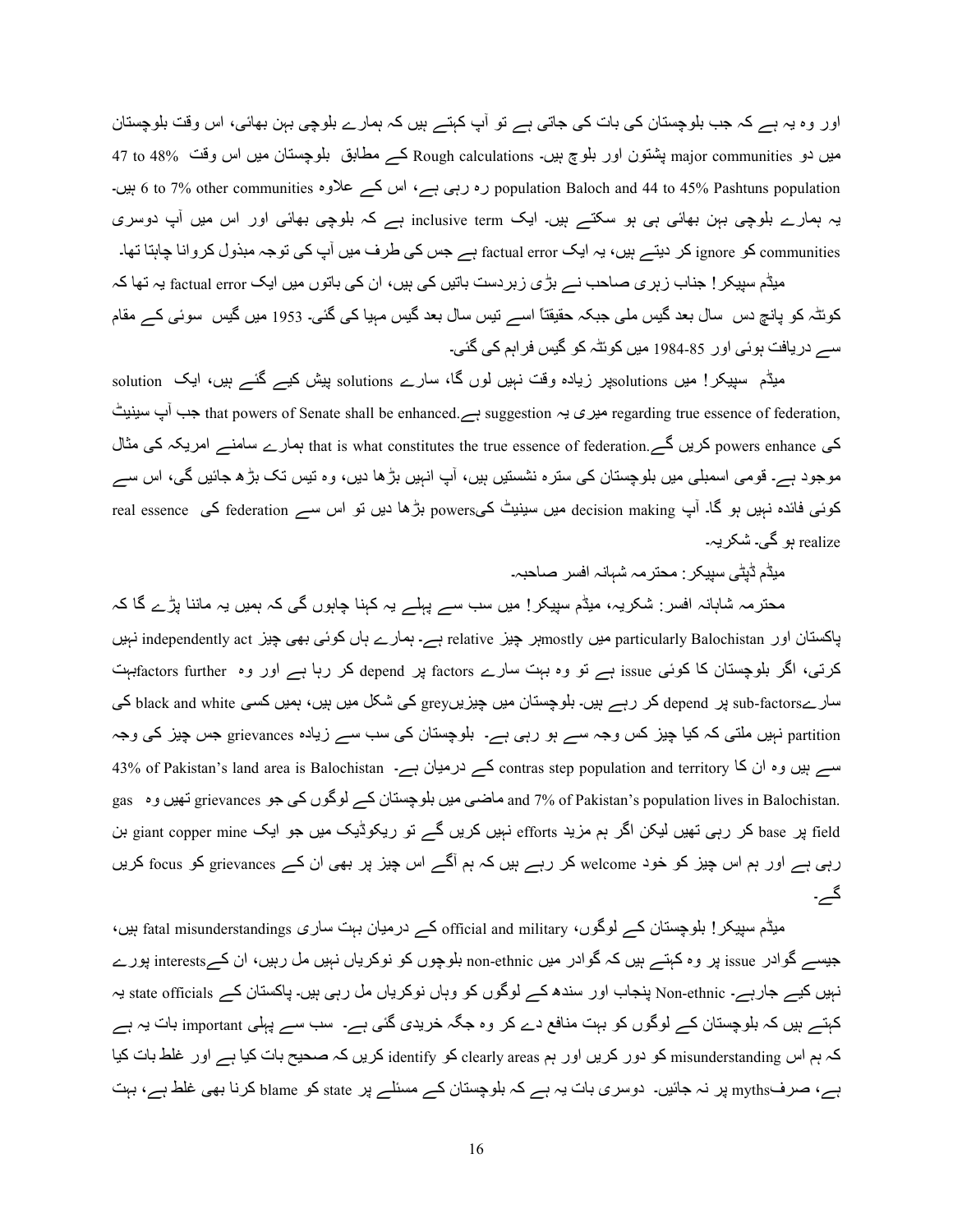اور وہ یہ ہے کہ جب بلوچستان کی بات کی جاتی ہے تو آپ کہتے ہیں کہ ہمارے بلوچی بہن بھائی، اس وقت بلوچستان میں دو major communities پشتون اور بلوچ ہیں۔ Rough calculations کے مطابق بلوچستان میں اس وقت 47 to 48% population Baloch and 44 to 45% Pashtuns population رہ رہی ہے، اس کے علاوہ 6 to 7% other communities ہیں۔ یہ ہمارے بلوچی بہن بھائی ہی ہو سکتے ہیں۔ ایک inclusive term ہے کہ بلوچی بھائی اور اس میں آپ دوسری communities کو ignore کر دیتے ہیں، یہ ایک factual error ہے جس کی طرف میں آپ کی توجہ مبذول کروانا چاہتا تھا۔

میڈم سپیکر! جناب زہری صاحب نے بڑی زبردست باتیں کی ہیں، ان کی باتوں میں ایک factual error یہ تھا کہ کوئٹہ کو پانچ دس سال بعد گیس ملی جبکہ حقیقتاً اسے تیس سال بعد گیس مہیا کی گئی۔ 1953 میں گیس سوئی کے مقام سے دریافت ہوئی اور 85-1984 میں کوئٹہ کو گیس فراہم کی گئی۔

میڈم سپیکر! میں solutionsپر زیادہ وقت نہیں لوں گا، سارے solutions پیش کیے گئے ہیں، ایک solution regarding true essence of federation, میری یہ suggestion ہے.that powers of Senate shall be enhanced جب آپ سینیٹ کی powers enhance کریں گے.that is what constitutes the true essence of federation ہمارے سامنے امریکہ کی مثال موجود ہے۔ قومی اسمبلی میں بلوچستان کی سترہ نشستیں ہیں، آپ انہیں بڑھا دیں، وہ تیس تک بڑھ جائیں گی، اس سے کوئی فائدہ نہیں ہو گا۔ آپ decision making میں سینیٹ کیpowers بڑھا دیں تو اس سے federation کی real essence realize ہو گی۔ شکریہ۔

میڈم ڈپٹی سپیکر: محترمہ شہانہ افسر صاحبہ۔

محترمہ شاہانہ افسر: شکریہ، میڈم سپیکر! میں سب سے پہلے یہ کہنا چاہوں گی کہ ہمیں یہ ماننا پڑے گا کہ پاکستان اور particularly Balochistan میں mostlyہر چیز relative ہے۔ ہمارے ہاں کوئی بھی چیز independently act نہیں کرتی، اگر بلوچستان کا کوئی issue ہے تو وہ بہت سارے factors پر depend کر رہا ہے اور وہ factors furtherبہت سارےsub-factors پر depend کر رہے ہیں۔ بلوچستان میں چیزیںgrey کی شکل میں ہیں، ہمیں کسی black and white کی partition نہیں ملتی کہ کیا چیز کس وجہ سے ہو رہی ہے۔ بلوچستان کی سب سے زیادہ grievances جس چیز کی وجہ سے ہیں وہ ان کا contras step population and territory کے درمیان ہے۔ 43% of Pakistan's land area is Balochistan and 7% of Pakistan's population lives in Balochistan. ماضی میں بلوچستان کے لوگوں کی جو grievances تھیں وہ gas field پر base کر رہی تھیں لیکن اگر ہم مزید efforts نہیں کریں گے تو ریکوڈیک میں جو ایک giant copper mine بن رہی ہے اور ہم اس چیز کو خود welcome کر رہے ہیں کہ ہم آگے اس چیز پر بھی ان کے grievances کو focus کریں گے۔

میڈم سپیکر! بلوچستان کے لوگوں، official and military کے درمیان بہت ساری fatal misunderstandings ہیں، جیسے گوادر issue پر وہ کہتے ہیں کہ گوادر میں non-ethnic بلوچوں کو نوکریاں نہیں مل رہیں، ان کےinterests پورے نہیں کیے جارہے۔ Non-ethnic پنجاب اور سندھ کے لوگوں کو وہاں نوکریاں مل رہی ہیں۔ پاکستان کے state officials یہ کہتے ہیں کہ بلوچستان کے لوگوں کو بہت منافع دے کر وہ جگہ خریدی گئی ہے۔ سب سے پہلی important بات یہ ہے کہ ہم اس misunderstanding کو دور کریں اور ہم clearly areas کو identify کریں کہ صحیح بات کیا ہے اور غلط بات کیا ہے، صرفmyths پر نہ جائیں۔ دوسری بات یہ ہے کہ بلوچستان کے مسئلے پر state کو blame کرنا بھی غلط ہے، بہت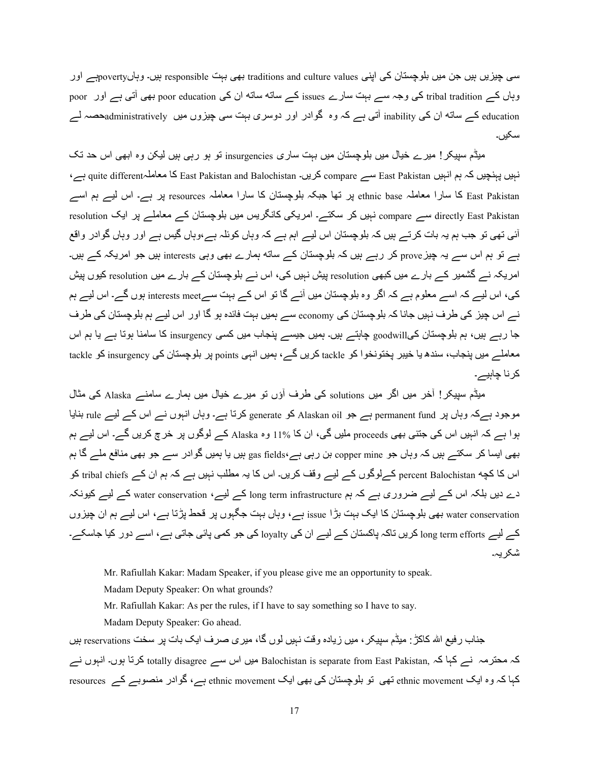سی چیزیں ہیں جن میں بلوچستان کی اپنی traditions and culture values بھی بہت responsible ہیں۔ وہاںpovertyہے اور وہاں کے tribal tradition کی وجہ سے بہت سارے issues کے ساتھ ساتھ ان کی poor education بھی آتی ہے اور poor education کے ساتھ ان کی inability آتی ہے کہ وہ گوادر اور دوسری بہت سی چیزوں میں administrativelyحصہ لے سکیں۔

میڈم سپیکر! میرے خیال میں بلوچستان میں بہت ساری insurgencies تو ہو رہی ہیں لیکن وہ ابھی اس حد تک نہیں پہنچیں کہ ہم انہیں East Pakistan سے compare کریں۔ East Pakistan and Balochistan کا معاملہquite different ہے، East Pakistan کا سارا معاملہ ethnic base پر تھا جبکہ بلوچستان کا سارا معاملہ resources پر ہے۔ اس لیے ہم اسے directly East Pakistan سے compare نہیں کر سکتے۔ امریکی کانگریس میں بلوچستان کے معاملے پر ایک resolution آئی تھی تو جب ہم یہ بات کرتے ہیں کہ بلوچستان اس لیے اہم ہے کہ وہاں کوئلہ ہے،وہاں گیس ہے اور وہاں گوادر واقع ہے تو ہم اس سے یہ چیزprove کر رہے ہیں کہ بلوچستان کے ساتھ ہمارے بھی وہی interests ہیں جو امریکہ کے ہیں۔ امریکہ نے کشمیر کے بارے میں کبھی resolution پیش نہیں کی، اس نے بلوچستان کے بارے میں resolution کیوں پیش کی، اس لیے کہ اسے معلوم ہے کہ اگر وہ بلوچستان میں آئے گا تو اس کے بہت سےinterests meet ہوں گے۔ اس لیے ہم نے اس چیز کی طرف نہیں جانا کہ بلوچستان کی economy سے ہمیں بہت فائدہ ہو گا اور اس لیے ہم بلوچستان کی طرف جا رہے ہیں، ہم بلوچستان کیgoodwill چاہتے ہیں۔ ہمیں جیسے پنجاب میں کسی insurgency کا سامنا ہوتا ہے یا ہم اس معاملے میں پنجاب، سندھ یا خیبر پختونخوا کو tackle کریں گے، ہمیں انہی points پر بلوچستان کی insurgency کو tackle کرنا چاہیے۔

میڈم سپیکر! آخر میں اگر میں solutions کی طرف آؤں تو میرے خیال میں ہمارے سامنے Alaska کی مثال موجود ہےکہ وہاں پر permanent fund ہے جو Alaskan oil کو generate کرتا ہے۔ وہاں انہوں نے اس کے لیے rule بنایا ہوا ہے کہ انہیں اس کی جتنی بھی proceeds ملیں گی، ان کا 11% وہ Alaska کے لوگوں پر خرچ کریں گے۔ اس لیے ہم بھی ایسا کر سکتے ہیں کہ وہاں جو copper mine بن رہی ہے،gas fields ہیں یا ہمیں گوادر سے جو بھی منافع ملے گا ہم اس کا کچھ percent Balochistan کےلوگوں کے لیے وقف کریں۔ اس کا یہ مطلب نہیں ہے کہ ہم ان کے tribal chiefs کو دے دیں بلکہ اس کے لیے ضروری ہے کہ ہم long term infrastructure کے لیے، water conservation کے لیے کیونکہ water conservation بھی بلوچستان کا ایک بہت بڑا issue ہے، وہاں بہت جگہوں پر قحط پڑتا ہے، اس لیے ہم ان چیزوں کے لیے long term efforts کریں تاکہ پاکستان کے لیے ان کی loyalty کی جو کمی پائی جاتی ہے، اسے دور کیا جاسکے۔ شکریہ۔

Mr. Rafiullah Kakar: Madam Speaker, if you please give me an opportunity to speak.

Madam Deputy Speaker: On what grounds?

Mr. Rafiullah Kakar: As per the rules, if I have to say something so I have to say.

Madam Deputy Speaker: Go ahead.

جناب رفیع اللہ کاکڑ: میڈم سپیکر، میں زیادہ وقت نہیں لوں گا، میری صرف ایک بات پر سخت reservations ہیں کہ محترمہ نے کہا کہ Balochistan is separate from East Pakistan, میں اس سے totally disagree کرتا ہوں۔ انہوں نے کہا کہ وہ ایک ethnic movement تھی تو بلوچستان کی بھی ایک ethnic movement ہے، گوادر منصوبے کے resources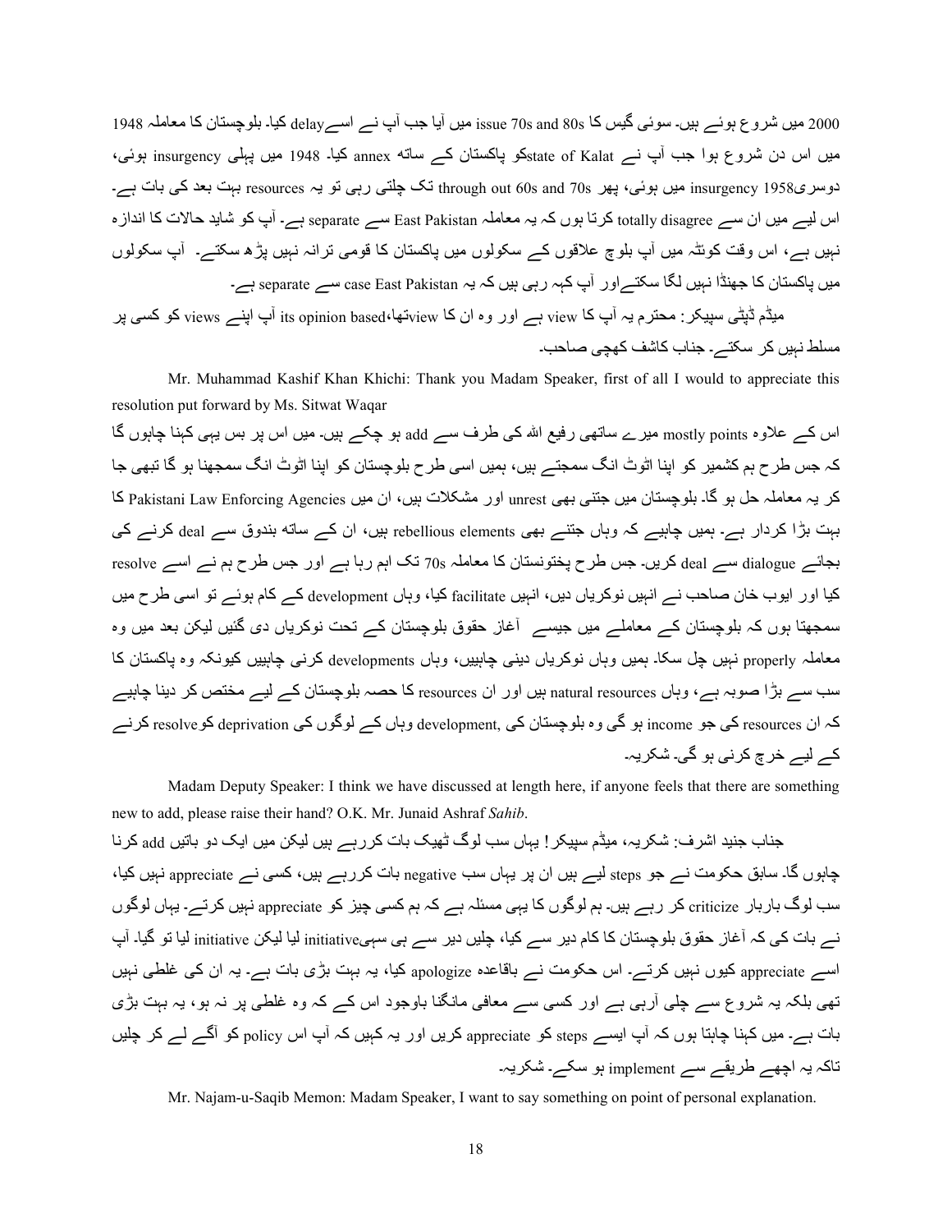2000 میں شروع ہوئے ہیں۔ سوئی گیس کا issue 70s and 80s میں آیا جب آپ نے اسےdelay کیا۔ بلوچستان کا معاملہ 1948 میں اس دن شروع ہوا جب آپ نے state of Kalatکو پاکستان کے ساتھ annex کیا۔ 1948 میں پہلی insurgency ہوئی، دوسری1958 insurgency میں ہوئی، پھر through out 60s and 70s تک چلتی رہی تو یہ resources بہت بعد کی بات ہے۔ اس لیے میں ان سے totally disagree کرتا ہوں کہ یہ معاملہ East Pakistan سے separate ہے۔ آپ کو شاید حالات کا اندازہ نہیں ہے، اس وقت کوئٹہ میں آپ بلوچ علاقوں کے سکولوں میں پاکستان کا قومی ترانہ نہیں پڑھ سکتے۔ آپ سکولوں میں پاکستان کا جھنڈا نہیں لگا سکتےاور آپ کہہ رہی ہیں کہ یہ case East Pakistan سے separate ہے۔

میڈم ڈپٹی سپیکر: محترم یہ آپ کا view ہے اور وہ ان کا viewتھا، its opinion based آپ اپنے views کو کسی پر مسلط نہیں کر سکتے۔ جناب کاشف کھچی صاحب۔

Mr. Muhammad Kashif Khan Khichi: Thank you Madam Speaker, first of all I would to appreciate this resolution put forward by Ms. Sitwat Waqar

اس کے علاوہ mostly points میرے ساتھی رفیع اللہ کی طرف سے add ہو چکے ہیں۔ میں اس پر بس یہی کہنا چاہوں گا کہ جس طرح ہم کشمیر کو اپنا اٹوٹ انگ سمجھتے ہیں، ہمیں اسی طرح بلوچستان کو اپنا اٹوٹ انگ سمجھنا ہو گا تبھی جا کر یہ معاملہ حل ہو گا۔ بلوچستان میں جتنی بھی unrest اور مشکلات ہیں، ان میں Pakistani Law Enforcing Agencies کا بہت بڑا کردار ہے۔ ہمیں چاہیے کہ وہاں جتنے بھی rebellious elements ہیں، ان کے ساتھ بندوق سے deal کرنے کی بجائے dialogue سے deal کریں۔ جس طرح پختونستان کا معاملہ 70s تک اہم رہا ہے اور جس طرح ہم نے اسے resolve کیا اور ایوب خان صاحب نے انہیں نوکریاں دیں، انہیں facilitate کیا، وہاں development کے کام ہوئے تو اسی طرح میں سمجھتا ہوں کہ بلوچستان کے معاملے میں جیسے آغاز حقوق بلوچستان کے تحت نوکریاں دی گئیں لیکن بعد میں وہ معاملہ properly نہیں چل سکا۔ ہمیں وہاں نوکریاں دینی چاہییں، وہاں developments کرنی چاہییں کیونکہ وہ پاکستان کا سب سے بڑا صوبہ ہے، وہاں natural resources ہیں اور ان resources کا حصہ بلوچستان کے لیے مختص کر دینا چاہیے کہ ان resources کی جو income ہو گی وہ بلوچستان کی development, وہاں کے لوگوں کی deprivation کوresolve کرنے کے لیے خرچ کرنی ہو گی۔ شکریہ۔

Madam Deputy Speaker: I think we have discussed at length here, if anyone feels that there are something new to add, please raise their hand? O.K. Mr. Junaid Ashraf *Sahib*.

جناب جنید اشرف: شکریہ، میڈم سپیکر! یہاں سب لوگ ٹھیک بات کررہے ہیں لیکن میں ایک دو باتیں add کرنا چاہوں گا۔ سابق حکومت نے جو steps لیے ہیں ان پر یہاں سب negative بات کررہے ہیں، کسی نے appreciate نہیں کیا، سب لوگ باربار criticize کر رہے ہیں۔ ہم لوگوں کا یہی مسئلہ ہے کہ ہم کسی چیز کو appreciate نہیں کرتے۔ یہاں لوگوں نے بات کی کہ آغاز حقوق بلوچستان کا کام دیر سے کیا، چلیں دیر سے ہی سہیinitiative لیا لیکن initiative لیا تو گیا۔ آپ اسے appreciate کیوں نہیں کرتے۔ اس حکومت نے باقاعدہ apologize کیا، یہ بہت بڑی بات ہے۔ یہ ان کی غلطی نہیں تھی بلکہ یہ شروع سے چلی آرہی ہے اور کسی سے معافی مانگنا باوجود اس کے کہ وہ غلطی پر نہ ہو، یہ بہت بڑی بات ہے۔ میں کہنا چاہتا ہوں کہ آپ ایسے steps کو appreciate کریں اور یہ کہیں کہ آپ اس policy کو آگے لے کر چلیں تاکہ یہ اچھے طریقے سے implement ہو سکے۔ شکریہ۔

Mr. Najam-u-Saqib Memon: Madam Speaker, I want to say something on point of personal explanation.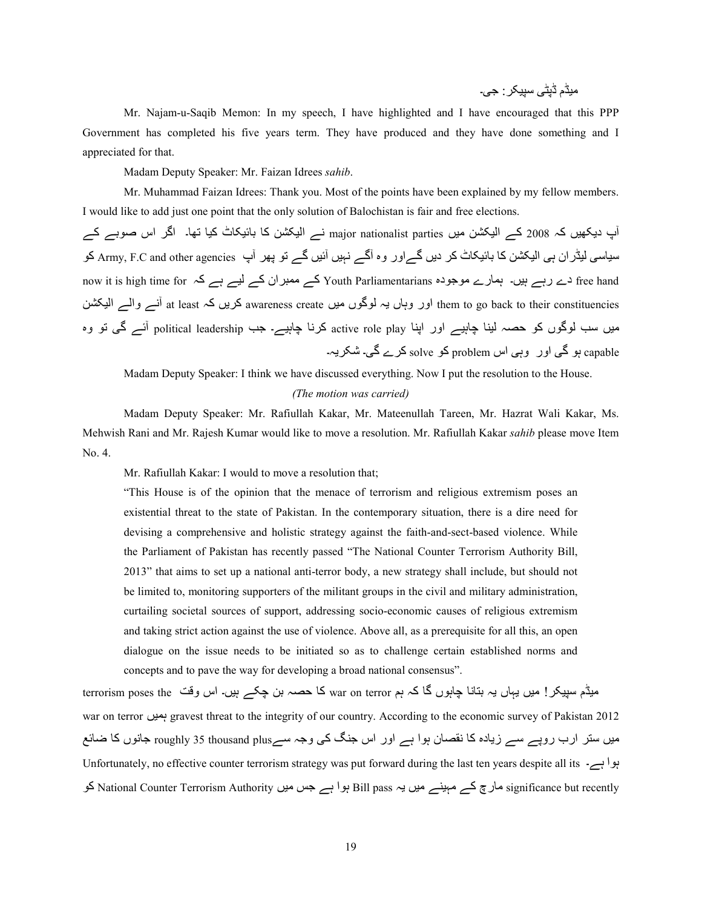میڈم ڈپٹی سپیکر: جی۔

Mr. Najam-u-Saqib Memon: In my speech, I have highlighted and I have encouraged that this PPP Government has completed his five years term. They have produced and they have done something and I appreciated for that.

Madam Deputy Speaker: Mr. Faizan Idrees *sahib*.

Mr. Muhammad Faizan Idrees: Thank you. Most of the points have been explained by my fellow members. I would like to add just one point that the only solution of Balochistan is fair and free elections.

آپ دیکھیں کہ 2008 کے الیکشن میں major nationalist parties نے الیکشن کا بائیکاٹ کیا تھا۔ اگر اس صوبے کے سیاسی لیڈران ہی الیکشن کا بائیکاٹ کر دیں گےاور وہ آگے نہیں آئیں گے تو پھر آپ Army, F.C and other agencies کو free hand دے رہے ہیں۔ ہمارے موجودہ Youth Parliamentarians کے ممبران کے لیے ہے کہ now it is high time for them to go back to their constituencies اور وہاں یہ لوگوں میں awareness create کریں کہ at least آنے والے الیکشن میں سب لوگوں کو حصہ لینا چاہیے اور اپنا active role play کرنا چاہیے۔ جب political leadership آئے گی تو وہ capable ہو گی اور وہی اس problem کو solve کرے گی۔ شکریہ۔

Madam Deputy Speaker: I think we have discussed everything. Now I put the resolution to the House.

*(The motion was carried)*

Madam Deputy Speaker: Mr. Rafiullah Kakar, Mr. Mateenullah Tareen, Mr. Hazrat Wali Kakar, Ms. Mehwish Rani and Mr. Rajesh Kumar would like to move a resolution. Mr. Rafiullah Kakar *sahib* please move Item No. 4.

Mr. Rafiullah Kakar: I would to move a resolution that;

> "This House is of the opinion that the menace of terrorism and religious extremism poses an existential threat to the state of Pakistan. In the contemporary situation, there is a dire need for devising a comprehensive and holistic strategy against the faith-and-sect-based violence. While the Parliament of Pakistan has recently passed "The National Counter Terrorism Authority Bill, 2013" that aims to set up a national anti-terror body, a new strategy shall include, but should not be limited to, monitoring supporters of the militant groups in the civil and military administration, curtailing societal sources of support, addressing socio-economic causes of religious extremism and taking strict action against the use of violence. Above all, as a prerequisite for all this, an open dialogue on the issue needs to be initiated so as to challenge certain established norms and concepts and to pave the way for developing a broad national consensus".

میڈم سپیکر! میں یہاں یہ بتانا چاہوں گا کہ ہم war on terror کا حصہ بن چکے ہیں۔ اس وقت terrorism poses the gravest threat to the integrity of our country. According to the economic survey of Pakistan 2012 war on terror ہمیں میں ستر ارب روپے سے زیادہ کا نقصان ہوا ہے اور اس جنگ کی وجہ سے roughly 35 thousand plus جانوں کا ضائع ہوا ہے۔ Unfortunately, no effective counter terrorism strategy was put forward during the last ten years despite all its significance but recently مارچ کے مہینے میں یہ Bill pass ہوا ہے جس میں National Counter Terrorism Authority کو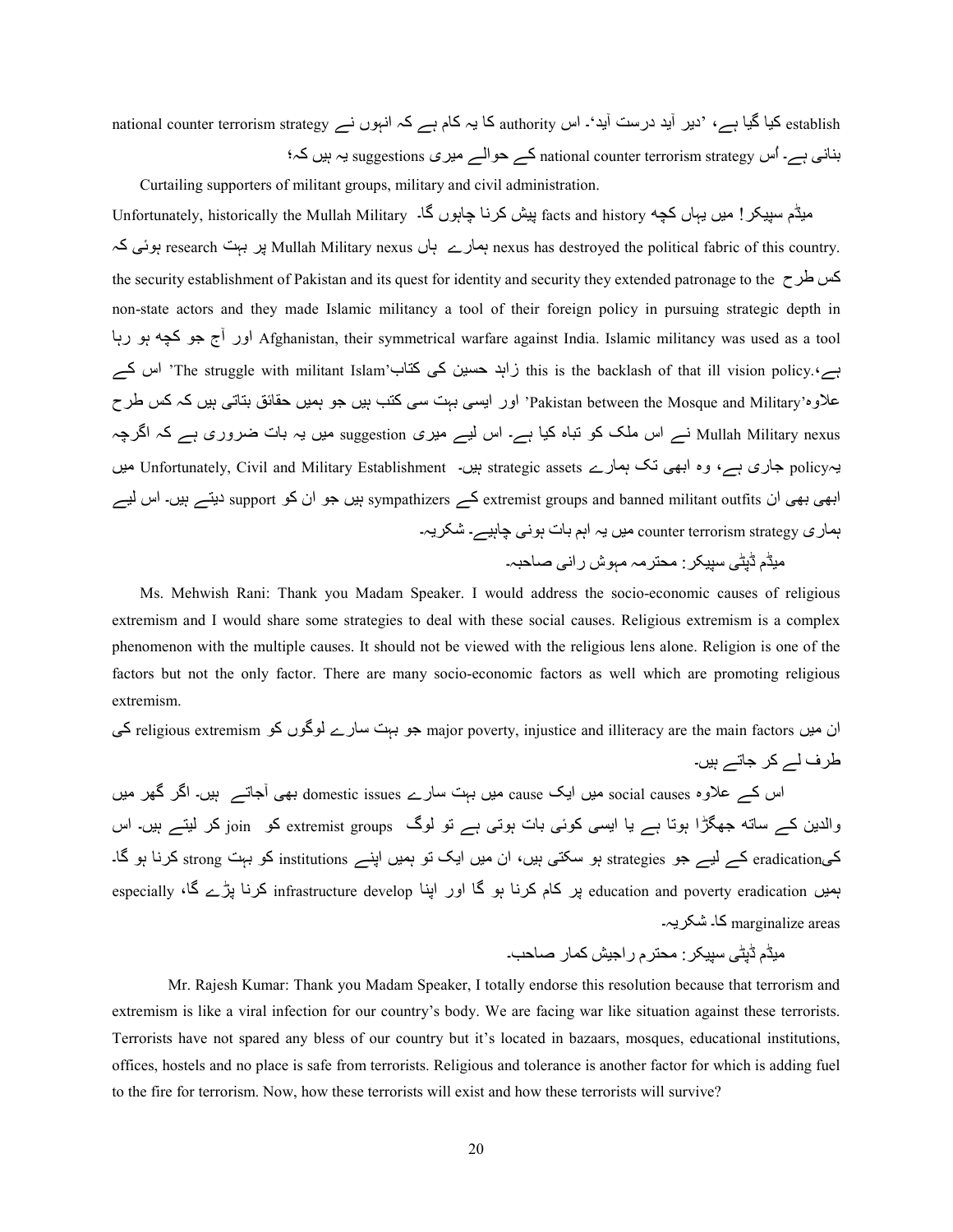establish کیا گیا ہے، 'دیر آید درست آید'۔ اس authority کا یہ کام ہے کہ انہوں نے national counter terrorism strategy بنانی ہے۔ اُس national counter terrorism strategy کے حوالے میری suggestions یہ ہیں کہ؛

Curtailing supporters of militant groups, military and civil administration.

میڈم سپیکر! میں یہاں کچھ facts and history پیش کرنا چاہوں گا۔ Unfortunately, historically the Mullah Military nexus has destroyed the political fabric of this country. ہمارے ہاں Mullah Military nexus پر بہت research ہوئی کہ کس طرح the security establishment of Pakistan and its quest for identity and security they extended patronage to the non-state actors and they made Islamic militancy a tool of their foreign policy in pursuing strategic depth in Afghanistan, their symmetrical warfare against India. Islamic militancy was used as a tool اور آج جو کچھ ہو رہا ہے، this is the backlash of that ill vision policy. زاہد حسین کی کتاب 'The struggle with militant Islam' اس کے علاوہ 'Pakistan between the Mosque and Military' اور ایسی بہت سی کتب ہیں جو ہمیں حقائق بتاتی ہیں کہ کس طرح Mullah Military nexus نے اس ملک کو تباہ کیا ہے۔ اس لیے میری suggestion میں یہ بات ضروری ہے کہ اگرچہ یہ policy جاری ہے، وہ ابھی تک ہمارے strategic assets ہیں۔ Unfortunately, Civil and Military Establishment میں ابھی بھی ان extremist groups and banned militant outfits کے sympathizers ہیں جو ان کو support دیتے ہیں۔ اس لیے ہماری counter terrorism strategy میں یہ اہم بات ہونی چاہیے۔ شکریہ۔

میڈم ڈپٹی سپیکر: محترمہ مہوش رانی صاحبہ۔

Ms. Mehwish Rani: Thank you Madam Speaker. I would address the socio-economic causes of religious extremism and I would share some strategies to deal with these social causes. Religious extremism is a complex phenomenon with the multiple causes. It should not be viewed with the religious lens alone. Religion is one of the factors but not the only factor. There are many socio-economic factors as well which are promoting religious extremism.

ان میں major poverty, injustice and illiteracy are the main factors جو بہت سارے لوگوں کو religious extremism کی طرف لے کر جاتے ہیں۔

اس کے علاوہ social causes میں ایک cause میں بہت سارے domestic issues بھی آجاتے ہیں۔ اگر گھر میں والدین کے ساتھ جھگڑا ہوتا ہے یا ایسی کوئی بات ہوتی ہے تو لوگ extremist groups کو join کر لیتے ہیں۔ اس کی eradication کے لیے جو strategies ہو سکتی ہیں، ان میں ایک تو ہمیں اپنے institutions کو بہت strong کرنا ہو گا۔ ہمیں education and poverty eradication پر کام کرنا ہو گا اور اپنا infrastructure develop کرنا پڑے گا، especially marginalize areas کا۔ شکریہ۔

میڈم ڈپٹی سپیکر: محترم راجیش کمار صاحب۔

Mr. Rajesh Kumar: Thank you Madam Speaker, I totally endorse this resolution because that terrorism and extremism is like a viral infection for our country's body. We are facing war like situation against these terrorists. Terrorists have not spared any bless of our country but it's located in bazaars, mosques, educational institutions, offices, hostels and no place is safe from terrorists. Religious and tolerance is another factor for which is adding fuel to the fire for terrorism. Now, how these terrorists will exist and how these terrorists will survive?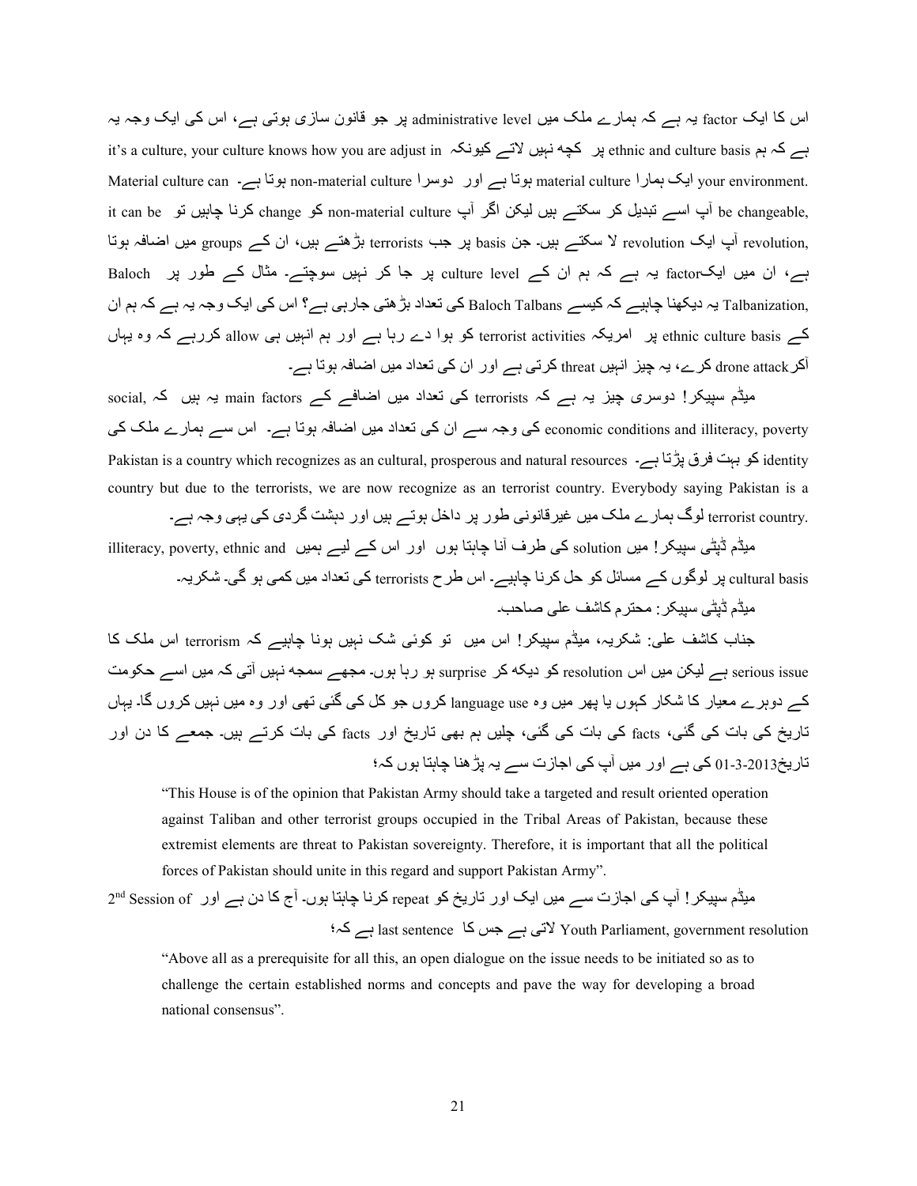اس کا ایک factor یہ ہے کہ ہمارے ملک میں administrative level پر جو قانون سازی ہوتی ہے، اس کی ایک وجہ یہ ہے کہ ہم ethnic and culture basis پر کچھ نہیں لاتے کیونکہ it's a culture, your culture knows how you are adjust in your environment. ایک ہمارا material culture ہوتا ہے اور دوسرا non-material culture ہوتا ہے۔ Material culture can be changeable, آپ اسے تبدیل کر سکتے ہیں لیکن اگر آپ non-material culture کو change کرنا چاہیں تو it can be revolution, آپ ایک revolution لا سکتے ہیں۔ جن basis پر جب terrorists بڑھتے ہیں، ان کے groups میں اضافہ ہوتا ہے، ان میں ایک factor یہ ہے کہ ہم ان کے culture level پر جا کر نہیں سوچتے۔ مثال کے طور پر Baloch Talbanization, یہ دیکھنا چاہیے کہ کیسے Baloch Talbans کی تعداد بڑھتی جارہی ہے؟ اس کی ایک وجہ یہ ہے کہ ہم ان کے ethnic culture basis پر امریکہ terrorist activities کو ہوا دے رہا ہے اور ہم انہیں ہی allow کررہے کہ وہ یہاں آکر drone attack کرے، یہ چیز انہیں threat کرتی ہے اور ان کی تعداد میں اضافہ ہوتا ہے۔

میڈم سپیکر! دوسری چیز یہ ہے کہ terrorists کی تعداد میں اضافے کے main factors یہ ہیں کہ social, economic conditions and illiteracy, poverty کی وجہ سے ان کی تعداد میں اضافہ ہوتا ہے۔ اس سے ہمارے ملک کی identity کو بہت فرق پڑتا ہے۔ Pakistan is a country which recognizes as an cultural, prosperous and natural resources country but due to the terrorists, we are now recognize as an terrorist country. Everybody saying Pakistan is a terrorist country. لوگ ہمارے ملک میں غیرقانونی طور پر داخل ہوتے ہیں اور دہشت گردی کی یہی وجہ ہے۔

میڈم ڈپٹی سپیکر! میں solution کی طرف آنا چاہتا ہوں اور اس کے لیے ہمیں illiteracy, poverty, ethnic and cultural basis پر لوگوں کے مسائل کو حل کرنا چاہیے۔ اس طرح terrorists کی تعداد میں کمی ہو گی۔ شکریہ۔

میڈم ڈپٹی سپیکر: محترم کاشف علی صاحب۔

جناب کاشف علی: شکریہ، میڈم سپیکر! اس میں تو کوئی شک نہیں ہونا چاہیے کہ terrorism اس ملک کا serious issue ہے لیکن میں اس resolution کو دیکھ کر surprise ہو رہا ہوں۔ مجھے سمجھ نہیں آتی کہ میں اسے حکومت کے دوہرے معیار کا شکار کہوں یا پھر میں وہ language use کروں جو کل کی گئی تھی اور وہ میں نہیں کروں گا۔ یہاں تاریخ کی بات کی گئی، facts کی بات کی گئی، چلیں ہم بھی تاریخ اور facts کی بات کرتے ہیں۔ جمعے کا دن اور تاریخ 01-3-2013 کی ہے اور میں آپ کی اجازت سے یہ پڑھنا چاہتا ہوں کہ؛

> "This House is of the opinion that Pakistan Army should take a targeted and result oriented operation against Taliban and other terrorist groups occupied in the Tribal Areas of Pakistan, because these extremist elements are threat to Pakistan sovereignty. Therefore, it is important that all the political forces of Pakistan should unite in this regard and support Pakistan Army".

میڈم سپیکر! آپ کی اجازت سے میں ایک اور تاریخ کو repeat کرنا چاہتا ہوں۔ آج کا دن ہے اور 2nd Session of Youth Parliament, government resolution لاتی ہے جس کا last sentence ہے کہ؛

> "Above all as a prerequisite for all this, an open dialogue on the issue needs to be initiated so as to challenge the certain established norms and concepts and pave the way for developing a broad national consensus".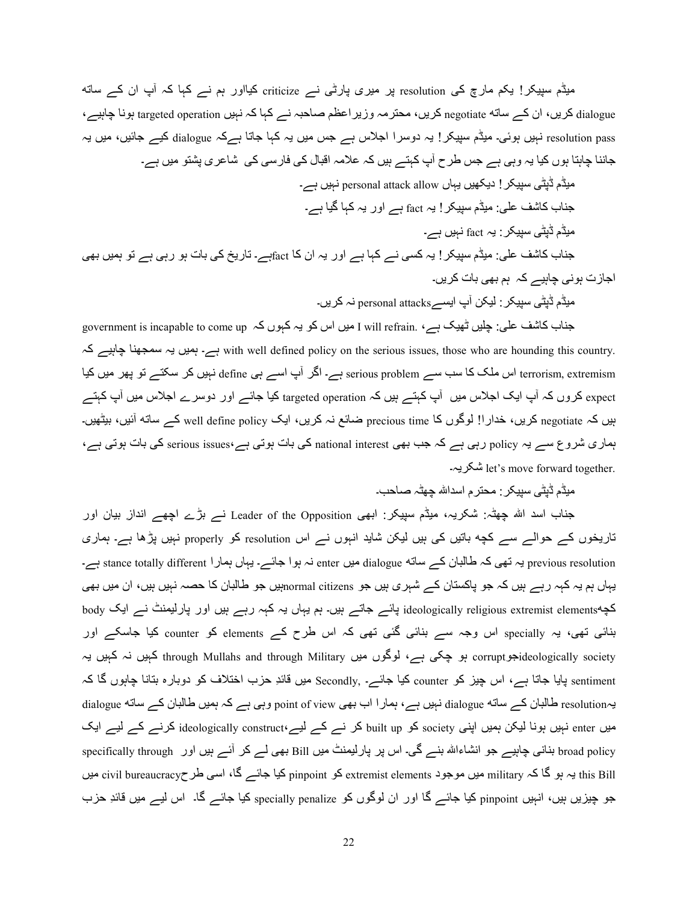میڈم سپیکر! یکم مارچ کی resolution پر میری پارٹی نے criticize کیااور ہم نے کہا کہ آپ ان کے ساتھ dialogue کریں، ان کے ساتھ negotiate کریں، محترمہ وزیراعظم صاحبہ نے کہا کہ نہیں targeted operation ہونا چاہیے، resolution pass نہیں ہوئی۔ میڈم سپیکر! یہ دوسرا اجلاس ہے جس میں یہ کہا جاتا ہےکہ dialogue کیے جائیں، میں یہ جاننا چاہتا ہوں کیا یہ وہی ہے جس طرح آپ کہتے ہیں کہ علامہ اقبال کی فارسی کی شاعری پشتو میں ہے۔

میڈم ڈپٹی سپیکر! دیکھیں یہاں personal attack allow نہیں ہے۔

جناب کاشف علی: میڈم سپیکر! یہ fact ہے اور یہ کہا گیا ہے۔

میڈم ڈپٹی سپیکر: یہ fact نہیں ہے۔

جناب کاشف علی: میڈم سپیکر! یہ کسی نے کہا ہے اور یہ ان کا factہے۔ تاریخ کی بات ہو رہی ہے تو ہمیں بھی اجازت ہونی چاہیے کہ ہم بھی بات کریں۔

میڈم ڈپٹی سپیکر: لیکن آپ ایسےpersonal attacks نہ کریں۔

جناب کاشف علی: چلیں ٹھیک ہے، I will refrain. میں اس کو یہ کہوں کہ government is incapable to come up with well defined policy on the serious issues, those who are hounding this country. ہے۔ ہمیں یہ سمجھنا چاہیے کہ terrorism, extremism اس ملک کا سب سے serious problem ہے۔ اگر آپ اسے ہی define نہیں کر سکتے تو پھر میں کیا expect کروں کہ آپ ایک اجلاس میں آپ کہتے ہیں کہ targeted operation کیا جائے اور دوسرے اجلاس میں آپ کہتے ہیں کہ negotiate کریں، خدارا! لوگوں کا precious time ضائع نہ کریں، ایک well define policy کے ساتھ آئیں، بیٹھیں۔ ہماری شروع سے یہ policy رہی ہے کہ جب بھی national interest کی بات ہوتی ہے،serious issues کی بات ہوتی ہے، let's move forward together. شکریہ۔

میڈم ڈپٹی سپیکر: محترم اسداللہ چھٹہ صاحب۔

جناب اسد اللہ چھٹہ: شکریہ، میڈم سپیکر: ابھی Leader of the Opposition نے بڑے اچھے انداز بیان اور تاریخوں کے حوالے سے کچھ باتیں کی ہیں لیکن شاید انہوں نے اس resolution کو properly نہیں پڑھا ہے۔ ہماری previous resolution یہ تھی کہ طالبان کے ساتھ dialogue میں enter نہ ہوا جائے۔ یہاں ہمارا stance totally different ہے۔ یہاں ہم یہ کہہ رہے ہیں کہ جو پاکستان کے شہری ہیں جو normal citizensہیں جو طالبان کا حصہ نہیں ہیں، ان میں بھی کچھideologically religious extremist elements پائے جاتے ہیں۔ ہم یہاں یہ کہہ رہے ہیں اور پارلیمنٹ نے ایک body بنائی تھی، یہ specially اس وجہ سے بنائی گئی تھی کہ اس طرح کے elements کو counter کیا جاسکے اور ideologically society جوcorrupt ہو چکی ہے، لوگوں میں through Mullahs and through Military کہیں نہ کہیں یہ sentiment پایا جاتا ہے، اس چیز کو counter کیا جائے۔ Secondly, میں قائدِ حزب اختلاف کو دوبارہ بتانا چاہوں گا کہ یہresolution طالبان کے ساتھ dialogue نہیں ہے، ہمارا اب بھی point of view وہی ہے کہ ہمیں طالبان کے ساتھ dialogue میں enter نہیں ہونا لیکن ہمیں اپنی society کو built up کر نے کے لیے،ideologically construct کرنے کے لیے ایک broad policy بنانی چاہیے جو انشاءاللہ بنے گی۔ اس پر پارلیمنٹ میں Bill بھی لے کر آئے ہیں اور specifically through this Bill یہ ہو گا کہ military میں موجود extremist elements کو pinpoint کیا جائے گا، اسی طرحcivil bureaucracy میں جو چیزیں ہیں، انہیں pinpoint کیا جائے گا اور ان لوگوں کو specially penalize کیا جائے گا۔ اس لیے میں قائدِ حزب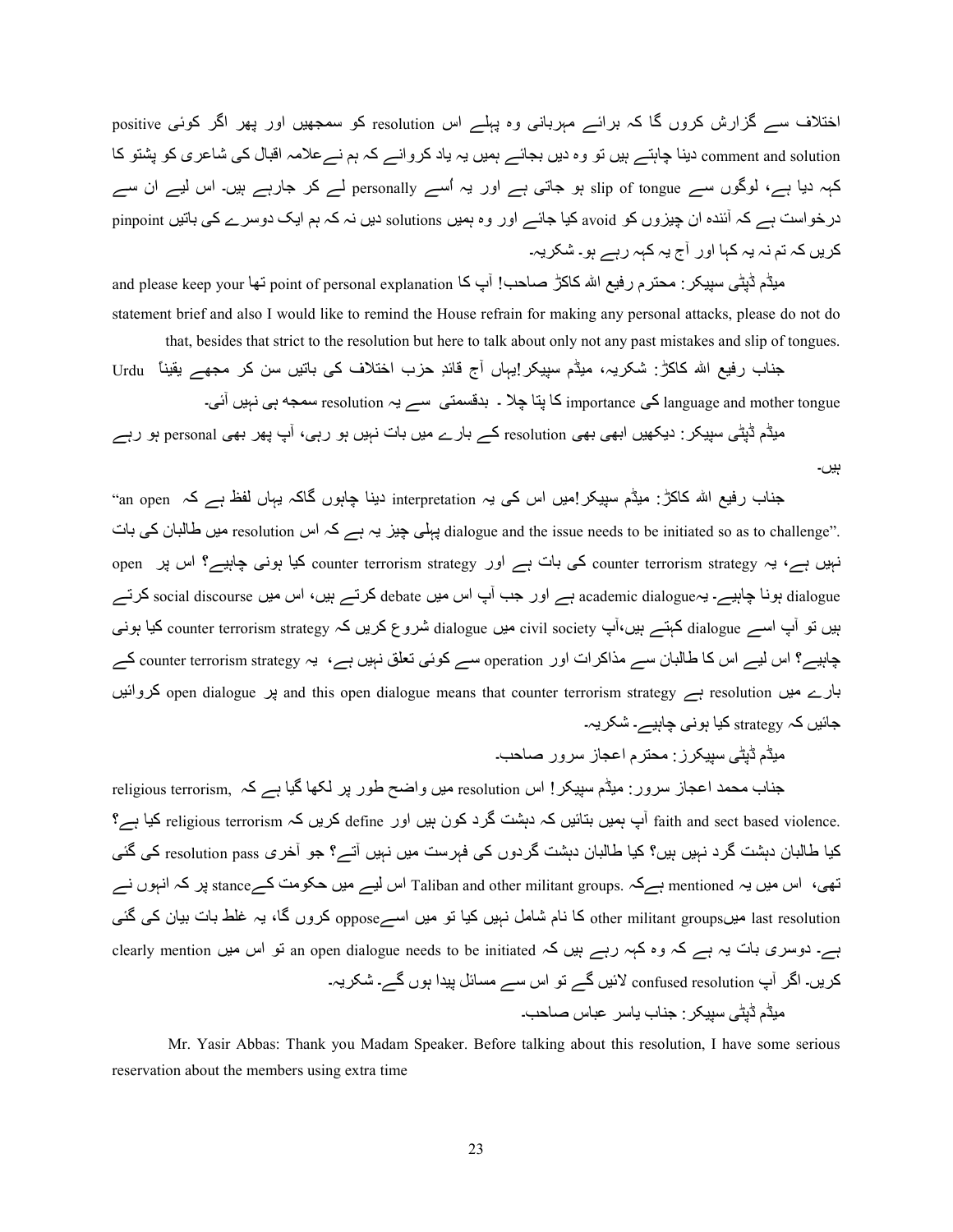اختلاف سے گزارش کروں گا کہ برائے مہربانی وہ پہلے اس resolution کو سمجھیں اور پھر اگر کوئی positive comment and solution دینا چاہتے ہیں تو وہ دیں بجائے ہمیں یہ یاد کروانے کہ ہم نےعلامہ اقبال کی شاعری کو پشتو کا کہہ دیا ہے، لوگوں سے slip of tongue ہو جاتی ہے اور یہ اُسے personally لے کر جارہے ہیں۔ اس لیے ان سے درخواست ہے کہ آئندہ ان چیزوں کو avoid کیا جائے اور وہ ہمیں solutions دیں نہ کہ ہم ایک دوسرے کی باتیں pinpoint کریں کہ تم نہ یہ کہا اور آج یہ کہہ رہے ہو۔ شکریہ۔

میڈم ڈپٹی سپیکر: محترم رفیع اللہ کاکڑ صاحب! آپ کا point of personal explanation تھا and please keep your statement brief and also I would like to remind the House refrain for making any personal attacks, please do not do that, besides that strict to the resolution but here to talk about only not any past mistakes and slip of tongues.

جناب رفیع اللہ کاکڑ: شکریہ، میڈم سپیکر!یہاں آج قائدِ حزب اختلاف کی باتیں سن کر مجھے یقیناً Urdu language and mother tongue کی importance کا پتا چلا ۔ بدقسمتی سے یہ resolution سمجھ ہی نہیں آئی۔

میڈم ڈپٹی سپیکر: دیکھیں ابھی بھی resolution کے بارے میں بات نہیں ہو رہی، آپ پھر بھی personal ہو رہے ہیں۔

جناب رفیع اللہ کاکڑ: میڈم سپیکر!میں اس کی یہ interpretation دینا چاہوں گاکہ یہاں لفظ ہے کہ "an open dialogue and the issue needs to be initiated so as to challenge". پہلی چیز یہ ہے کہ اس resolution میں طالبان کی بات نہیں ہے، یہ counter terrorism strategy کی بات ہے اور counter terrorism strategy کیا ہونی چاہیے؟ اس پر open dialogue ہونا چاہیے۔ یہacademic dialogue ہے اور جب آپ اس میں debate کرتے ہیں، اس میں social discourse کرتے ہیں تو آپ اسے dialogue کہتے ہیں،آپ civil society میں dialogue شروع کریں کہ counter terrorism strategy کیا ہونی چاہیے؟ اس لیے اس کا طالبان سے مذاکرات اور operation سے کوئی تعلق نہیں ہے، یہ counter terrorism strategy کے بارے میں resolution ہے and this open dialogue means that counter terrorism strategy پر open dialogue کروائیں جائیں کہ strategy کیا ہونی چاہیے۔ شکریہ۔

میڈم ڈپٹی سپیکرز: محترم اعجاز سرور صاحب۔

جناب محمد اعجاز سرور: میڈم سپیکر! اس resolution میں واضح طور پر لکھا گیا ہے کہ religious terrorism, faith and sect based violence. آپ ہمیں بتائیں کہ دہشت گرد کون ہیں اور define کریں کہ religious terrorism کیا ہے؟ کیا طالبان دہشت گرد نہیں ہیں؟ کیا طالبان دہشت گردوں کی فہرست میں نہیں آتے؟ جو آخری resolution pass کی گئی تھی، اس میں یہ mentioned ہےکہ .Taliban and other militant groups اس لیے میں حکومت کےstance پر کہ انہوں نے last resolution میںother militant groups کا نام شامل نہیں کیا تو میں اسےoppose کروں گا، یہ غلط بات بیان کی گئی ہے۔ دوسری بات یہ ہے کہ وہ کہہ رہے ہیں کہ an open dialogue needs to be initiated تو اس میں clearly mention کریں۔ اگر آپ confused resolution لائیں گے تو اس سے مسائل پیدا ہوں گے۔ شکریہ۔

میڈم ڈپٹی سپیکر: جناب یاسر عباس صاحب۔

Mr. Yasir Abbas: Thank you Madam Speaker. Before talking about this resolution, I have some serious reservation about the members using extra time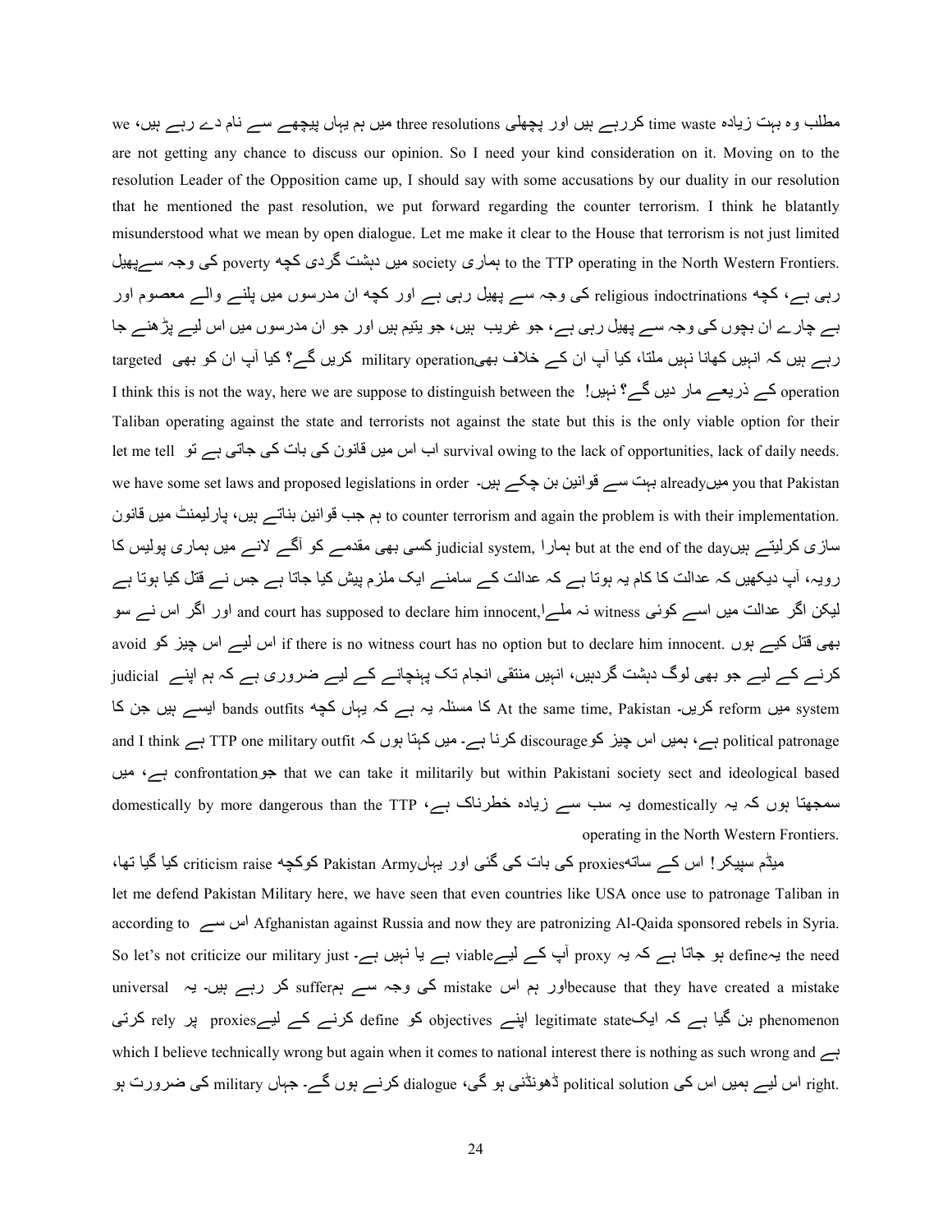مطلب وہ بہت زیادہ time waste کررہے ہیں اور پچھلی three resolutions میں ہم یہاں پیچھے سے نام دے رہے ہیں، we are not getting any chance to discuss our opinion. So I need your kind consideration on it. Moving on to the resolution Leader of the Opposition came up, I should say with some accusations by our duality in our resolution that he mentioned the past resolution, we put forward regarding the counter terrorism. I think he blatantly misunderstood what we mean by open dialogue. Let me make it clear to the House that terrorism is not just limited to the TTP operating in the North Western Frontiers. ہماری society میں دہشت گردی کچھ poverty کی وجہ سےپھیل رہی ہے، کچھ religious indoctrinations کی وجہ سے پھیل رہی ہے اور کچھ ان مدرسوں میں پلنے والے معصوم اور بے چارے ان بچوں کی وجہ سے پھیل رہی ہے، جو غریب ہیں، جو یتیم ہیں اور جو ان مدرسوں میں اس لیے پڑھنے جا رہے ہیں کہ انہیں کھانا نہیں ملتا، کیا آپ ان کے خلاف بھیmilitary operation کریں گے؟ کیا آپ ان کو بھی targeted operation کے ذریعے مار دیں گے؟ نہیں! I think this is not the way, here we are suppose to distinguish between the Taliban operating against the state and terrorists not against the state but this is the only viable option for their survival owing to the lack of opportunities, lack of daily needs. اب اس میں قانون کی بات کی جاتی ہے تو let me tell you that Pakistan میںalready بہت سے قوانین بن چکے ہیں۔ we have some set laws and proposed legislations in order to counter terrorism and again the problem is with their implementation. ہم جب قوانین بناتے ہیں، پارلیمنٹ میں قانون سازی کرلیتے ہیں but at the end of the day ہمارا judicial system, کسی بھی مقدمے کو آگے لانے میں ہماری پولیس کا رویہ، آپ دیکھیں کہ عدالت کا کام یہ ہوتا ہے کہ عدالت کے سامنے ایک ملزم پیش کیا جاتا ہے جس نے قتل کیا ہوتا ہے لیکن اگر عدالت میں اسے کوئی witness نہ ملے and court has supposed to declare him innocent, اور اگر اس نے سو بھی قتل کیے ہوں .if there is no witness court has no option but to declare him innocent اس لیے اس چیز کو avoid کرنے کے لیے جو بھی لوگ دہشت گردہیں، انہیں منتقی انجام تک پہنچانے کے لیے ضروری ہے کہ ہم اپنے judicial system میں reform کریں۔ At the same time, Pakistan کا مسئلہ یہ ہے کہ یہاں کچھ bands outfits ایسے ہیں جن کا political patronage ہے، ہمیں اس چیز کوdiscourage کرنا ہے۔ میں کہتا ہوں کہ TTP one military outfit ہے and I think that we can take it militarily but within Pakistani society sect and ideological based جوconfrontation ہے، میں سمجھتا ہوں کہ یہ domestically یہ سب سے زیادہ خطرناک ہے، domestically by more dangerous than the TTP operating in the North Western Frontiers.

میڈم سپیکر! اس کے ساتھproxies کی بات کی گئی اور یہاںPakistan Army کوکچھ criticism raise کیا گیا تھا، let me defend Pakistan Military here, we have seen that even countries like USA once use to patronage Taliban in Afghanistan against Russia and now they are patronizing Al-Qaida sponsored rebels in Syria. اس سے according to the need یہdefine ہو جاتا ہے کہ یہ proxy آپ کے لیےviable ہے یا نہیں ہے۔ So let's not criticize our military just because that they have created a mistakeاور ہم اس mistake کی وجہ سے ہمsuffer کر رہے ہیں۔ یہ universal phenomenon بن گیا ہے کہ ایکlegitimate state اپنے objectives کو define کرنے کے لیےproxies پر rely کرتی ہے which I believe technically wrong but again when it comes to national interest there is nothing as such wrong and right. اس لیے ہمیں اس کی political solution ڈھونڈنی ہو گی، dialogue کرنے ہوں گے۔ جہاں military کی ضرورت ہو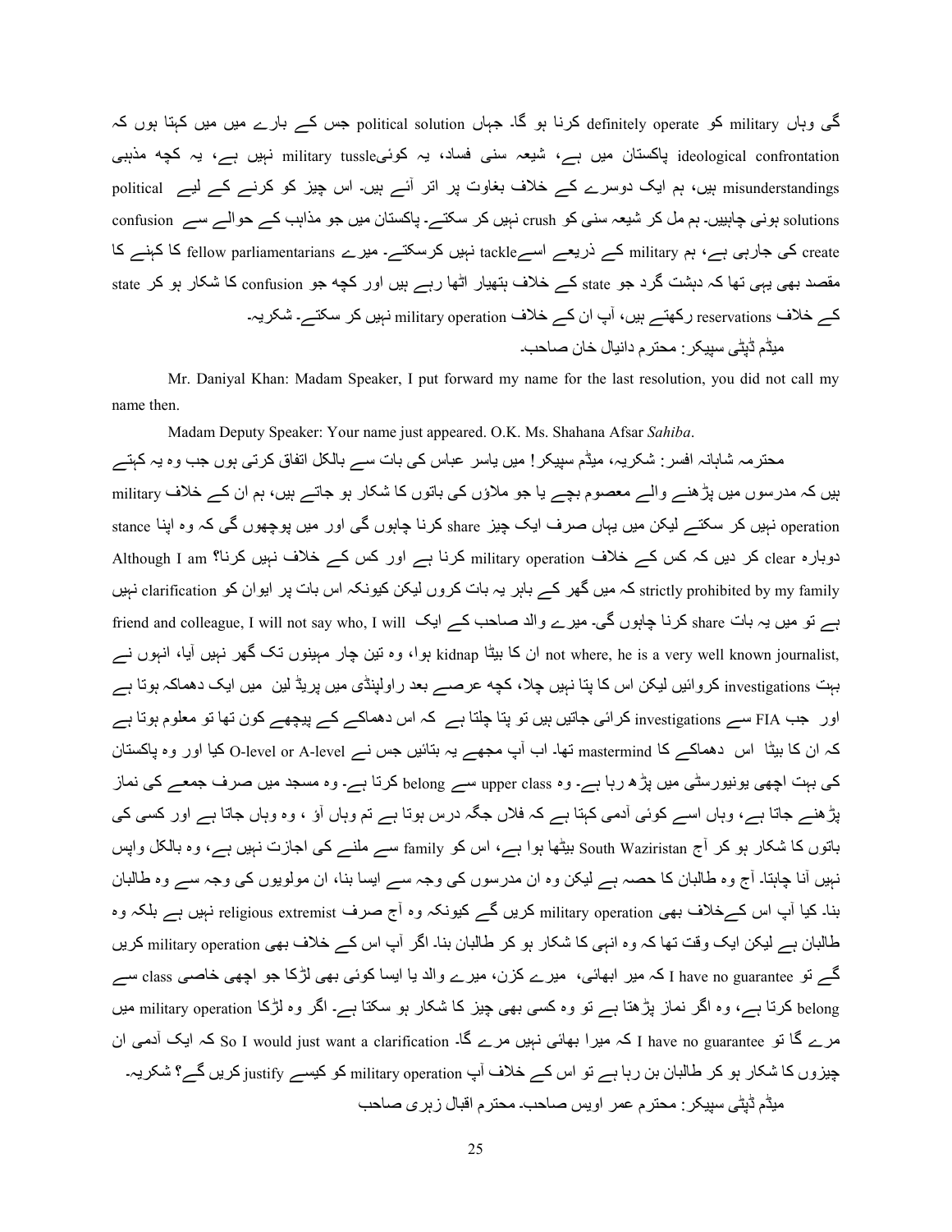گی وہاں military کو definitely operate کرنا ہو گا۔ جہاں political solution جس کے بارے میں میں کہتا ہوں کہ ideological confrontation پاکستان میں ہے، شیعہ سنی فساد، یہ کوئیmilitary tussle نہیں ہے، یہ کچھ مذہبی misunderstandings ہیں، ہم ایک دوسرے کے خلاف بغاوت پر اتر آئے ہیں۔ اس چیز کو کرنے کے لیے political solutions ہونی چاہییں۔ ہم مل کر شیعہ سنی کو crush نہیں کر سکتے۔ پاکستان میں جو مذاہب کے حوالے سے confusion create کی جارہی ہے، ہم military کے ذریعے اسےtackle نہیں کرسکتے۔ میرے fellow parliamentarians کا کہنے کا مقصد بھی یہی تھا کہ دہشت گرد جو state کے خلاف ہتھیار اٹھا رہے ہیں اور کچھ جو confusion کا شکار ہو کر state کے خلاف reservations رکھتے ہیں، آپ ان کے خلاف military operation نہیں کر سکتے۔ شکریہ۔

میڈم ڈپٹی سپیکر: محترم دانیال خان صاحب۔

Mr. Daniyal Khan: Madam Speaker, I put forward my name for the last resolution, you did not call my name then.

Madam Deputy Speaker: Your name just appeared. O.K. Ms. Shahana Afsar *Sahiba*.

محترمہ شاہانہ افسر: شکریہ، میڈم سپیکر! میں یاسر عباس کی بات سے بالکل اتفاق کرتی ہوں جب وہ یہ کہتے ہیں کہ مدرسوں میں پڑھنے والے معصوم بچے یا جو ملاؤں کی باتوں کا شکار ہو جاتے ہیں، ہم ان کے خلاف military operation نہیں کر سکتے لیکن میں یہاں صرف ایک چیز share کرنا چاہوں گی اور میں پوچھوں گی کہ وہ اپنا stance دوبارہ clear کر دیں کہ کس کے خلاف military operation کرنا ہے اور کس کے خلاف نہیں کرنا؟ Although I am strictly prohibited by my family کہ میں گھر کے باہر یہ بات کروں لیکن کیونکہ اس بات پر ایوان کو clarification نہیں ہے تو میں یہ بات share کرنا چاہوں گی۔ میرے والد صاحب کے ایک friend and colleague, I will not say who, I will not where, he is a very well known journalist, ان کا بیٹا kidnap ہوا، وہ تین چار مہینوں تک گھر نہیں آیا، انہوں نے بہت investigations کروائیں لیکن اس کا پتا نہیں چلا، کچھ عرصے بعد راولپنڈی میں پریڈ لین میں ایک دھماکہ ہوتا ہے اور جب FIA سے investigations کرائی جاتیں ہیں تو پتا چلتا ہے کہ اس دھماکے کے پیچھے کون تھا تو معلوم ہوتا ہے کہ ان کا بیٹا اس دھماکے کا mastermind تھا۔ اب آپ مجھے یہ بتائیں جس نے O-level or A-level کیا اور وہ پاکستان کی بہت اچھی یونیورسٹی میں پڑھ رہا ہے۔ وہ upper class سے belong کرتا ہے۔ وہ مسجد میں صرف جمعے کی نماز پڑھنے جاتا ہے، وہاں اسے کوئی آدمی کہتا ہے کہ فلاں جگہ درس ہوتا ہے تم وہاں آؤ ، وہ وہاں جاتا ہے اور کسی کی باتوں کا شکار ہو کر آج South Waziristan بیٹھا ہوا ہے، اس کو family سے ملنے کی اجازت نہیں ہے، وہ بالکل واپس نہیں آنا چاہتا۔ آج وہ طالبان کا حصہ ہے لیکن وہ ان مدرسوں کی وجہ سے ایسا بنا، ان مولویوں کی وجہ سے وہ طالبان بنا۔ کیا آپ اس کےخلاف بھی military operation کریں گے کیونکہ وہ آج صرف religious extremist نہیں ہے بلکہ وہ طالبان ہے لیکن ایک وقت تھا کہ وہ انہی کا شکار ہو کر طالبان بنا۔ اگر آپ اس کے خلاف بھی military operation کریں گے تو I have no guarantee کہ میر ابھائی، میرے کزن، میرے والد یا ایسا کوئی بھی لڑکا جو اچھی خاصی class سے belong کرتا ہے، وہ اگر نماز پڑھتا ہے تو وہ کسی بھی چیز کا شکار ہو سکتا ہے۔ اگر وہ لڑکا military operation میں مرے گا تو I have no guarantee کہ میرا بھائی نہیں مرے گا۔ So I would just want a clarification کہ ایک آدمی ان چیزوں کا شکار ہو کر طالبان بن رہا ہے تو اس کے خلاف آپ military operation کو کیسے justify کریں گے؟ شکریہ۔

میڈم ڈپٹی سپیکر: محترم عمر اویس صاحب۔ محترم اقبال زہری صاحب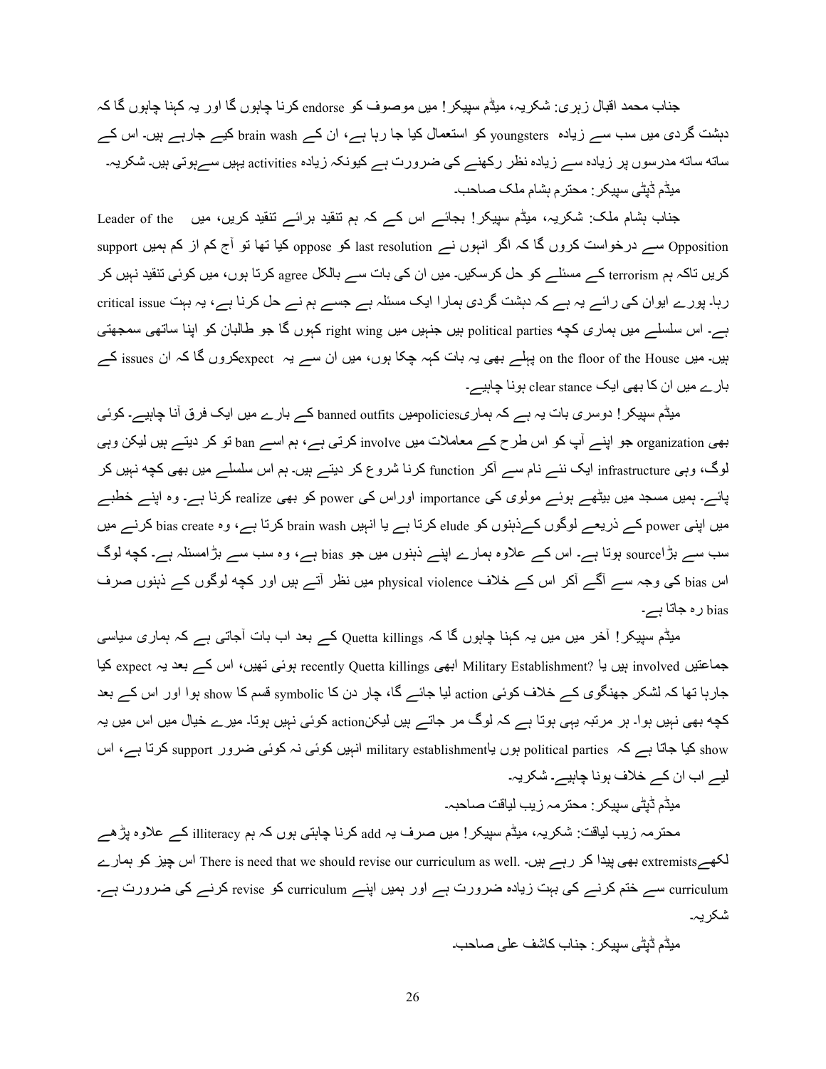جناب محمد اقبال زہری: شکریہ، میڈم سپیکر! میں موصوف کو endorse کرنا چاہوں گا اور یہ کہنا چاہوں گا کہ دہشت گردی میں سب سے زیادہ youngsters کو استعمال کیا جا رہا ہے، ان کے brain wash کیے جارہے ہیں۔ اس کے ساتھ ساتھ مدرسوں پر زیادہ سے زیادہ نظر رکھنے کی ضرورت ہے کیونکہ زیادہ activities یہیں سےہوتی ہیں۔ شکریہ۔

میڈم ڈپٹی سپیکر: محترم ہشام ملک صاحب۔

جناب ہشام ملک: شکریہ، میڈم سپیکر! بجائے اس کے کہ ہم تنقید برائے تنقید کریں، میں Leader of the Opposition سے درخواست کروں گا کہ اگر انہوں نے last resolution کو oppose کیا تھا تو آج کم از کم ہمیں support کریں تاکہ ہم terrorism کے مسئلے کو حل کرسکیں۔ میں ان کی بات سے بالکل agree کرتا ہوں، میں کوئی تنقید نہیں کر رہا۔ پورے ایوان کی رائے یہ ہے کہ دہشت گردی ہمارا ایک مسئلہ ہے جسے ہم نے حل کرنا ہے، یہ بہت critical issue ہے۔ اس سلسلے میں ہماری کچھ political parties ہیں جنہیں میں right wing کہوں گا جو طالبان کو اپنا ساتھی سمجھتی ہیں۔ میں on the floor of the House پہلے بھی یہ بات کہہ چکا ہوں، میں ان سے یہ expectکروں گا کہ ان issues کے بارے میں ان کا بھی ایک clear stance ہونا چاہیے۔

میڈم سپیکر! دوسری بات یہ ہے کہ ہماریpoliciesمیں banned outfits کے بارے میں ایک فرق آنا چاہیے۔ کوئی بھی organization جو اپنے آپ کو اس طرح کے معاملات میں involve کرتی ہے، ہم اسے ban تو کر دیتے ہیں لیکن وہی لوگ، وہی infrastructure ایک نئے نام سے آکر function کرنا شروع کر دیتے ہیں۔ ہم اس سلسلے میں بھی کچھ نہیں کر پائے۔ ہمیں مسجد میں بیٹھے ہوئے مولوی کی importance اوراس کی power کو بھی realize کرنا ہے۔ وہ اپنے خطبے میں اپنی power کے ذریعے لوگوں کےذہنوں کو elude کرتا ہے یا انہیں brain wash کرتا ہے، وہ bias create کرنے میں سب سے بڑاsource ہوتا ہے۔ اس کے علاوہ ہمارے اپنے ذہنوں میں جو bias ہے، وہ سب سے بڑامسئلہ ہے۔ کچھ لوگ اس bias کی وجہ سے آگے آکر اس کے خلاف physical violence میں نظر آتے ہیں اور کچھ لوگوں کے ذہنوں صرف bias رہ جاتا ہے۔

میڈم سپیکر! آخر میں میں یہ کہنا چاہوں گا کہ Quetta killings کے بعد اب بات آجاتی ہے کہ ہماری سیاسی جماعتیں involved ہیں یا Military Establishment? ابھی recently Quetta killings ہوئی تھیں، اس کے بعد یہ expect کیا جارہا تھا کہ لشکر جھنگوی کے خلاف کوئی action لیا جائے گا، چار دن کا symbolic قسم کا show ہوا اور اس کے بعد کچھ بھی نہیں ہوا۔ ہر مرتبہ یہی ہوتا ہے کہ لوگ مر جاتے ہیں لیکنaction کوئی نہیں ہوتا۔ میرے خیال میں اس میں یہ show کیا جاتا ہے کہ political parties ہوں یاmilitary establishment انہیں کوئی نہ کوئی ضرور support کرتا ہے، اس لیے اب ان کے خلاف ہونا چاہیے۔ شکریہ۔

میڈم ڈپٹی سپیکر: محترمہ زیب لیاقت صاحبہ۔

محترمہ زیب لیاقت: شکریہ، میڈم سپیکر! میں صرف یہ add کرنا چاہتی ہوں کہ ہم illiteracy کے علاوہ پڑھے لکھےextremists بھی پیدا کر رہے ہیں۔ There is need that we should revise our curriculum as well. اس چیز کو ہمارے curriculum سے ختم کرنے کی بہت زیادہ ضرورت ہے اور ہمیں اپنے curriculum کو revise کرنے کی ضرورت ہے۔ شکریہ۔

میڈم ڈپٹی سپیکر: جناب کاشف علی صاحب۔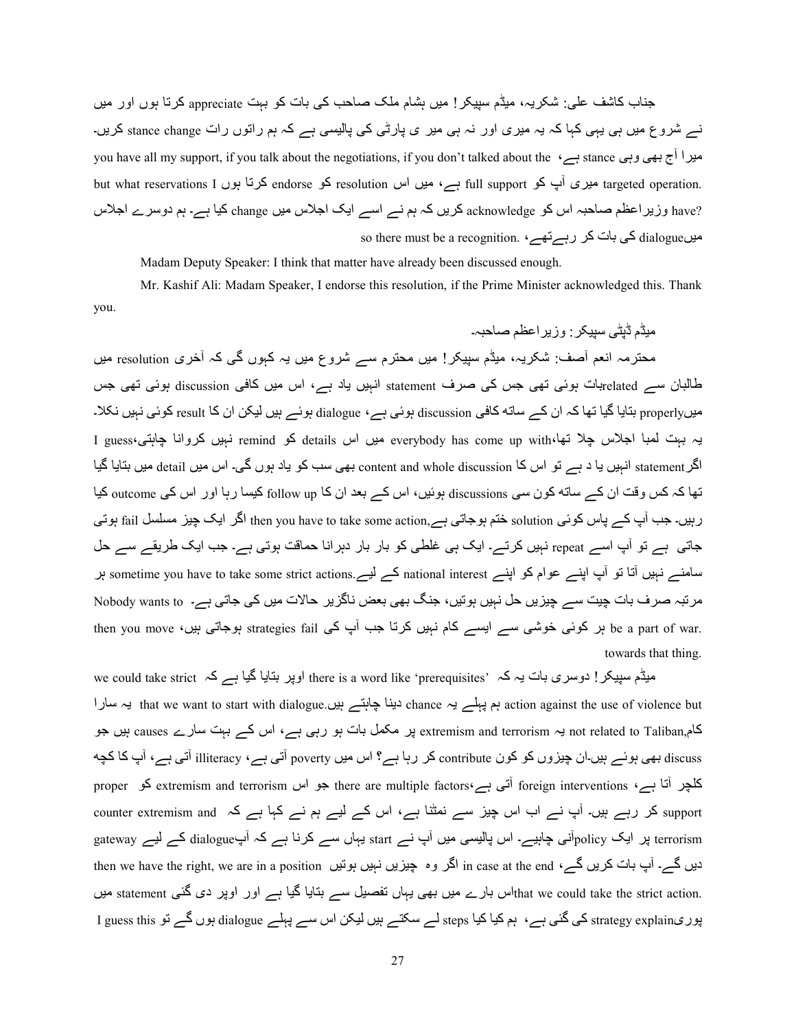جناب کاشف علی: شکریہ، میڈم سپیکر! میں ہشام ملک صاحب کی بات کو بہت appreciate کرتا ہوں اور میں نے شروع میں ہی یہی کہا کہ یہ میری اور نہ ہی میر ی پارٹی کی پالیسی ہے کہ ہم راتوں رات stance change کریں۔ میرا آج بھی وہی stance ہے، you have all my support, if you talk about the negotiations, if you don't talked about the targeted operation. میری آپ کو full support ہے، میں اس resolution کو endorse کرتا ہوں but what reservations I have? وزیراعظم صاحبہ اس کو acknowledge کریں کہ ہم نے اسے ایک اجلاس میں change کیا ہے۔ ہم دوسرے اجلاس میںdialogue کی بات کر رہےتھے، so there must be a recognition.

Madam Deputy Speaker: I think that matter have already been discussed enough.

Mr. Kashif Ali: Madam Speaker, I endorse this resolution, if the Prime Minister acknowledged this. Thank you.

میڈم ڈپٹی سپیکر: وزیراعظم صاحبہ۔

محترمہ انعم آصف: شکریہ، میڈم سپیکر! میں محترم سے شروع میں یہ کہوں گی کہ آخری resolution میں طالبان سے relatedبات ہوئی تھی جس کی صرف statement انہیں یاد ہے، اس میں کافی discussion ہوئی تھی جس میںproperly بتایا گیا تھا کہ ان کے ساتھ کافی discussion ہوئی ہے، dialogue ہوئے ہیں لیکن ان کا result کوئی نہیں نکلا۔ یہ بہت لمبا اجلاس چلا تھا،everybody has come up with میں اس details کو remind نہیں کروانا چاہتی،I guess اگرstatement انہیں یا د ہے تو اس کا content and whole discussion بھی سب کو یاد ہوں گی۔ اس میں detail میں بتایا گیا تھا کہ کس وقت ان کے ساتھ کون سی discussions ہوئیں، اس کے بعد ان کا follow up کیسا رہا اور اس کی outcome کیا رہیں۔ جب آپ کے پاس کوئی solution ختم ہوجاتی ہے,then you have to take some action اگر ایک چیز مسلسل fail ہوتی جاتی ہے تو آپ اسے repeat نہیں کرتے۔ ایک ہی غلطی کو بار بار دہرانا حماقت ہوتی ہے۔ جب ایک طریقے سے حل سامنے نہیں آتا تو آپ اپنے عوام کو اپنے national interest کے لیے.sometime you have to take some strict actions ہر مرتبہ صرف بات چیت سے چیزیں حل نہیں ہوتیں، جنگ بھی بعض ناگزیر حالات میں کی جاتی ہے۔ Nobody wants to be a part of war. ہر کوئی خوشی سے ایسے کام نہیں کرتا جب آپ کی strategies fail ہوجاتی ہیں، then you move towards that thing.

میڈم سپیکر! دوسری بات یہ کہ 'there is a word like 'prerequisites اوپر بتایا گیا ہے کہ we could take strict action against the use of violence but ہم پہلے یہ chance دینا چاہتے ہیں.that we want to start with dialogue یہ سارا کام,not related to Taliban یہ extremism and terrorism پر مکمل بات ہو رہی ہے، اس کے بہت سارے causes ہیں جو discuss بھی ہوئے ہیں۔ان چیزوں کو کون contribute کر رہا ہے؟ اس میں poverty آتی ہے، illiteracy آتی ہے، آپ کا کچھ کلچر آتا ہے، foreign interventions آتی ہے،there are multiple factors جو اس extremism and terrorism کو proper support کر رہے ہیں۔ آپ نے اب اس چیز سے نمٹنا ہے، اس کے لیے ہم نے کہا ہے کہ counter extremism and terrorism پر ایک policyآنی چاہیے۔ اس پالیسی میں آپ نے start یہاں سے کرنا ہے کہ آپdialogue کے لیے gateway دیں گے۔ آپ بات کریں گے، in case at the end اگر وہ چیزیں نہیں ہوتیں then we have the right, we are in a position .that we could take the strict actionاس بارے میں بھی یہاں تفصیل سے بتایا گیا ہے اور اوپر دی گئی statement میں پوریstrategy explain کی گئی ہے، ہم کیا کیا steps لے سکتے ہیں لیکن اس سے پہلے dialogue ہوں گے تو I guess this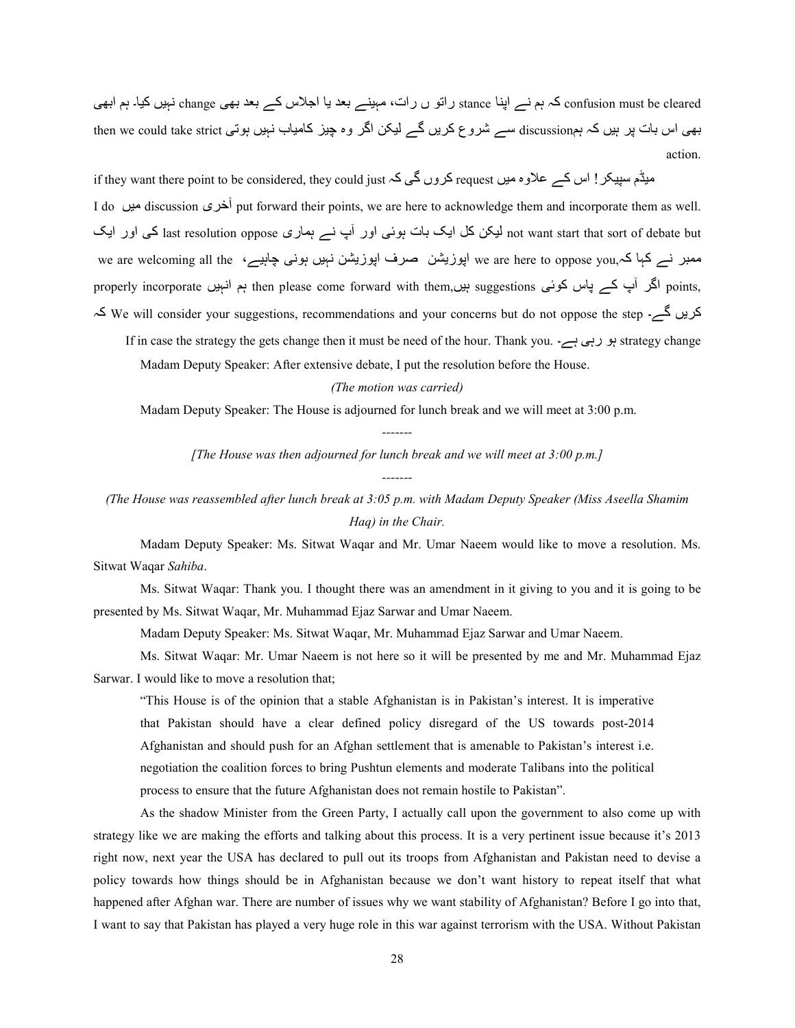confusion must be cleared کہ ہم نے اپنا stance راتو ں رات، مہینے بعد یا اجلاس کے بعد بھی change نہیں کیا۔ ہم ابھی بھی اس بات پر ہیں کہ ہمdiscussion سے شروع کریں گے لیکن اگر وہ چیز کامیاب نہیں ہوتی then we could take strict action.

میڈم سپیکر! اس کے علاوہ میں request کروں گی کہ if they want there point to be considered, they could just آخری discussion میں put forward their points, we are here to acknowledge them and incorporate them as well. I do not want start that sort of debate but لیکن کل ایک بات ہوئی اور آپ نے ہماری last resolution oppose کی اور ایک ممبر نے کہا کہ,we are here to oppose you اپوزیشن صرف اپوزیشن نہیں ہونی چاہیے، we are welcoming all the points, اگر آپ کے پاس کوئی suggestions ہیں,then please come forward with them ہم انہیں properly incorporate کریں گے۔ We will consider your suggestions, recommendations and your concerns but do not oppose the step کہ strategy change ہو رہی ہے۔ If in case the strategy the gets change then it must be need of the hour. Thank you.

Madam Deputy Speaker: After extensive debate, I put the resolution before the House.

*(The motion was carried)*

Madam Deputy Speaker: The House is adjourned for lunch break and we will meet at 3:00 p.m.

-------

*[The House was then adjourned for lunch break and we will meet at 3:00 p.m.]*

-------

*(The House was reassembled after lunch break at 3:05 p.m. with Madam Deputy Speaker (Miss Aseella Shamim Haq) in the Chair.*

Madam Deputy Speaker: Ms. Sitwat Waqar and Mr. Umar Naeem would like to move a resolution. Ms. Sitwat Waqar *Sahiba*.

Ms. Sitwat Waqar: Thank you. I thought there was an amendment in it giving to you and it is going to be presented by Ms. Sitwat Waqar, Mr. Muhammad Ejaz Sarwar and Umar Naeem.

Madam Deputy Speaker: Ms. Sitwat Waqar, Mr. Muhammad Ejaz Sarwar and Umar Naeem.

Ms. Sitwat Waqar: Mr. Umar Naeem is not here so it will be presented by me and Mr. Muhammad Ejaz Sarwar. I would like to move a resolution that;

> "This House is of the opinion that a stable Afghanistan is in Pakistan's interest. It is imperative that Pakistan should have a clear defined policy disregard of the US towards post-2014 Afghanistan and should push for an Afghan settlement that is amenable to Pakistan's interest i.e. negotiation the coalition forces to bring Pushtun elements and moderate Talibans into the political process to ensure that the future Afghanistan does not remain hostile to Pakistan".

As the shadow Minister from the Green Party, I actually call upon the government to also come up with strategy like we are making the efforts and talking about this process. It is a very pertinent issue because it's 2013 right now, next year the USA has declared to pull out its troops from Afghanistan and Pakistan need to devise a policy towards how things should be in Afghanistan because we don't want history to repeat itself that what happened after Afghan war. There are number of issues why we want stability of Afghanistan? Before I go into that, I want to say that Pakistan has played a very huge role in this war against terrorism with the USA. Without Pakistan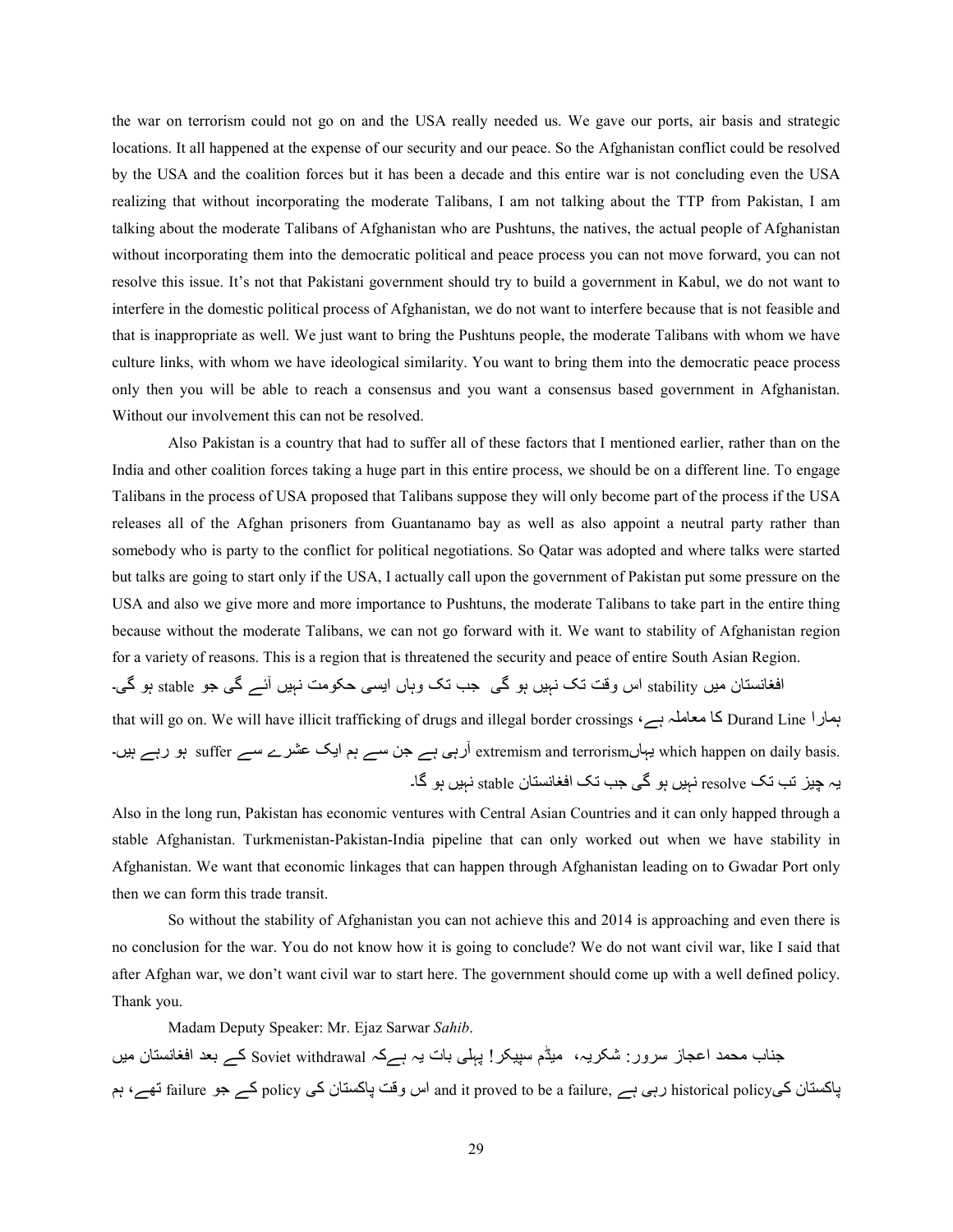the war on terrorism could not go on and the USA really needed us. We gave our ports, air basis and strategic locations. It all happened at the expense of our security and our peace. So the Afghanistan conflict could be resolved by the USA and the coalition forces but it has been a decade and this entire war is not concluding even the USA realizing that without incorporating the moderate Talibans, I am not talking about the TTP from Pakistan, I am talking about the moderate Talibans of Afghanistan who are Pushtuns, the natives, the actual people of Afghanistan without incorporating them into the democratic political and peace process you can not move forward, you can not resolve this issue. It's not that Pakistani government should try to build a government in Kabul, we do not want to interfere in the domestic political process of Afghanistan, we do not want to interfere because that is not feasible and that is inappropriate as well. We just want to bring the Pushtuns people, the moderate Talibans with whom we have culture links, with whom we have ideological similarity. You want to bring them into the democratic peace process only then you will be able to reach a consensus and you want a consensus based government in Afghanistan. Without our involvement this can not be resolved.

Also Pakistan is a country that had to suffer all of these factors that I mentioned earlier, rather than on the India and other coalition forces taking a huge part in this entire process, we should be on a different line. To engage Talibans in the process of USA proposed that Talibans suppose they will only become part of the process if the USA releases all of the Afghan prisoners from Guantanamo bay as well as also appoint a neutral party rather than somebody who is party to the conflict for political negotiations. So Qatar was adopted and where talks were started but talks are going to start only if the USA, I actually call upon the government of Pakistan put some pressure on the USA and also we give more and more importance to Pushtuns, the moderate Talibans to take part in the entire thing because without the moderate Talibans, we can not go forward with it. We want to stability of Afghanistan region for a variety of reasons. This is a region that is threatened the security and peace of entire South Asian Region.

افغانستان میں stability اس وقت تک نہیں ہو گی جب تک وہاں ایسی حکومت نہیں آئے گی جو stable ہو گی۔ ہمارا Durand Line کا معاملہ ہے، that will go on. We will have illicit trafficking of drugs and illegal border crossings which happen on daily basis. یہاں extremism and terrorism آرہی ہے جن سے ہم ایک عشرے سے suffer ہو رہے ہیں۔ یہ چیز تب تک resolve نہیں ہو گی جب تک افغانستان stable نہیں ہو گا۔

Also in the long run, Pakistan has economic ventures with Central Asian Countries and it can only happed through a stable Afghanistan. Turkmenistan-Pakistan-India pipeline that can only worked out when we have stability in Afghanistan. We want that economic linkages that can happen through Afghanistan leading on to Gwadar Port only then we can form this trade transit.

So without the stability of Afghanistan you can not achieve this and 2014 is approaching and even there is no conclusion for the war. You do not know how it is going to conclude? We do not want civil war, like I said that after Afghan war, we don't want civil war to start here. The government should come up with a well defined policy. Thank you.

Madam Deputy Speaker: Mr. Ejaz Sarwar *Sahib*.

جناب محمد اعجاز سرور: شکریہ، میڈم سپیکر! پہلی بات یہ ہےکہ Soviet withdrawal کے بعد افغانستان میں پاکستان کیhistorical policy رہی ہے, and it proved to be a failure اس وقت پاکستان کی policy کے جو failure تھے، ہم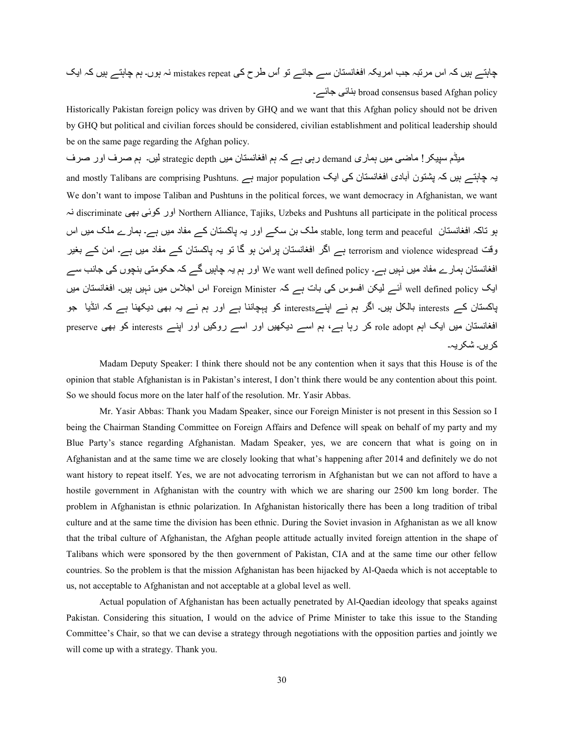چاہتے ہیں کہ اس مرتبہ جب امریکہ افغانستان سے جائے تو اُس طرح کی mistakes repeat نہ ہوں۔ ہم چاہتے ہیں کہ ایک broad consensus based Afghan policy بنائی جائے۔

Historically Pakistan foreign policy was driven by GHQ and we want that this Afghan policy should not be driven by GHQ but political and civilian forces should be considered, civilian establishment and political leadership should be on the same page regarding the Afghan policy.

میڈم سپیکر! ماضی میں ہماری demand رہی ہے کہ ہم افغانستان میں strategic depth لیں۔ ہم صرف اور صرف یہ چاہتے ہیں کہ پشتون آبادی افغانستان کی ایک major population ہے and mostly Talibans are comprising Pushtuns. We don't want to impose Taliban and Pushtuns in the political forces, we want democracy in Afghanistan, we want Northern Alliance, Tajiks, Uzbeks and Pushtuns all participate in the political process اور کوئی بھی discriminate نہ ہو تاکہ افغانستان stable, long term and peaceful ملک بن سکے اور یہ پاکستان کے مفاد میں ہے۔ ہمارے ملک میں اس وقت terrorism and violence widespread ہے اگر افغانستان پرامن ہو گا تو یہ پاکستان کے مفاد میں ہے۔ امن کے بغیر افغانستان ہمارے مفاد میں نہیں ہے۔ We want well defined policy اور ہم یہ چاہیں گے کہ حکومتی بنچوں کی جانب سے ایک well defined policy آئے لیکن افسوس کی بات ہے کہ Foreign Minister اس اجلاس میں نہیں ہیں۔ افغانستان میں پاکستان کے interests بالکل ہیں۔ اگر ہم نے اپنےinterests کو پہچاننا ہے اور ہم نے یہ بھی دیکھنا ہے کہ انڈیا جو افغانستان میں ایک اہم role adopt کر رہا ہے، ہم اسے دیکھیں اور اسے روکیں اور اپنے interests کو بھی preserve کریں۔ شکریہ۔

Madam Deputy Speaker: I think there should not be any contention when it says that this House is of the opinion that stable Afghanistan is in Pakistan's interest, I don't think there would be any contention about this point. So we should focus more on the later half of the resolution. Mr. Yasir Abbas.

Mr. Yasir Abbas: Thank you Madam Speaker, since our Foreign Minister is not present in this Session so I being the Chairman Standing Committee on Foreign Affairs and Defence will speak on behalf of my party and my Blue Party's stance regarding Afghanistan. Madam Speaker, yes, we are concern that what is going on in Afghanistan and at the same time we are closely looking that what's happening after 2014 and definitely we do not want history to repeat itself. Yes, we are not advocating terrorism in Afghanistan but we can not afford to have a hostile government in Afghanistan with the country with which we are sharing our 2500 km long border. The problem in Afghanistan is ethnic polarization. In Afghanistan historically there has been a long tradition of tribal culture and at the same time the division has been ethnic. During the Soviet invasion in Afghanistan as we all know that the tribal culture of Afghanistan, the Afghan people attitude actually invited foreign attention in the shape of Talibans which were sponsored by the then government of Pakistan, CIA and at the same time our other fellow countries. So the problem is that the mission Afghanistan has been hijacked by Al-Qaeda which is not acceptable to us, not acceptable to Afghanistan and not acceptable at a global level as well.

Actual population of Afghanistan has been actually penetrated by Al-Qaedian ideology that speaks against Pakistan. Considering this situation, I would on the advice of Prime Minister to take this issue to the Standing Committee's Chair, so that we can devise a strategy through negotiations with the opposition parties and jointly we will come up with a strategy. Thank you.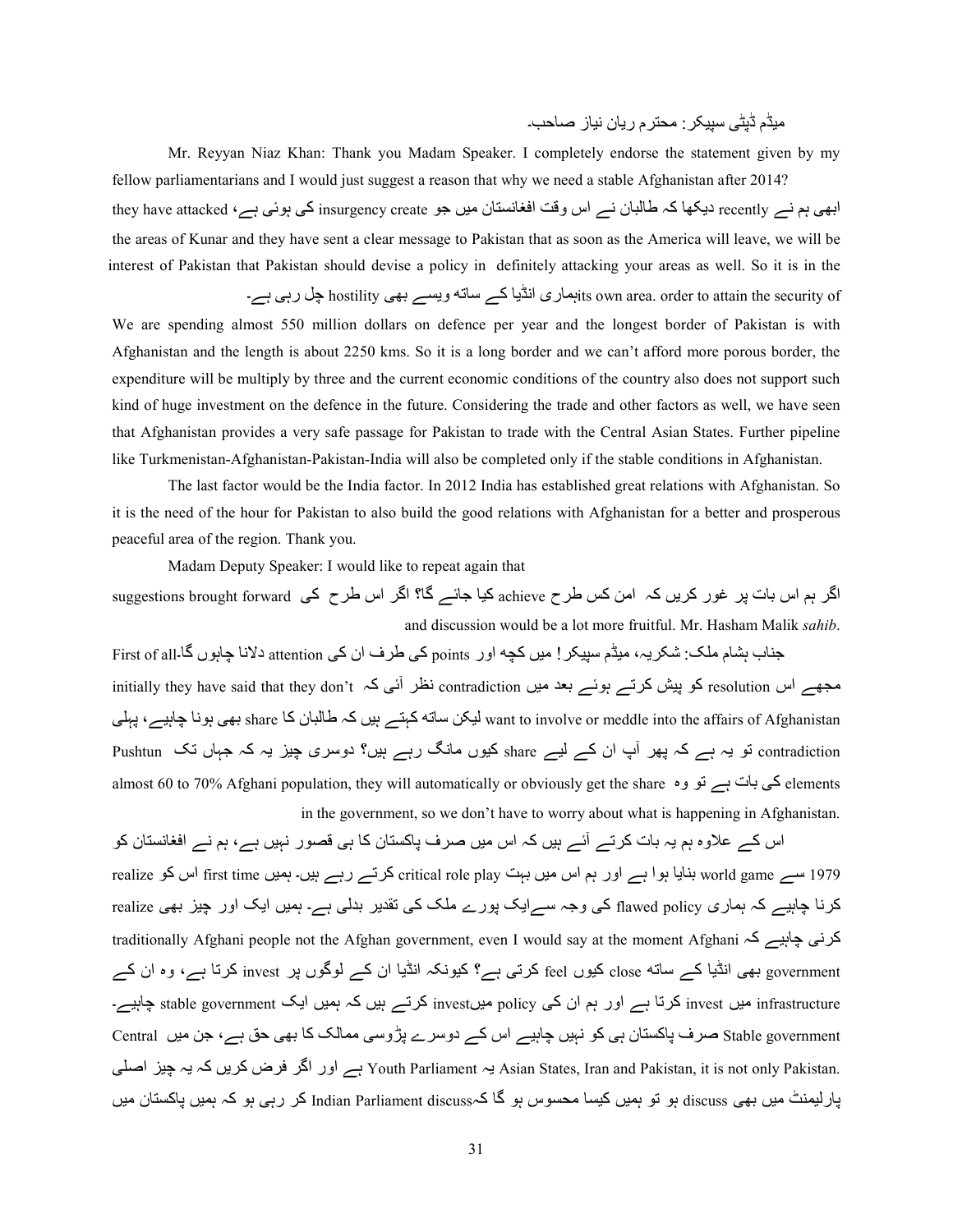میڈم ڈپٹی سپیکر: محترم ریان نیاز صاحب۔

Mr. Reyyan Niaz Khan: Thank you Madam Speaker. I completely endorse the statement given by my fellow parliamentarians and I would just suggest a reason that why we need a stable Afghanistan after 2014?

ابھی ہم نے recently دیکھا کہ طالبان نے اس وقت افغانستان میں جو insurgency create کی ہوئی ہے، they have attacked the areas of Kunar and they have sent a clear message to Pakistan that as soon as the America will leave, we will be definitely attacking your areas as well. So it is in the interest of Pakistan that Pakistan should devise a policy in order to attain the security of its own area. ہماری انڈیا کے ساتھ ویسے بھی hostility چل رہی ہے۔

We are spending almost 550 million dollars on defence per year and the longest border of Pakistan is with Afghanistan and the length is about 2250 kms. So it is a long border and we can't afford more porous border, the expenditure will be multiply by three and the current economic conditions of the country also does not support such kind of huge investment on the defence in the future. Considering the trade and other factors as well, we have seen that Afghanistan provides a very safe passage for Pakistan to trade with the Central Asian States. Further pipeline like Turkmenistan-Afghanistan-Pakistan-India will also be completed only if the stable conditions in Afghanistan.

The last factor would be the India factor. In 2012 India has established great relations with Afghanistan. So it is the need of the hour for Pakistan to also build the good relations with Afghanistan for a better and prosperous peaceful area of the region. Thank you.

Madam Deputy Speaker: I would like to repeat again that

اگر ہم اس بات پر غور کریں کہ امن کس طرح achieve کیا جائے گا؟ اگر اس طرح کی suggestions brought forward and discussion would be a lot more fruitful. Mr. Hasham Malik *sahib*.

جناب ہشام ملک: شکریہ، میڈم سپیکر! میں کچھ اور points کی طرف ان کی attention دلانا چاہوں گا۔ First of all مجھے اس resolution کو پیش کرتے ہوئے بعد میں contradiction نظر آئی کہ initially they have said that they don't want to involve or meddle into the affairs of Afghanistan لیکن ساتھ کہتے ہیں کہ طالبان کا share بھی ہونا چاہیے، پہلی contradiction تو یہ ہے کہ پھر آپ ان کے لیے share کیوں مانگ رہے ہیں؟ دوسری چیز یہ کہ جہاں تک Pushtun elements کی بات ہے تو وہ almost 60 to 70% Afghani population, they will automatically or obviously get the share in the government, so we don't have to worry about what is happening in Afghanistan.

اس کے علاوہ ہم یہ بات کرتے آئے ہیں کہ اس میں صرف پاکستان کا ہی قصور نہیں ہے، ہم نے افغانستان کو 1979 سے world game بنایا ہوا ہے اور ہم اس میں بہت critical role play کرتے رہے ہیں۔ ہمیں first time اس کو realize کرنا چاہیے کہ ہماری flawed policy کی وجہ سےایک پورے ملک کی تقدیر بدلی ہے۔ ہمیں ایک اور چیز بھی realize کرنی چاہیے کہ traditionally Afghani people not the Afghan government, even I would say at the moment Afghani government بھی انڈیا کے ساتھ close کیوں feel کرتی ہے؟ کیونکہ انڈیا ان کے لوگوں پر invest کرتا ہے، وہ ان کے infrastructure میں invest کرتا ہے اور ہم ان کی policy میںinvest کرتے ہیں کہ ہمیں ایک stable government چاہیے۔ Stable government صرف پاکستان ہی کو نہیں چاہیے اس کے دوسرے پڑوسی ممالک کا بھی حق ہے، جن میں Central Asian States, Iran and Pakistan, it is not only Pakistan. یہ Youth Parliament ہے اور اگر فرض کریں کہ یہ چیز اصلی پارلیمنٹ میں بھی discuss ہو تو ہمیں کیسا محسوس ہو گا کہIndian Parliament discuss کر رہی ہو کہ ہمیں پاکستان میں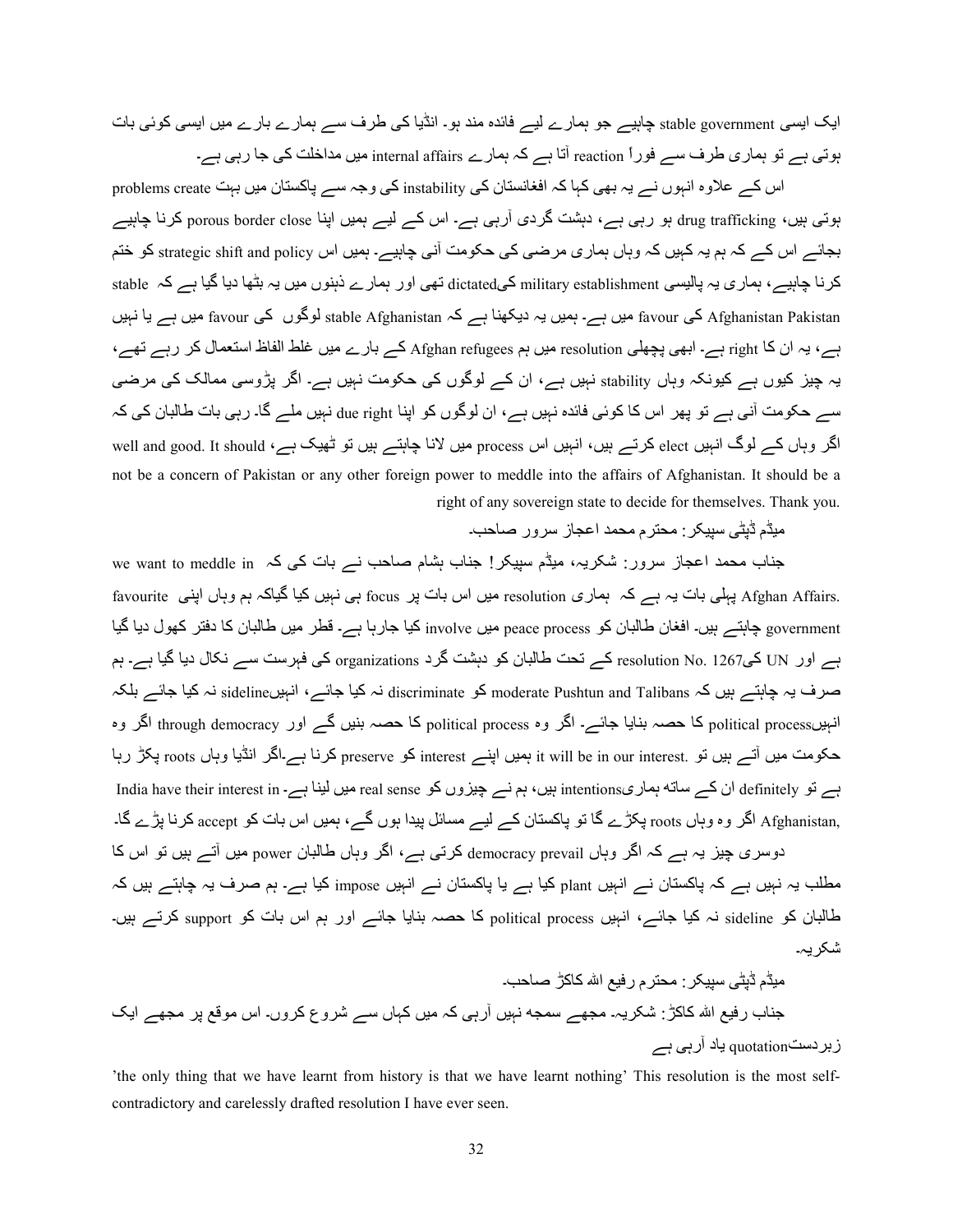ایک ایسی stable government چاہیے جو ہمارے لیے فائدہ مند ہو۔ انڈیا کی طرف سے ہمارے بارے میں ایسی کوئی بات ہوتی ہے تو ہماری طرف سے فوراً reaction آتا ہے کہ ہمارے internal affairs میں مداخلت کی جا رہی ہے۔

اس کے علاوہ انہوں نے یہ بھی کہا کہ افغانستان کی instability کی وجہ سے پاکستان میں بہت problems create ہوتی ہیں، drug trafficking ہو رہی ہے، دہشت گردی آرہی ہے۔ اس کے لیے ہمیں اپنا porous border close کرنا چاہیے بجائے اس کے کہ ہم یہ کہیں کہ وہاں ہماری مرضی کی حکومت آنی چاہیے۔ ہمیں اس strategic shift and policy کو ختم کرنا چاہیے، ہماری یہ پالیسی military establishment کیdictated تھی اور ہمارے ذہنوں میں یہ بٹھا دیا گیا ہے کہ stable Afghanistan Pakistan کی favour میں ہے۔ ہمیں یہ دیکھنا ہے کہ stable Afghanistan لوگوں کی favour میں ہے یا نہیں ہے، یہ ان کا right ہے۔ ابھی پچھلی resolution میں ہم Afghan refugees کے بارے میں غلط الفاظ استعمال کر رہے تھے، یہ چیز کیوں ہے کیونکہ وہاں stability نہیں ہے، ان کے لوگوں کی حکومت نہیں ہے۔ اگر پڑوسی ممالک کی مرضی سے حکومت آنی ہے تو پھر اس کا کوئی فائدہ نہیں ہے، ان لوگوں کو اپنا due right نہیں ملے گا۔ رہی بات طالبان کی کہ اگر وہاں کے لوگ انہیں elect کرتے ہیں، انہیں اس process میں لانا چاہتے ہیں تو ٹھیک ہے، well and good. It should not be a concern of Pakistan or any other foreign power to meddle into the affairs of Afghanistan. It should be a right of any sovereign state to decide for themselves. Thank you.

میڈم ڈپٹی سپیکر: محترم محمد اعجاز سرور صاحب۔

جناب محمد اعجاز سرور: شکریہ، میڈم سپیکر! جناب ہشام صاحب نے بات کی کہ we want to meddle in Afghan Affairs. پہلی بات یہ ہے کہ ہماری resolution میں اس بات پر focus ہی نہیں کیا گیاکہ ہم وہاں اپنی favourite government چاہتے ہیں۔ افغان طالبان کو peace process میں involve کیا جارہا ہے۔ قطر میں طالبان کا دفتر کھول دیا گیا ہے اور UN کی1267 resolution No. کے تحت طالبان کو دہشت گرد organizations کی فہرست سے نکال دیا گیا ہے۔ ہم صرف یہ چاہتے ہیں کہ moderate Pushtun and Talibans کو discriminate نہ کیا جائے، انہیںsideline نہ کیا جائے بلکہ انہیںpolitical process کا حصہ بنایا جائے۔ اگر وہ political process کا حصہ بنیں گے اور through democracy اگر وہ حکومت میں آتے ہیں تو .it will be in our interest ہمیں اپنے interest کو preserve کرنا ہے۔اگر انڈیا وہاں roots پکڑ رہا ہے تو definitely ان کے ساتھ ہماریintentions ہیں، ہم نے چیزوں کو real sense میں لینا ہے۔ India have their interest in Afghanistan, اگر وہ وہاں roots پکڑے گا تو پاکستان کے لیے مسائل پیدا ہوں گے، ہمیں اس بات کو accept کرنا پڑے گا۔

دوسری چیز یہ ہے کہ اگر وہاں democracy prevail کرتی ہے، اگر وہاں طالبان power میں آتے ہیں تو اس کا مطلب یہ نہیں ہے کہ پاکستان نے انہیں plant کیا ہے یا پاکستان نے انہیں impose کیا ہے۔ ہم صرف یہ چاہتے ہیں کہ طالبان کو sideline نہ کیا جائے، انہیں political process کا حصہ بنایا جائے اور ہم اس بات کو support کرتے ہیں۔ شکریہ۔

میڈم ڈپٹی سپیکر: محترم رفیع اللہ کاکڑ صاحب۔

جناب رفیع اللہ کاکڑ: شکریہ۔ مجھے سمجھ نہیں آرہی کہ میں کہاں سے شروع کروں۔ اس موقع پر مجھے ایک زبردستquotation یاد آرہی ہے

'the only thing that we have learnt from history is that we have learnt nothing' This resolution is the most self-contradictory and carelessly drafted resolution I have ever seen.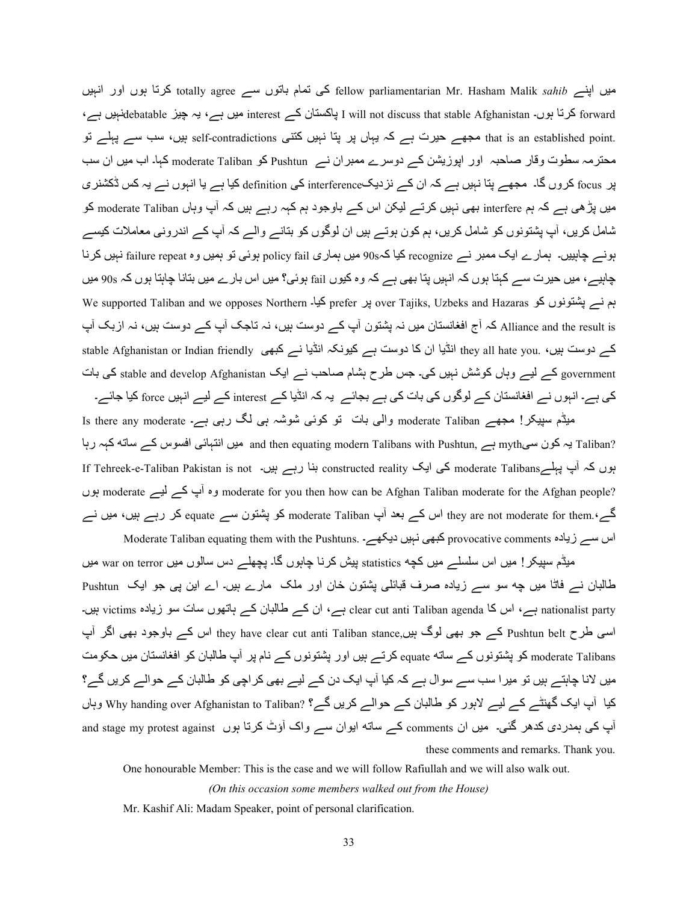میں اپنے fellow parliamentarian Mr. Hasham Malik *sahib* کی تمام باتوں سے totally agree کرتا ہوں اور انہیں forward کرتا ہوں۔ I will not discuss that stable Afghanistan پاکستان کے interest میں ہے، یہ چیز debatable نہیں ہے، that is an established point. مجھے حیرت ہے کہ یہاں پر پتا نہیں کتنی self-contradictions ہیں، سب سے پہلے تو محترمہ سطوت وقار صاحبہ اور اپوزیشن کے دوسرے ممبران نے Pushtun کو moderate Taliban کہا۔ اب میں ان سب پر focus کروں گا۔ مجھے پتا نہیں ہے کہ ان کے نزدیک interference کی definition کیا ہے یا انہوں نے یہ کس ڈکشنری میں پڑھی ہے کہ ہم interfere بھی نہیں کرتے لیکن اس کے باوجود ہم کہہ رہے ہیں کہ آپ وہاں moderate Taliban کو شامل کریں، آپ پشتونوں کو شامل کریں، ہم کون ہوتے ہیں ان لوگوں کو بتانے والے کہ آپ کے اندرونی معاملات کیسے ہونے چاہییں۔ ہمارے ایک ممبر نے recognize کیا کہ 90s میں ہماری policy fail ہوئی تو ہمیں وہ failure repeat نہیں کرنا چاہیے، میں حیرت سے کہتا ہوں کہ انہیں پتا بھی ہے کہ وہ کیوں fail ہوئی؟ میں اس بارے میں بتانا چاہتا ہوں کہ 90s میں ہم نے پشتونوں کو over Tajiks, Uzbeks and Hazaras پر prefer کیا۔ We supported Taliban and we opposes Northern Alliance and the result is کہ آج افغانستان میں نہ پشتون آپ کے دوست ہیں، نہ تاجک آپ کے دوست ہیں، نہ ازبک آپ کے دوست ہیں، they all hate you. انڈیا ان کا دوست ہے کیونکہ انڈیا نے کبھی stable Afghanistan or Indian friendly government کے لیے وہاں کوشش نہیں کی۔ جس طرح ہشام صاحب نے ایک stable and develop Afghanistan کی بات کی ہے۔ انہوں نے افغانستان کے لوگوں کی بات کی ہے بجائے یہ کہ انڈیا کے interest کے لیے انہیں force کیا جائے۔

میڈم سپیکر! مجھے moderate Taliban والی بات تو کوئی شوشہ ہی لگ رہی ہے۔ Is there any moderate Taliban? یہ کون سی myth ہے, and then equating modern Talibans with Pushtun, میں انتہائی افسوس کے ساتھ کہہ رہا ہوں کہ آپ پہلے moderate Talibans کی ایک constructed reality بنا رہے ہیں۔ If Tehreek-e-Taliban Pakistan is not moderate for you then how can be Afghan Taliban moderate for the Afghan people? وہ آپ کے لیے moderate ہوں گے، they are not moderate for them. اس کے بعد آپ moderate Taliban کو پشتون سے equate کر رہے ہیں، میں نے اس سے زیادہ provocative comments کبھی نہیں دیکھے۔ Moderate Taliban equating them with the Pushtuns.

میڈم سپیکر! میں اس سلسلے میں کچھ statistics پیش کرنا چاہوں گا۔ پچھلے دس سالوں میں war on terror میں طالبان نے فاٹا میں چھ سو سے زیادہ صرف قبائلی پشتون خان اور ملک مارے ہیں۔ اے این پی جو ایک Pushtun nationalist party ہے، اس کا clear cut anti Taliban agenda ہے، ان کے طالبان کے ہاتھوں سات سو زیادہ victims ہیں۔ اسی طرح Pushtun belt کے جو بھی لوگ ہیں, they have clear cut anti Taliban stance, اس کے باوجود بھی اگر آپ moderate Talibans کو پشتونوں کے ساتھ equate کرتے ہیں اور پشتونوں کے نام پر آپ طالبان کو افغانستان میں حکومت میں لانا چاہتے ہیں تو میرا سب سے سوال ہے کہ کیا آپ ایک دن کے لیے بھی کراچی کو طالبان کے حوالے کریں گے؟ کیا آپ ایک گھنٹے کے لیے لاہور کو طالبان کے حوالے کریں گے؟ Why handing over Afghanistan to Taliban? وہاں آپ کی ہمدردی کدھر گئی۔ میں ان comments کے ساتھ ایوان سے واک آؤٹ کرتا ہوں and stage my protest against these comments and remarks. Thank you.

One honourable Member: This is the case and we will follow Rafiullah and we will also walk out.

*(On this occasion some members walked out from the House)*

Mr. Kashif Ali: Madam Speaker, point of personal clarification.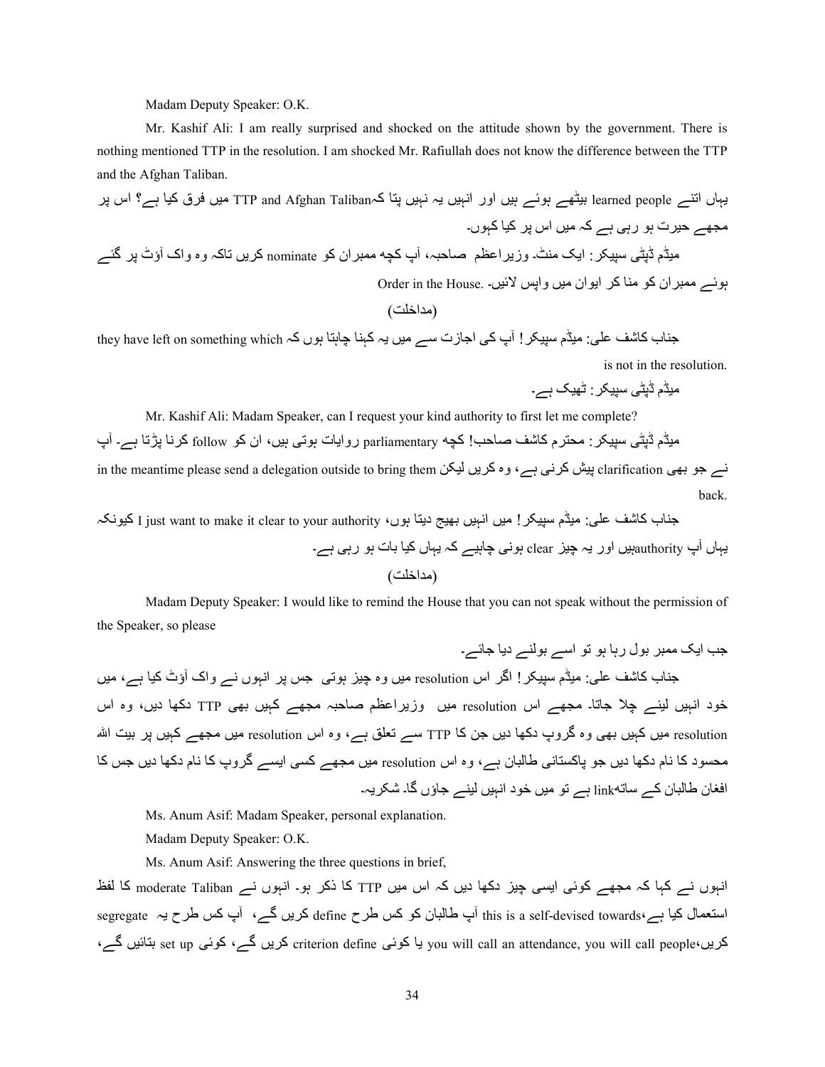Madam Deputy Speaker: O.K.

Mr. Kashif Ali: I am really surprised and shocked on the attitude shown by the government. There is nothing mentioned TTP in the resolution. I am shocked Mr. Rafiullah does not know the difference between the TTP and the Afghan Taliban.

یہاں اتنے learned people بیٹھے ہوئے ہیں اور انہیں یہ نہیں پتا کہTTP and Afghan Taliban میں فرق کیا ہے؟ اس پر مجھے حیرت ہو رہی ہے کہ میں اس پر کیا کہوں۔

میڈم ڈپٹی سپیکر: ایک منٹ۔ وزیراعظم صاحبہ، آپ کچھ ممبران کو nominate کریں تاکہ وہ واک آؤٹ پر گئے ہوئے ممبران کو منا کر ایوان میں واپس لائیں۔ .Order in the House

(مداخلت)

جناب کاشف علی: میڈم سپیکر! آپ کی اجازت سے میں یہ کہنا چاہتا ہوں کہ they have left on something which is not in the resolution.

میڈم ڈپٹی سپیکر: ٹھیک ہے۔

Mr. Kashif Ali: Madam Speaker, can I request your kind authority to first let me complete?

میڈم ڈپٹی سپیکر: محترم کاشف صاحب! کچھ parliamentary روایات ہوتی ہیں، ان کو follow کرنا پڑتا ہے۔ آپ نے جو بھی clarification پیش کرنی ہے، وہ کریں لیکن in the meantime please send a delegation outside to bring them back.

جناب کاشف علی: میڈم سپیکر! میں انہیں بھیج دیتا ہوں، I just want to make it clear to your authority کیونکہ یہاں آپ authorityہیں اور یہ چیز clear ہونی چاہیے کہ یہاں کیا بات ہو رہی ہے۔

(مداخلت)

Madam Deputy Speaker: I would like to remind the House that you can not speak without the permission of the Speaker, so please

جب ایک ممبر بول رہا ہو تو اسے بولنے دیا جائے۔

جناب کاشف علی: میڈم سپیکر! اگر اس resolution میں وہ چیز ہوتی جس پر انہوں نے واک آؤٹ کیا ہے، میں خود انہیں لینے چلا جاتا۔ مجھے اس resolution میں وزیراعظم صاحبہ مجھے کہیں بھی TTP دکھا دیں، وہ اس resolution میں کہیں بھی وہ گروپ دکھا دیں جن کا TTP سے تعلق ہے، وہ اس resolution میں مجھے کہیں پر بیت اللہ محسود کا نام دکھا دیں جو پاکستانی طالبان ہے، وہ اس resolution میں مجھے کسی ایسے گروپ کا نام دکھا دیں جس کا افغان طالبان کے ساتھlink ہے تو میں خود انہیں لینے جاؤں گا۔ شکریہ۔

Ms. Anum Asif: Madam Speaker, personal explanation.

Madam Deputy Speaker: O.K.

Ms. Anum Asif: Answering the three questions in brief,

انہوں نے کہا کہ مجھے کوئی ایسی چیز دکھا دیں کہ اس میں TTP کا ذکر ہو۔ انہوں نے moderate Taliban کا لفظ استعمال کیا ہے،this is a self-devised towards آپ طالبان کو کس طرح define کریں گے، آپ کس طرح یہ segregate کریں،you will call an attendance, you will call people یا کوئی criterion define کریں گے، کوئی set up بتائیں گے،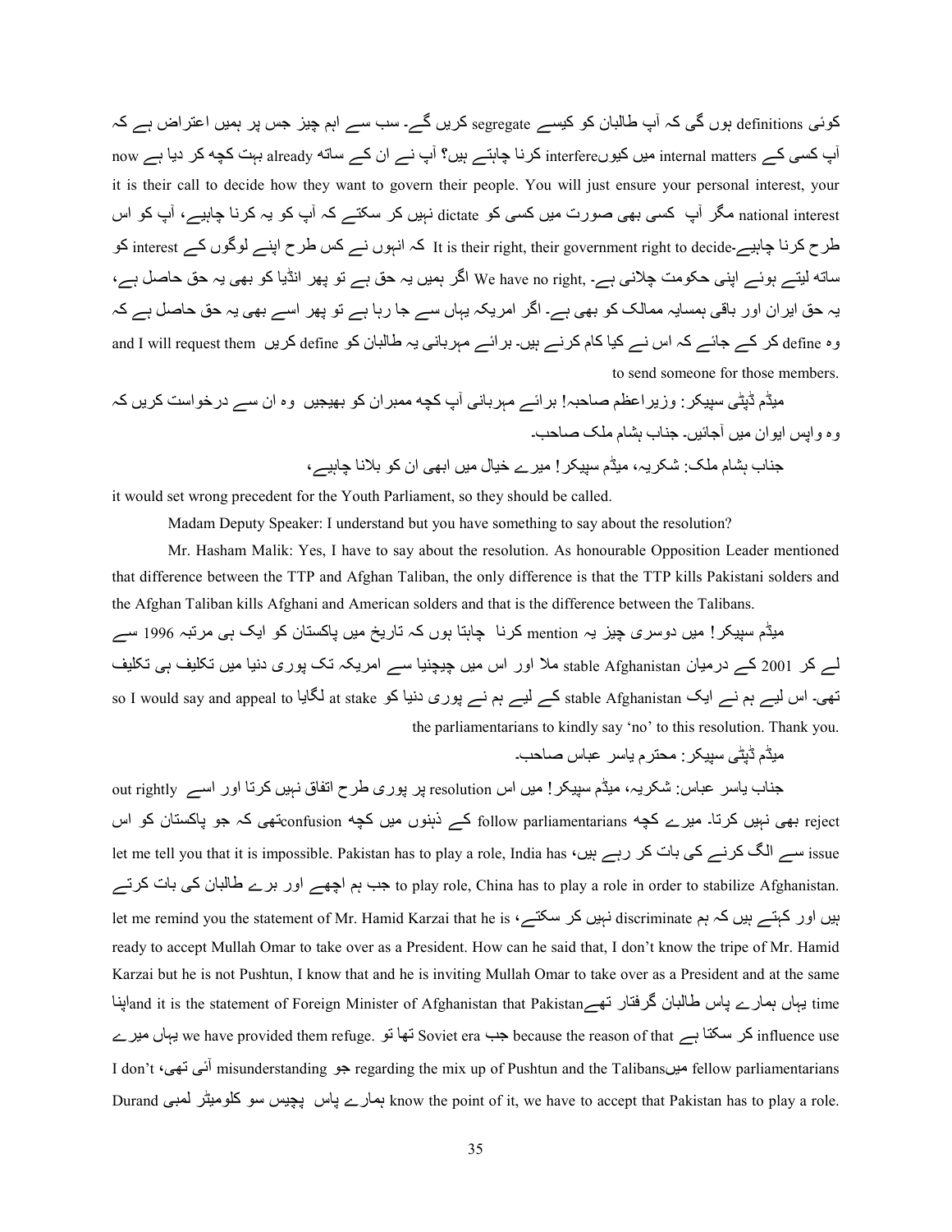کوئی definitions ہوں گی کہ آپ طالبان کو کیسے segregate کریں گے۔ سب سے اہم چیز جس پر ہمیں اعتراض ہے کہ آپ کسی کے internal matters میں کیوںinterfere کرنا چاہتے ہیں؟ آپ نے ان کے ساتھ already بہت کچھ کر دیا ہے now it is their call to decide how they want to govern their people. You will just ensure your personal interest, your national interest مگر آپ کسی بھی صورت میں کسی کو dictate نہیں کر سکتے کہ آپ کو یہ کرنا چاہیے، آپ کو اس طرح کرنا چاہیے۔ It is their right, their government right to decide کہ انہوں نے کس طرح اپنے لوگوں کے interest کو ساتھ لیتے ہوئے اپنی حکومت چلانی ہے۔ We have no right, اگر ہمیں یہ حق ہے تو پھر انڈیا کو بھی یہ حق حاصل ہے، یہ حق ایران اور باقی ہمسایہ ممالک کو بھی ہے۔ اگر امریکہ یہاں سے جا رہا ہے تو پھر اسے بھی یہ حق حاصل ہے کہ وہ define کر کے جائے کہ اس نے کیا کام کرنے ہیں۔ برائے مہربانی یہ طالبان کو define کریں and I will request them to send someone for those members.

میڈم ڈپٹی سپیکر: وزیراعظم صاحبہ! برائے مہربانی آپ کچھ ممبران کو بھیجیں وہ ان سے درخواست کریں کہ وہ واپس ایوان میں آجائیں۔ جناب ہشام ملک صاحب۔

جناب ہشام ملک: شکریہ، میڈم سپیکر! میرے خیال میں ابھی ان کو بلانا چاہیے، it would set wrong precedent for the Youth Parliament, so they should be called.

Madam Deputy Speaker: I understand but you have something to say about the resolution?

Mr. Hasham Malik: Yes, I have to say about the resolution. As honourable Opposition Leader mentioned that difference between the TTP and Afghan Taliban, the only difference is that the TTP kills Pakistani solders and the Afghan Taliban kills Afghani and American solders and that is the difference between the Talibans.

میڈم سپیکر! میں دوسری چیز یہ mention کرنا چاہتا ہوں کہ تاریخ میں پاکستان کو ایک ہی مرتبہ 1996 سے لے کر 2001 کے درمیان stable Afghanistan ملا اور اس میں چیچنیا سے امریکہ تک پوری دنیا میں تکلیف ہی تکلیف تھی۔ اس لیے ہم نے ایک stable Afghanistan کے لیے ہم نے پوری دنیا کو at stake لگایا so I would say and appeal to the parliamentarians to kindly say 'no' to this resolution. Thank you.

میڈم ڈپٹی سپیکر: محترم یاسر عباس صاحب۔

جناب یاسر عباس: شکریہ، میڈم سپیکر! میں اس resolution پر پوری طرح اتفاق نہیں کرتا اور اسے out rightly reject بھی نہیں کرتا۔ میرے کچھ follow parliamentarians کے ذہنوں میں کچھ confusionتھی کہ جو پاکستان کو اس issue سے الگ کرنے کی بات کر رہے ہیں، let me tell you that it is impossible. Pakistan has to play a role, India has to play role, China has to play a role in order to stabilize Afghanistan. جب ہم اچھے اور برے طالبان کی بات کرتے ہیں اور کہتے ہیں کہ ہم discriminate نہیں کر سکتے، let me remind you the statement of Mr. Hamid Karzai that he is ready to accept Mullah Omar to take over as a President. How can he said that, I don't know the tripe of Mr. Hamid Karzai but he is not Pushtun, I know that and he is inviting Mullah Omar to take over as a President and at the same time یہاں ہمارے پاس طالبان گرفتار تھےand it is the statement of Foreign Minister of Afghanistan that Pakistanاپنا influence use کر سکتا ہے because the reason of that جب Soviet era تھا تو we have provided them refuge. یہاں میرے fellow parliamentariansمیں regarding the mix up of Pushtun and the Talibans جو misunderstanding آئی تھی، I don't know the point of it, we have to accept that Pakistan has to play a role. ہمارے پاس پچیس سو کلومیٹر لمبی Durand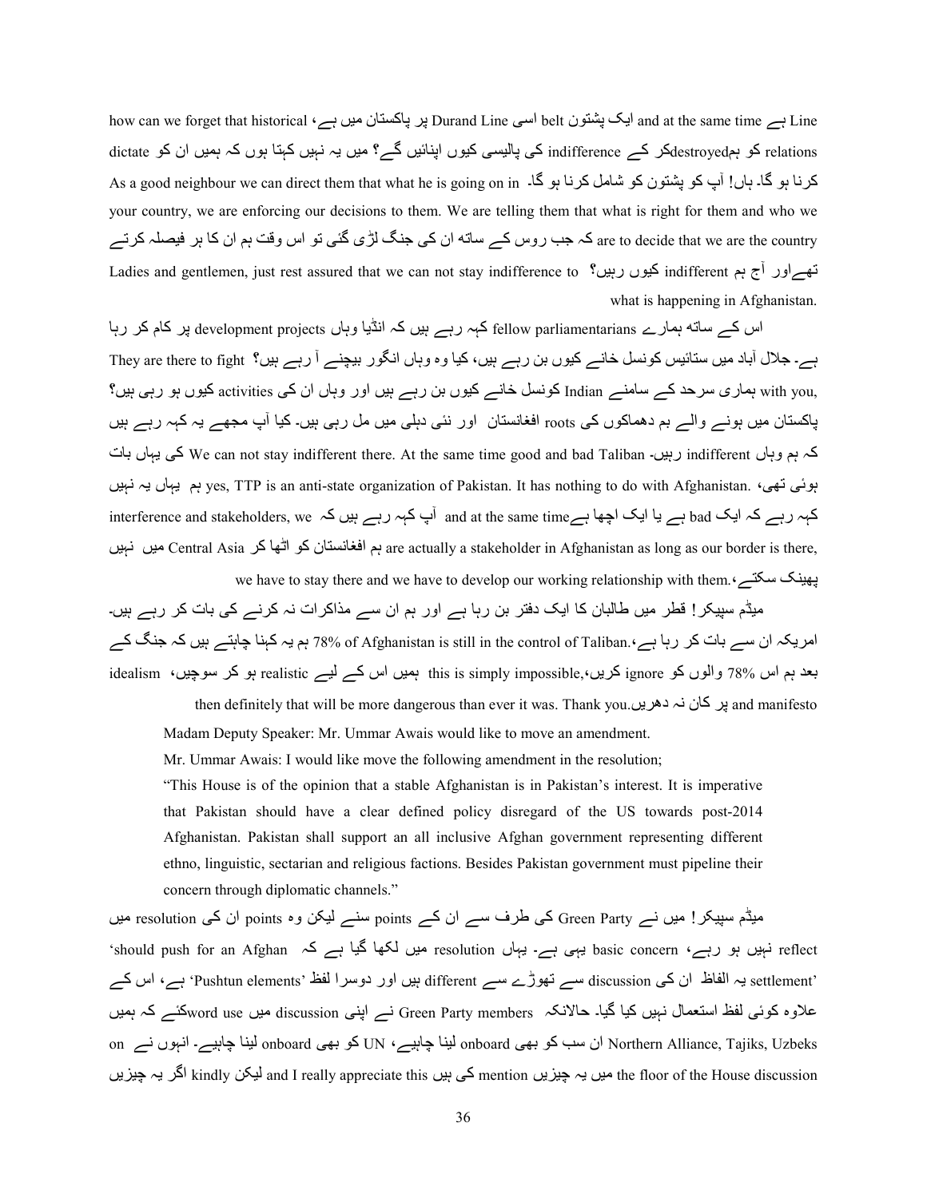Line ہے ایک پشتون belt اسی Durand Line پر پاکستان میں ہے، how can we forget that historical and at the same time relations کو ہمdestroyedکر کے indifference کی پالیسی کیوں اپنائیں گے؟ میں یہ نہیں کہتا ہوں کہ ہمیں ان کو dictate کرنا ہو گا۔ ہاں! آپ کو پشتون کو شامل کرنا ہو گا۔ As a good neighbour we can direct them that what he is going on in your country, we are enforcing our decisions to them. We are telling them that what is right for them and who we are to decide that we are the country کہ جب روس کے ساتھ ان کی جنگ لڑی گئی تو اس وقت ہم ان کا ہر فیصلہ کرتے تھےاور آج ہم indifferent کیوں رہیں؟ Ladies and gentlemen, just rest assured that we can not stay indifference to what is happening in Afghanistan.

اس کے ساتھ ہمارے fellow parliamentarians کہہ رہے ہیں کہ انڈیا وہاں development projects پر کام کر رہا ہے۔ جلال آباد میں ستائیس کونسل خانے کیوں بن رہے ہیں، کیا وہ وہاں انگور بیچنے آ رہے ہیں؟ They are there to fight with you, ہماری سرحد کے سامنے Indian کونسل خانے کیوں بن رہے ہیں اور وہاں ان کی activities کیوں ہو رہی ہیں؟ پاکستان میں ہونے والے بم دھماکوں کی roots افغانستان اور نئی دہلی میں مل رہی ہیں۔ کیا آپ مجھے یہ کہہ رہے ہیں کہ ہم وہاں indifferent رہیں۔ We can not stay indifferent there. At the same time good and bad Taliban کی یہاں بات ہوئی تھی، yes, TTP is an anti-state organization of Pakistan. It has nothing to do with Afghanistan. ہم یہاں یہ نہیں کہہ رہے کہ ایک bad ہے یا ایک اچھا ہےand at the same time آپ کہہ رہے ہیں کہ interference and stakeholders, we are actually a stakeholder in Afghanistan as long as our border is there, ہم افغانستان کو اٹھا کر Central Asia میں نہیں پھینک سکتے، we have to stay there and we have to develop our working relationship with them.

میڈم سپیکر! قطر میں طالبان کا ایک دفتر بن رہا ہے اور ہم ان سے مذاکرات نہ کرنے کی بات کر رہے ہیں۔ امریکہ ان سے بات کر رہا ہے، 78% of Afghanistan is still in the control of Taliban. ہم یہ کہنا چاہتے ہیں کہ جنگ کے بعد ہم اس 78% والوں کو ignore کریں، this is simply impossible, ہمیں اس کے لیے realistic ہو کر سوچیں، idealism and manifesto پر کان نہ دھریں then definitely that will be more dangerous than ever it was. Thank you.

Madam Deputy Speaker: Mr. Ummar Awais would like to move an amendment.

Mr. Ummar Awais: I would like move the following amendment in the resolution;

"This House is of the opinion that a stable Afghanistan is in Pakistan's interest. It is imperative that Pakistan should have a clear defined policy disregard of the US towards post-2014 Afghanistan. Pakistan shall support an all inclusive Afghan government representing different ethno, linguistic, sectarian and religious factions. Besides Pakistan government must pipeline their concern through diplomatic channels."

میڈم سپیکر! میں نے Green Party کی طرف سے ان کے points سنے لیکن وہ points ان کی resolution میں reflect نہیں ہو رہے، basic concern یہی ہے۔ یہاں resolution میں لکھا گیا ہے کہ 'should push for an Afghan settlement' یہ الفاظ ان کی discussion سے تھوڑے سے different ہیں اور دوسرا لفظ 'Pushtun elements' ہے، اس کے علاوہ کوئی لفظ استعمال نہیں کیا گیا۔ حالانکہ Green Party members نے اپنی discussion میں word use کئے کہ ہمیں Northern Alliance, Tajiks, Uzbeks ان سب کو بھی onboard لینا چاہیے، UN کو بھی onboard لینا چاہیے۔ انہوں نے on the floor of the House discussion میں یہ چیزیں mention کی ہیں and I really appreciate this لیکن kindly اگر یہ چیزیں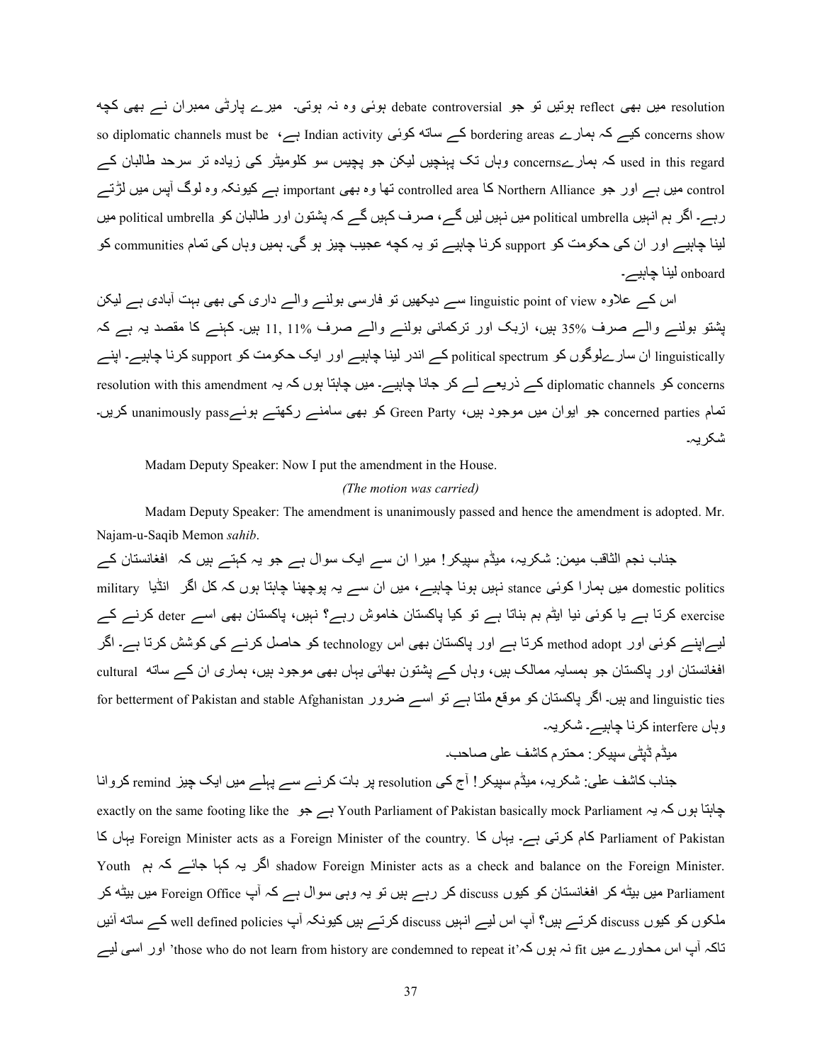resolution میں بھی reflect ہوتیں تو جو debate controversial ہوئی وہ نہ ہوتی۔ میرے پارٹی ممبران نے بھی کچھ concerns show کیے کہ ہمارے bordering areas کے ساتھ کوئی Indian activity ہے، so diplomatic channels must be used in this regard کہ ہمارےconcerns وہاں تک پہنچیں لیکن جو پچیس سو کلومیٹر کی زیادہ تر سرحد طالبان کے control میں ہے اور جو Northern Alliance کا controlled area تھا وہ بھی important ہے کیونکہ وہ لوگ آپس میں لڑتے رہے۔ اگر ہم انہیں political umbrella میں نہیں لیں گے، صرف کہیں گے کہ پشتون اور طالبان کو political umbrella میں لینا چاہیے اور ان کی حکومت کو support کرنا چاہیے تو یہ کچھ عجیب چیز ہو گی۔ ہمیں وہاں کی تمام communities کو onboard لینا چاہیے۔

اس کے علاوہ linguistic point of view سے دیکھیں تو فارسی بولنے والے داری کی بھی بہت آبادی ہے لیکن پشتو بولنے والے صرف 35% ہیں، ازبک اور ترکمانی بولنے والے صرف 11% ,11 ہیں۔ کہنے کا مقصد یہ ہے کہ linguistically ان سارےلوگوں کو political spectrum کے اندر لینا چاہیے اور ایک حکومت کو support کرنا چاہیے۔ اپنے concerns کو diplomatic channels کے ذریعے لے کر جانا چاہیے۔ میں چاہتا ہوں کہ یہ resolution with this amendment تمام concerned parties جو ایوان میں موجود ہیں، Green Party کو بھی سامنے رکھتے ہوئےunanimously pass کریں۔ شکریہ۔

Madam Deputy Speaker: Now I put the amendment in the House.

*(The motion was carried)*

Madam Deputy Speaker: The amendment is unanimously passed and hence the amendment is adopted. Mr. Najam-u-Saqib Memon *sahib*.

جناب نجم الثاقب میمن: شکریہ، میڈم سپیکر! میرا ان سے ایک سوال ہے جو یہ کہتے ہیں کہ افغانستان کے domestic politics میں ہمارا کوئی stance نہیں ہونا چاہیے، میں ان سے یہ پوچھنا چاہتا ہوں کہ کل اگر انڈیا military exercise کرتا ہے یا کوئی نیا ایٹم بم بناتا ہے تو کیا پاکستان خاموش رہے؟ نہیں، پاکستان بھی اسے deter کرنے کے لیےاپنے کوئی اور method adopt کرتا ہے اور پاکستان بھی اس technology کو حاصل کرنے کی کوشش کرتا ہے۔ اگر افغانستان اور پاکستان جو ہمسایہ ممالک ہیں، وہاں کے پشتون بھائی یہاں بھی موجود ہیں، ہماری ان کے ساتھ cultural and linguistic ties ہیں۔ اگر پاکستان کو موقع ملتا ہے تو اسے ضرور for betterment of Pakistan and stable Afghanistan وہاں interfere کرنا چاہیے۔ شکریہ۔

میڈم ڈپٹی سپیکر: محترم کاشف علی صاحب۔

جناب کاشف علی: شکریہ، میڈم سپیکر! آج کی resolution پر بات کرنے سے پہلے میں ایک چیز remind کروانا چاہتا ہوں کہ یہ Youth Parliament of Pakistan basically mock Parliament ہے جو exactly on the same footing like the Parliament of Pakistan کام کرتی ہے۔ یہاں کا Foreign Minister acts as a Foreign Minister of the country. یہاں کا shadow Foreign Minister acts as a check and balance on the Foreign Minister. اگر یہ کہا جائے کہ ہم Youth Parliament میں بیٹھ کر افغانستان کو کیوں discuss کر رہے ہیں تو یہ وہی سوال ہے کہ آپ Foreign Office میں بیٹھ کر ملکوں کو کیوں discuss کرتے ہیں؟ آپ اس لیے انہیں discuss کرتے ہیں کیونکہ آپ well defined policies کے ساتھ آئیں تاکہ آپ اس محاورے میں fit نہ ہوں کہ'those who do not learn from history are condemned to repeat it' اور اسی لیے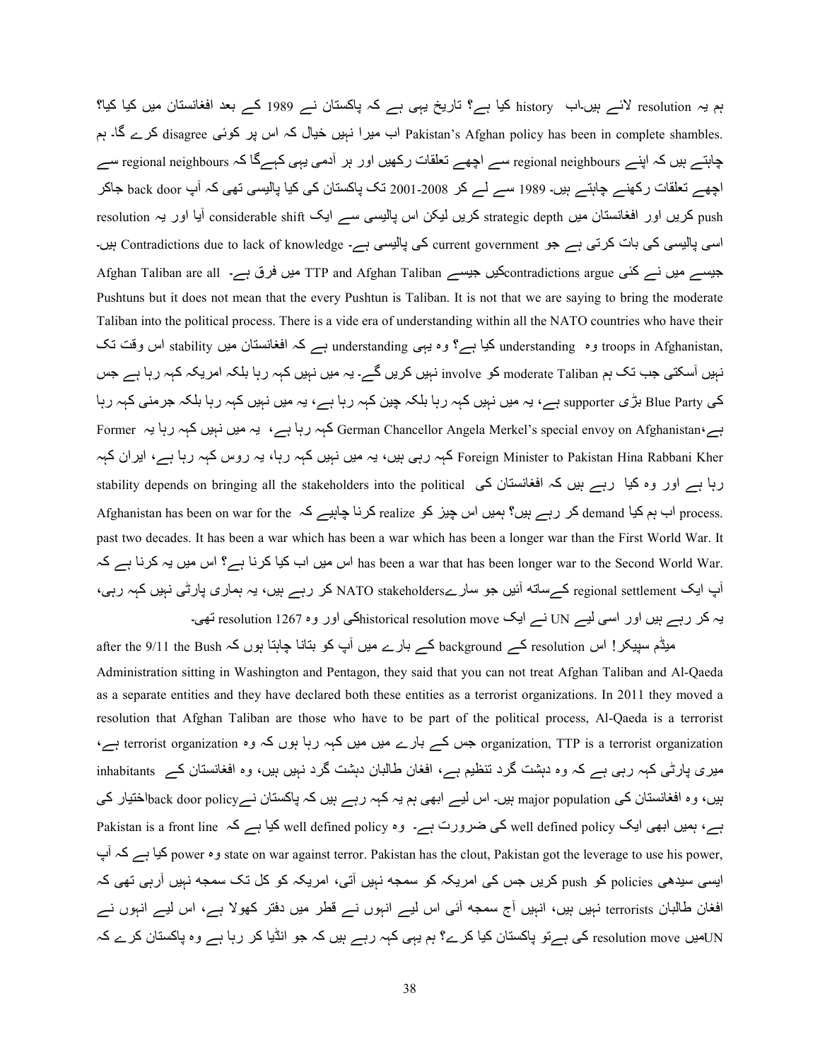ہم یہ resolution لائے ہیں۔اب history کیا ہے؟ تاریخ یہی ہے کہ پاکستان نے 1989 کے بعد افغانستان میں کیا کیا؟ Pakistan's Afghan policy has been in complete shambles. اب میرا نہیں خیال کہ اس پر کوئی disagree کرے گا۔ ہم چاہتے ہیں کہ اپنے regional neighbours سے اچھے تعلقات رکھیں اور ہر آدمی یہی کہےگا کہ regional neighbours سے اچھے تعلقات رکھنے چاہتے ہیں۔ 1989 سے لے کر 2001-2008 تک پاکستان کی کیا پالیسی تھی کہ آپ back door جاکر push کریں اور افغانستان میں strategic depth کریں لیکن اس پالیسی سے ایک considerable shift آیا اور یہ resolution اسی پالیسی کی بات کرتی ہے جو current government کی پالیسی ہے۔ Contradictions due to lack of knowledge ہیں۔ جیسے میں نے کئی contradictions argueکیں جیسے TTP and Afghan Taliban میں فرق ہے۔ Afghan Taliban are all Pushtuns but it does not mean that the every Pushtun is Taliban. It is not that we are saying to bring the moderate Taliban into the political process. There is a vide era of understanding within all the NATO countries who have their troops in Afghanistan, وہ understanding کیا ہے؟ وہ یہی understanding ہے کہ افغانستان میں stability اس وقت تک نہیں آسکتی جب تک ہم moderate Taliban کو involve نہیں کریں گے۔ یہ میں نہیں کہہ رہا بلکہ امریکہ کہہ رہا ہے جس کی Blue Party بڑی supporter ہے، یہ میں نہیں کہہ رہا بلکہ چین کہہ رہا ہے، یہ میں نہیں کہہ رہا بلکہ جرمنی کہہ رہا ہے، German Chancellor Angela Merkel's special envoy on Afghanistan کہہ رہا ہے، یہ میں نہیں کہہ رہا یہ Former Foreign Minister to Pakistan Hina Rabbani Kher کہہ رہی ہیں، یہ میں نہیں کہہ رہا، یہ روس کہہ رہا ہے، ایران کہہ رہا ہے اور وہ کیا رہے ہیں کہ افغانستان کی stability depends on bringing all the stakeholders into the political process. اب ہم کیا demand کر رہے ہیں؟ ہمیں اس چیز کو realize کرنا چاہیے کہ Afghanistan has been on war for the past two decades. It has been a war which has been a war which has been a longer war than the First World War. It has been a war that has been longer war to the Second World War. اس میں اب کیا کرنا ہے؟ اس میں یہ کرنا ہے کہ آپ ایک regional settlement کےساتھ آئیں جو سارے NATO stakeholders کر رہے ہیں، یہ ہماری پارٹی نہیں کہہ رہی، یہ کر رہے ہیں اور اسی لیے UN نے ایک historical resolution moveکی اور وہ resolution 1267 تھی۔

میڈم سپیکر! اس resolution کے background کے بارے میں آپ کو بتانا چاہتا ہوں کہ after the 9/11 the Bush Administration sitting in Washington and Pentagon, they said that you can not treat Afghan Taliban and Al-Qaeda as a separate entities and they have declared both these entities as a terrorist organizations. In 2011 they moved a resolution that Afghan Taliban are those who have to be part of the political process, Al-Qaeda is a terrorist organization, TTP is a terrorist organization جس کے بارے میں میں کہہ رہا ہوں کہ وہ terrorist organization ہے، میری پارٹی کہہ رہی ہے کہ وہ دہشت گرد تنظیم ہے، افغان طالبان دہشت گرد نہیں ہیں، وہ افغانستان کے inhabitants ہیں، وہ افغانستان کی major population ہیں۔ اس لیے ابھی ہم یہ کہہ رہے ہیں کہ پاکستان نےback door policyاختیار کی ہے، ہمیں ابھی ایک well defined policy کی ضرورت ہے۔ وہ well defined policy کیا ہے کہ Pakistan is a front line state on war against terror. Pakistan has the clout, Pakistan got the leverage to use his power, وہ power کیا ہے کہ آپ ایسی سیدھی policies کو push کریں جس کی امریکہ کو سمجھ نہیں آتی، امریکہ کو کل تک سمجھ نہیں آرہی تھی کہ افغان طالبان terrorists نہیں ہیں، انہیں آج سمجھ آئی اس لیے انہوں نے قطر میں دفتر کھولا ہے، اس لیے انہوں نے UNمیں resolution move کی ہےتو پاکستان کیا کرے؟ ہم یہی کہہ رہے ہیں کہ جو انڈیا کر رہا ہے وہ پاکستان کرے کہ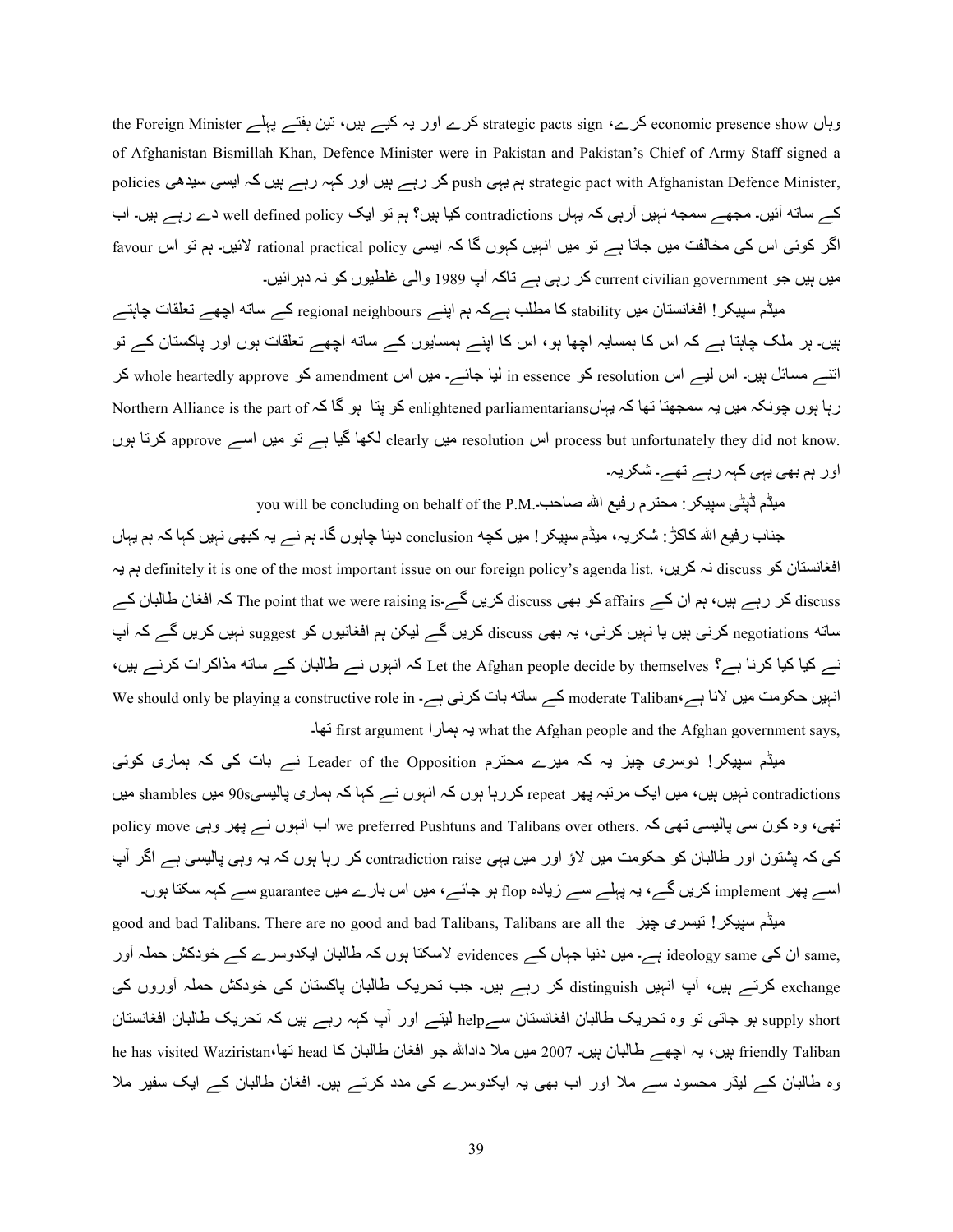وہاں economic presence show کرے، strategic pacts sign کرے اور یہ کیے ہیں، تین ہفتے پہلے the Foreign Minister of Afghanistan Bismillah Khan, Defence Minister were in Pakistan and Pakistan's Chief of Army Staff signed a strategic pact with Afghanistan Defence Minister, ہم یہی push کر رہے ہیں اور کہہ رہے ہیں کہ ایسی سیدھی policies کے ساتھ آئیں۔ مجھے سمجھ نہیں آرہی کہ یہاں contradictions کیا ہیں؟ ہم تو ایک well defined policy دے رہے ہیں۔ اب اگر کوئی اس کی مخالفت میں جاتا ہے تو میں انہیں کہوں گا کہ ایسی rational practical policy لائیں۔ ہم تو اس favour میں ہیں جو current civilian government کر رہی ہے تاکہ آپ 1989 والی غلطیوں کو نہ دہرائیں۔

میڈم سپیکر! افغانستان میں stability کا مطلب ہےکہ ہم اپنے regional neighbours کے ساتھ اچھے تعلقات چاہتے ہیں۔ ہر ملک چاہتا ہے کہ اس کا ہمسایہ اچھا ہو، اس کا اپنے ہمسایوں کے ساتھ اچھے تعلقات ہوں اور پاکستان کے تو اتنے مسائل ہیں۔ اس لیے اس resolution کو in essence لیا جائے۔ میں اس amendment کو whole heartedly approve کر رہا ہوں چونکہ میں یہ سمجھتا تھا کہ یہاں enlightened parliamentarians کو پتا ہو گا کہ Northern Alliance is the part of process but unfortunately they did not know. اس resolution میں clearly لکھا گیا ہے تو میں اسے approve کرتا ہوں اور ہم بھی یہی کہہ رہے تھے۔ شکریہ۔

میڈم ڈپٹی سپیکر: محترم رفیع اللہ صاحب۔you will be concluding on behalf of the P.M.

جناب رفیع اللہ کاکڑ: شکریہ، میڈم سپیکر! میں کچھ conclusion دینا چاہوں گا۔ ہم نے یہ کبھی نہیں کہا کہ ہم یہاں افغانستان کو discuss نہ کریں، definitely it is one of the most important issue on our foreign policy's agenda list. ہم یہ discuss کر رہے ہیں، ہم ان کے affairs کو بھی discuss کریں گے-The point that we were raising is کہ افغان طالبان کے ساتھ negotiations کرنی ہیں یا نہیں کرنی، یہ بھی discuss کریں گے لیکن ہم افغانیوں کو suggest نہیں کریں گے کہ آپ نے کیا کیا کرنا ہے؟ Let the Afghan people decide by themselves کہ انہوں نے طالبان کے ساتھ مذاکرات کرنے ہیں، انہیں حکومت میں لانا ہے،moderate Taliban کے ساتھ بات کرنی ہے۔ We should only be playing a constructive role in what the Afghan people and the Afghan government says, یہ ہمارا first argument تھا۔

میڈم سپیکر! دوسری چیز یہ کہ میرے محترم Leader of the Opposition نے بات کی کہ ہماری کوئی contradictions نہیں ہیں، میں ایک مرتبہ پھر repeat کررہا ہوں کہ انہوں نے کہا کہ ہماری پالیسی90s میں shambles میں تھی، وہ کون سی پالیسی تھی کہ we preferred Pushtuns and Talibans over others. اب انہوں نے پھر وہی policy move کی کہ پشتون اور طالبان کو حکومت میں لاؤ اور میں یہی contradiction raise کر رہا ہوں کہ یہ وہی پالیسی ہے اگر آپ اسے پھر implement کریں گے، یہ پہلے سے زیادہ flop ہو جائے، میں اس بارے میں guarantee سے کہہ سکتا ہوں۔

میڈم سپیکر! تیسری چیز good and bad Talibans. There are no good and bad Talibans, Talibans are all the same, ان کی ideology same ہے۔ میں دنیا جہاں کے evidences لاسکتا ہوں کہ طالبان ایکدوسرے کے خودکش حملہ آور exchange کرتے ہیں، آپ انہیں distinguish کر رہے ہیں۔ جب تحریک طالبان پاکستان کی خودکش حملہ آوروں کی supply short ہو جاتی تو وہ تحریک طالبان افغانستان سےhelp لیتے اور آپ کہہ رہے ہیں کہ تحریک طالبان افغانستان friendly Taliban ہیں، یہ اچھے طالبان ہیں۔ 2007 میں ملا داداللہ جو افغان طالبان کا head تھا،he has visited Waziristan وہ طالبان کے لیڈر محسود سے ملا اور اب بھی یہ ایکدوسرے کی مدد کرتے ہیں۔ افغان طالبان کے ایک سفیر ملا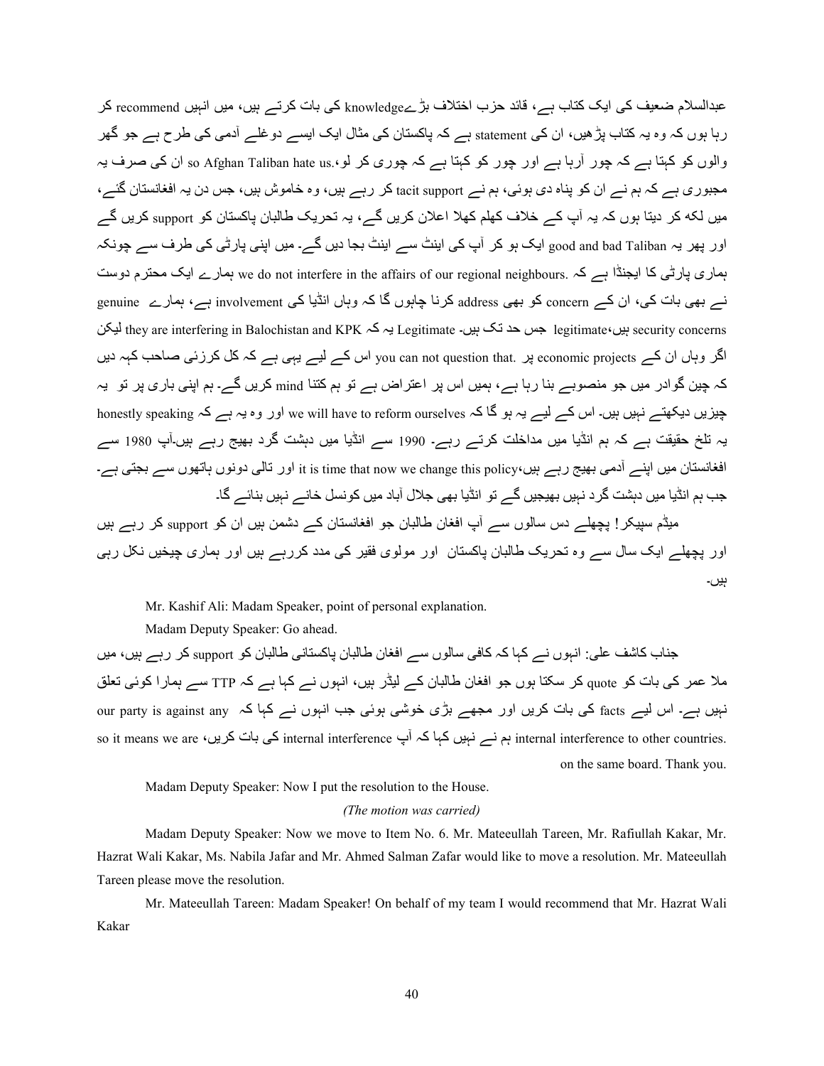عبدالسلام ضعیف کی ایک کتاب ہے، قائد حزب اختلاف بڑےknowledge کی بات کرتے ہیں، میں انہیں recommend کر رہا ہوں کہ وہ یہ کتاب پڑھیں، ان کی statement ہے کہ پاکستان کی مثال ایک ایسے دوغلے آدمی کی طرح ہے جو گھر والوں کو کہتا ہے کہ چور آرہا ہے اور چور کو کہتا ہے کہ چوری کر لو،.so Afghan Taliban hate us ان کی صرف یہ مجبوری ہے کہ ہم نے ان کو پناہ دی ہوئی، ہم نے tacit support کر رہے ہیں، وہ خاموش ہیں، جس دن یہ افغانستان گئے، میں لکھ کر دیتا ہوں کہ یہ آپ کے خلاف کھلم کھلا اعلان کریں گے، یہ تحریک طالبان پاکستان کو support کریں گے اور پھر یہ good and bad Taliban ایک ہو کر آپ کی اینٹ سے اینٹ بجا دیں گے۔ میں اپنی پارٹی کی طرف سے چونکہ ہماری پارٹی کا ایجنڈا ہے کہ .we do not interfere in the affairs of our regional neighbours ہمارے ایک محترم دوست نے بھی بات کی، ان کے concern کو بھی address کرنا چاہوں گا کہ وہاں انڈیا کی involvement ہے، ہمارے genuine security concerns ہیں،legitimate جس حد تک ہیں۔ Legitimate یہ کہ they are interfering in Balochistan and KPK لیکن اگر وہاں ان کے economic projects پر .you can not question that اس کے لیے یہی ہے کہ کل کرزئی صاحب کہہ دیں کہ چین گوادر میں جو منصوبے بنا رہا ہے، ہمیں اس پر اعتراض ہے تو ہم کتنا mind کریں گے۔ ہم اپنی باری پر تو یہ چیزیں دیکھتے نہیں ہیں۔ اس کے لیے یہ ہو گا کہ we will have to reform ourselves اور وہ یہ ہے کہ honestly speaking یہ تلخ حقیقت ہے کہ ہم انڈیا میں مداخلت کرتے رہے۔ 1990 سے انڈیا میں دہشت گرد بھیج رہے ہیں۔آپ 1980 سے افغانستان میں اپنے آدمی بھیج رہے ہیں،it is time that now we change this policy اور تالی دونوں ہاتھوں سے بجتی ہے۔ جب ہم انڈیا میں دہشت گرد نہیں بھیجیں گے تو انڈیا بھی جلال آباد میں کونسل خانے نہیں بنائے گا۔

میڈم سپیکر! پچھلے دس سالوں سے آپ افغان طالبان جو افغانستان کے دشمن ہیں ان کو support کر رہے ہیں اور پچھلے ایک سال سے وہ تحریک طالبان پاکستان اور مولوی فقیر کی مدد کررہے ہیں اور ہماری چیخیں نکل رہی ہیں۔

Mr. Kashif Ali: Madam Speaker, point of personal explanation.

Madam Deputy Speaker: Go ahead.

جناب کاشف علی: انہوں نے کہا کہ کافی سالوں سے افغان طالبان پاکستانی طالبان کو support کر رہے ہیں، میں ملا عمر کی بات کو quote کر سکتا ہوں جو افغان طالبان کے لیڈر ہیں، انہوں نے کہا ہے کہ TTP سے ہمارا کوئی تعلق نہیں ہے۔ اس لیے facts کی بات کریں اور مجھے بڑی خوشی ہوئی جب انہوں نے کہا کہ our party is against any .internal interference to other countries ہم نے نہیں کہا کہ آپ internal interference کی بات کریں، so it means we are on the same board. Thank you.

Madam Deputy Speaker: Now I put the resolution to the House.

*(The motion was carried)*

Madam Deputy Speaker: Now we move to Item No. 6. Mr. Mateeullah Tareen, Mr. Rafiullah Kakar, Mr. Hazrat Wali Kakar, Ms. Nabila Jafar and Mr. Ahmed Salman Zafar would like to move a resolution. Mr. Mateeullah Tareen please move the resolution.

Mr. Mateeullah Tareen: Madam Speaker! On behalf of my team I would recommend that Mr. Hazrat Wali Kakar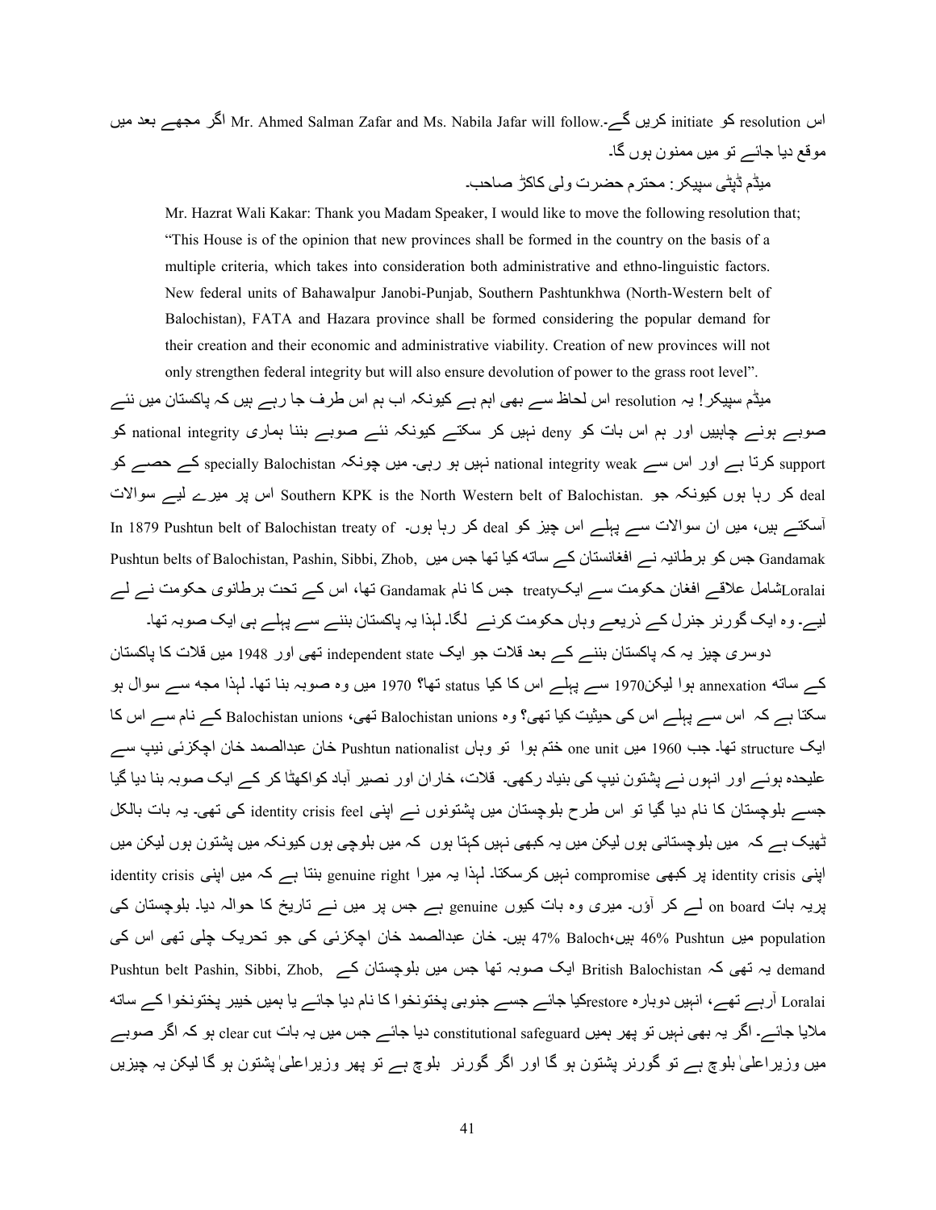اس resolution کو initiate کریں گے۔-Mr. Ahmed Salman Zafar and Ms. Nabila Jafar will follow اگر مجھے بعد میں موقع دیا جائے تو میں ممنون ہوں گا۔

میڈم ڈپٹی سپیکر: محترم حضرت ولی کاکڑ صاحب۔

> Mr. Hazrat Wali Kakar: Thank you Madam Speaker, I would like to move the following resolution that; "This House is of the opinion that new provinces shall be formed in the country on the basis of a multiple criteria, which takes into consideration both administrative and ethno-linguistic factors. New federal units of Bahawalpur Janobi-Punjab, Southern Pashtunkhwa (North-Western belt of Balochistan), FATA and Hazara province shall be formed considering the popular demand for their creation and their economic and administrative viability. Creation of new provinces will not only strengthen federal integrity but will also ensure devolution of power to the grass root level".

میڈم سپیکر! یہ resolution اس لحاظ سے بھی اہم ہے کیونکہ اب ہم اس طرف جا رہے ہیں کہ پاکستان میں نئے صوبے ہونے چاہییں اور ہم اس بات کو deny نہیں کر سکتے کیونکہ نئے صوبے بننا ہماری national integrity کو support کرتا ہے اور اس سے national integrity weak نہیں ہو رہی۔ میں چونکہ specially Balochistan کے حصے کو deal کر رہا ہوں کیونکہ جو .Southern KPK is the North Western belt of Balochistan اس پر میرے لیے سوالات آسکتے ہیں، میں ان سوالات سے پہلے اس چیز کو deal کر رہا ہوں۔ In 1879 Pushtun belt of Balochistan treaty of Gandamak جس کو برطانیہ نے افغانستان کے ساتھ کیا تھا جس میں ,Pushtun belts of Balochistan, Pashin, Sibbi, Zhob Loralaiشامل علاقے افغان حکومت سے ایکtreaty جس کا نام Gandamak تھا، اس کے تحت برطانوی حکومت نے لے لیے۔ وہ ایک گورنر جنرل کے ذریعے وہاں حکومت کرنے لگا۔ لہٰذا یہ پاکستان بننے سے پہلے ہی ایک صوبہ تھا۔

دوسری چیز یہ کہ پاکستان بننے کے بعد قلات جو ایک independent state تھی اور 1948 میں قلات کا پاکستان کے ساتھ annexation ہوا لیکن1970 سے پہلے اس کا کیا status تھا؟ 1970 میں وہ صوبہ بنا تھا۔ لہٰذا مجھ سے سوال ہو سکتا ہے کہ اس سے پہلے اس کی حیثیت کیا تھی؟ وہ Balochistan unions تھی، Balochistan unions کے نام سے اس کا ایک structure تھا۔ جب 1960 میں one unit ختم ہوا تو وہاں Pushtun nationalist خان عبدالصمد خان اچکزئی نیپ سے علیحدہ ہوئے اور انہوں نے پشتون نیپ کی بنیاد رکھی۔ قلات، خاران اور نصیر آباد کواکھٹا کر کے ایک صوبہ بنا دیا گیا جسے بلوچستان کا نام دیا گیا تو اس طرح بلوچستان میں پشتونوں نے اپنی identity crisis feel کی تھی۔ یہ بات بالکل ٹھیک ہے کہ میں بلوچستانی ہوں لیکن میں یہ کبھی نہیں کہتا ہوں کہ میں بلوچی ہوں کیونکہ میں پشتون ہوں لیکن میں اپنی identity crisis پر کبھی compromise نہیں کرسکتا۔ لہٰذا یہ میرا genuine right بنتا ہے کہ میں اپنی identity crisis پریہ بات on board لے کر آؤں۔ میری وہ بات کیوں genuine ہے جس پر میں نے تاریخ کا حوالہ دیا۔ بلوچستان کی population میں 46% Pushtun ہیں،47% Baloch ہیں۔ خان عبدالصمد خان اچکزئی کی جو تحریک چلی تھی اس کی demand یہ تھی کہ British Balochistan ایک صوبہ تھا جس میں بلوچستان کے ,Pushtun belt Pashin, Sibbi, Zhob Loralai آرہے تھے، انہیں دوبارہ restoreکیا جائے جسے جنوبی پختونخوا کا نام دیا جائے یا ہمیں خیبر پختونخوا کے ساتھ ملایا جائے۔ اگر یہ بھی نہیں تو پھر ہمیں constitutional safeguard دیا جائے جس میں یہ بات clear cut ہو کہ اگر صوبے میں وزیراعلیٰ بلوچ ہے تو گورنر پشتون ہو گا اور اگر گورنر بلوچ ہے تو پھر وزیراعلیٰ پشتون ہو گا لیکن یہ چیزیں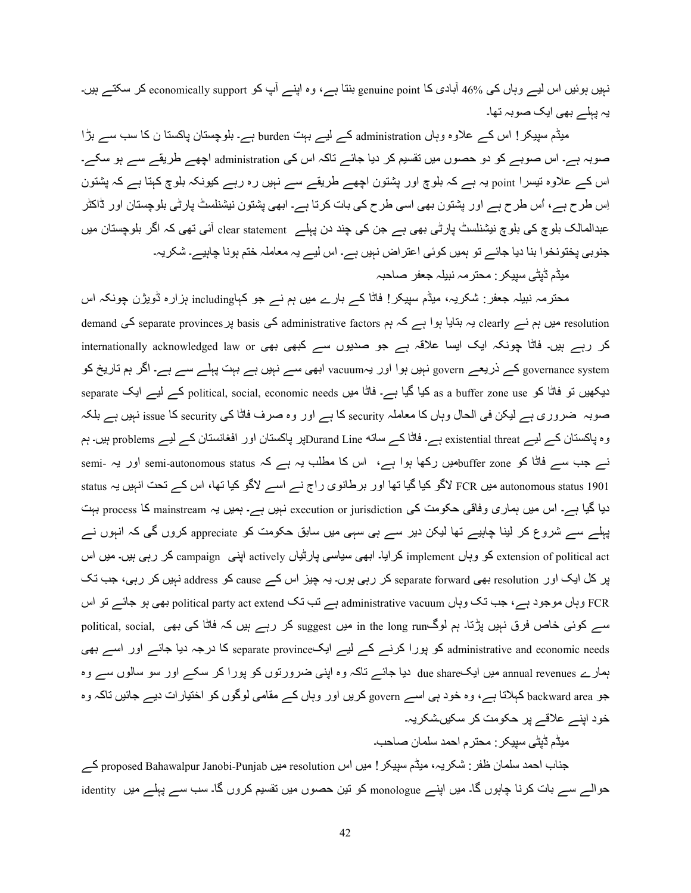نہیں ہوئیں اس لیے وہاں کی 46% آبادی کا genuine point بنتا ہے، وہ اپنے آپ کو economically support کر سکتے ہیں۔ یہ پہلے بھی ایک صوبہ تھا۔

میڈم سپیکر! اس کے علاوہ وہاں administration کے لیے بہت burden ہے۔ بلوچستان پاکستا ن کا سب سے بڑا صوبہ ہے۔ اس صوبے کو دو حصوں میں تقسیم کر دیا جائے تاکہ اس کی administration اچھے طریقے سے ہو سکے۔ اس کے علاوہ تیسرا point یہ ہے کہ بلوچ اور پشتون اچھے طریقے سے نہیں رہ رہے کیونکہ بلوچ کہتا ہے کہ پشتون اِس طرح ہے، اُس طرح ہے اور پشتون بھی اسی طرح کی بات کرتا ہے۔ ابھی پشتون نیشنلسٹ پارٹی بلوچستان اور ڈاکٹر عبدالمالک بلوچ کی بلوچ نیشنلسٹ پارٹی بھی ہے جن کی چند دن پہلے clear statement آئی تھی کہ اگر بلوچستان میں جنوبی پختونخوا بنا دیا جائے تو ہمیں کوئی اعتراض نہیں ہے۔ اس لیے یہ معاملہ ختم ہونا چاہیے۔ شکریہ۔

میڈم ڈپٹی سپیکر: محترمہ نبیلہ جعفر صاحبہ

محترمہ نبیلہ جعفر: شکریہ، میڈم سپیکر! فاٹا کے بارے میں ہم نے جو کہاincluding ہزارہ ڈویژن چونکہ اس resolution میں ہم نے clearly یہ بتایا ہوا ہے کہ ہم administrative factors کی basis پرseparate provinces کی demand کر رہے ہیں۔ فاٹا چونکہ ایک ایسا علاقہ ہے جو صدیوں سے کبھی بھی internationally acknowledged law or governance system کے ذریعے govern نہیں ہوا اور یہvacuum ابھی سے نہیں ہے بہت پہلے سے ہے۔ اگر ہم تاریخ کو دیکھیں تو فاٹا کو as a buffer zone use کیا گیا ہے۔ فاٹا میں political, social, economic needs کے لیے ایک separate صوبہ ضروری ہے لیکن فی الحال وہاں کا معاملہ security کا ہے اور وہ صرف فاٹا کی security کا issue نہیں ہے بلکہ وہ پاکستان کے لیے existential threat ہے۔ فاٹا کے ساتھ Durand Lineپر پاکستان اور افغانستان کے لیے problems ہیں۔ ہم نے جب سے فاٹا کو buffer zoneمیں رکھا ہوا ہے، اس کا مطلب یہ ہے کہ semi-autonomous status اور یہ semi-autonomous status 1901 میں FCR لاگو کیا گیا تھا اور برطانوی راج نے اسے لاگو کیا تھا، اس کے تحت انہیں یہ status دیا گیا ہے۔ اس میں ہماری وفاقی حکومت کی execution or jurisdiction نہیں ہے۔ ہمیں یہ mainstream کا process بہت پہلے سے شروع کر لینا چاہیے تھا لیکن دیر سے ہی سہی میں سابق حکومت کو appreciate کروں گی کہ انہوں نے extension of political act کو وہاں implement کرایا۔ ابھی سیاسی پارٹیاں actively اپنی campaign کر رہی ہیں۔ میں اس پر کل ایک اور resolution بھی separate forward کر رہی ہوں۔ یہ چیز اس کے cause کو address نہیں کر رہی، جب تک FCR وہاں موجود ہے، جب تک وہاں administrative vacuum ہے تب تک political party act extend بھی ہو جائے تو اس سے کوئی خاص فرق نہیں پڑتا۔ ہم لوگin the long run میں suggest کر رہے ہیں کہ فاٹا کی بھی political, social, administrative and economic needs کو پورا کرنے کے لیے ایکseparate province کا درجہ دیا جائے اور اسے بھی ہمارے annual revenues میں ایکdue share دیا جائے تاکہ وہ اپنی ضرورتوں کو پورا کر سکے اور سو سالوں سے وہ جو backward area کہلاتا ہے، وہ خود ہی اسے govern کریں اور وہاں کے مقامی لوگوں کو اختیارات دیے جائیں تاکہ وہ خود اپنے علاقے پر حکومت کر سکیں۔شکریہ۔

میڈم ڈپٹی سپیکر: محترم احمد سلمان صاحب۔

جناب احمد سلمان ظفر: شکریہ، میڈم سپیکر! میں اس resolution میں proposed Bahawalpur Janobi-Punjab کے حوالے سے بات کرنا چاہوں گا۔ میں اپنے monologue کو تین حصوں میں تقسیم کروں گا۔ سب سے پہلے میں identity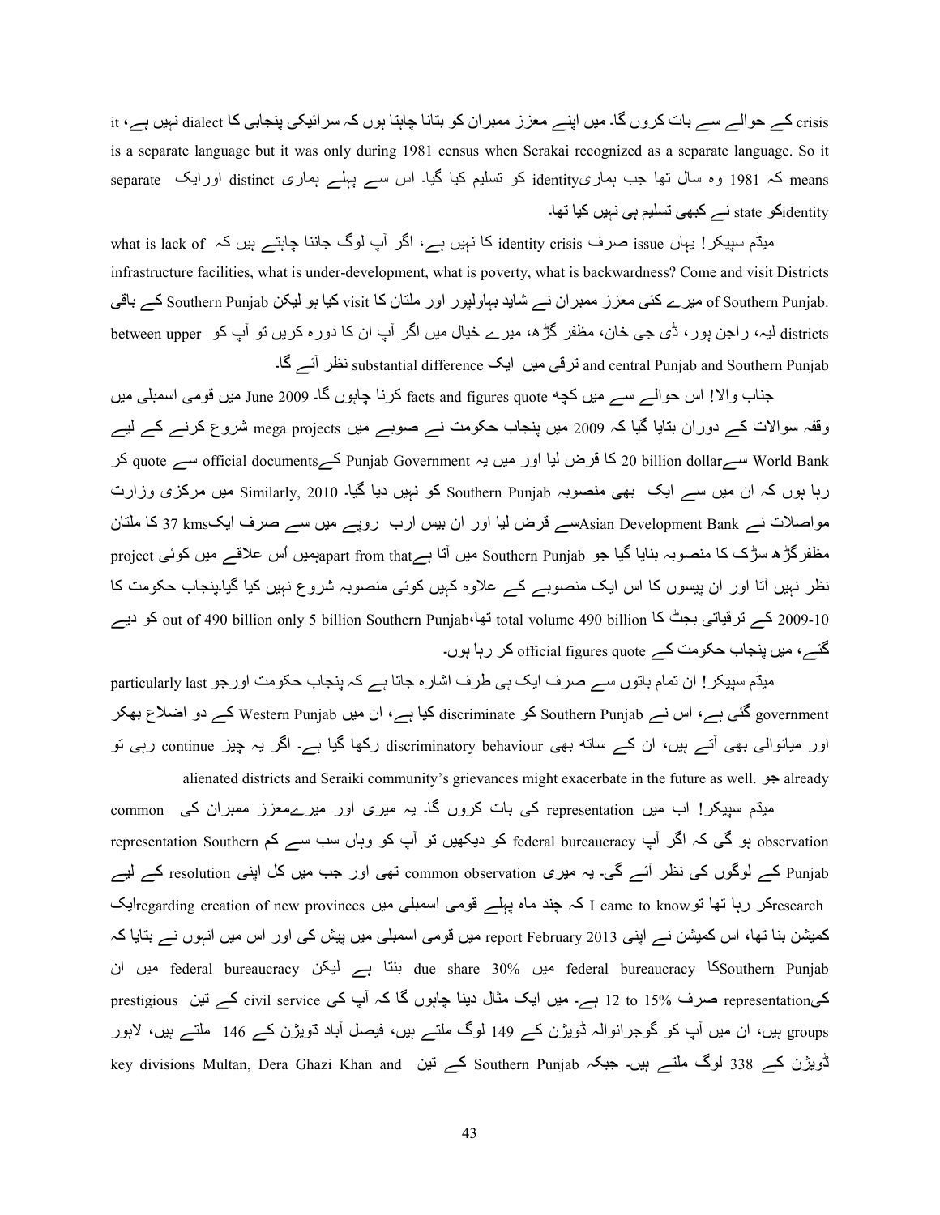crisis کے حوالے سے بات کروں گا۔ میں اپنے معزز ممبران کو بتانا چاہتا ہوں کہ سرائیکی پنجابی کا dialect نہیں ہے، it is a separate language but it was only during 1981 census when Serakai recognized as a separate language. So it means کہ 1981 وہ سال تھا جب ہماریidentity کو تسلیم کیا گیا۔ اس سے پہلے ہماری distinct اورایک separate identityکو state نے کبھی تسلیم ہی نہیں کیا تھا۔

میڈم سپیکر! یہاں issue صرف identity crisis کا نہیں ہے، اگر آپ لوگ جاننا چاہتے ہیں کہ what is lack of infrastructure facilities, what is under-development, what is poverty, what is backwardness? Come and visit Districts of Southern Punjab. میرے کئی معزز ممبران نے شاید بہاولپور اور ملتان کا visit کیا ہو لیکن Southern Punjab کے باقی districts لیہ، راجن پور، ڈی جی خان، مظفر گڑھ، میرے خیال میں اگر آپ ان کا دورہ کریں تو آپ کو between upper and central Punjab and Southern Punjab ترقی میں ایک substantial difference نظر آئے گا۔

جناب والا! اس حوالے سے میں کچھ facts and figures quote کرنا چاہوں گا۔ June 2009 میں قومی اسمبلی میں وقفہ سوالات کے دوران بتایا گیا کہ 2009 میں پنجاب حکومت نے صوبے میں mega projects شروع کرنے کے لیے World Bank سے20 billion dollar کا قرض لیا اور میں یہ Punjab Government کےofficial documents سے quote کر رہا ہوں کہ ان میں سے ایک بھی منصوبہ Southern Punjab کو نہیں دیا گیا۔ Similarly, 2010 میں مرکزی وزارت مواصلات نے Asian Development Bankسے قرض لیا اور ان بیس ارب روپے میں سے صرف ایک37 kms کا ملتان مظفرگڑھ سڑک کا منصوبہ بنایا گیا جو Southern Punjab میں آتا ہےapart from thatہمیں اُس علاقے میں کوئی project نظر نہیں آتا اور ان پیسوں کا اس ایک منصوبے کے علاوہ کہیں کوئی منصوبہ شروع نہیں کیا گیاپنجاب حکومت کا 2009-10 کے ترقیاتی بجٹ کا total volume 490 billion تھا،out of 490 billion only 5 billion Southern Punjab کو دیے گئے، میں پنجاب حکومت کے official figures quote کر رہا ہوں۔

میڈم سپیکر! ان تمام باتوں سے صرف ایک ہی طرف اشارہ جاتا ہے کہ پنجاب حکومت اورجو particularly last government گئی ہے، اس نے Southern Punjab کو discriminate کیا ہے، ان میں Western Punjab کے دو اضلاع بھکر اور میانوالی بھی آتے ہیں، ان کے ساتھ بھی discriminatory behaviour رکھا گیا ہے۔ اگر یہ چیز continue رہی تو جو already alienated districts and Seraiki community's grievances might exacerbate in the future as well.

میڈم سپیکر! اب میں representation کی بات کروں گا۔ یہ میری اور میرےمعزز ممبران کی common observation ہو گی کہ اگر آپ federal bureaucracy کو دیکھیں تو آپ کو وہاں سب سے کم representation Southern Punjab کے لوگوں کی نظر آئے گی۔ یہ میری common observation تھی اور جب میں کل اپنی resolution کے لیے researchکر رہا تھا توI came to know کہ چند ماہ پہلے قومی اسمبلی میں regarding creation of new provincesایک کمیشن بنا تھا، اس کمیشن نے اپنی report February 2013 میں قومی اسمبلی میں پیش کی اور اس میں انہوں نے بتایا کہ Southern Punjabکا federal bureaucracy میں due share 30% بنتا ہے لیکن federal bureaucracy میں ان کیrepresentation صرف 12 to 15% ہے۔ میں ایک مثال دینا چاہوں گا کہ آپ کی civil service کے تین prestigious groups ہیں، ان میں آپ کو گوجرانوالہ ڈویژن کے 149 لوگ ملتے ہیں، فیصل آباد ڈویژن کے 146 ملتے ہیں، لاہور ڈویژن کے 338 لوگ ملتے ہیں۔ جبکہ Southern Punjab کے تین key divisions Multan, Dera Ghazi Khan and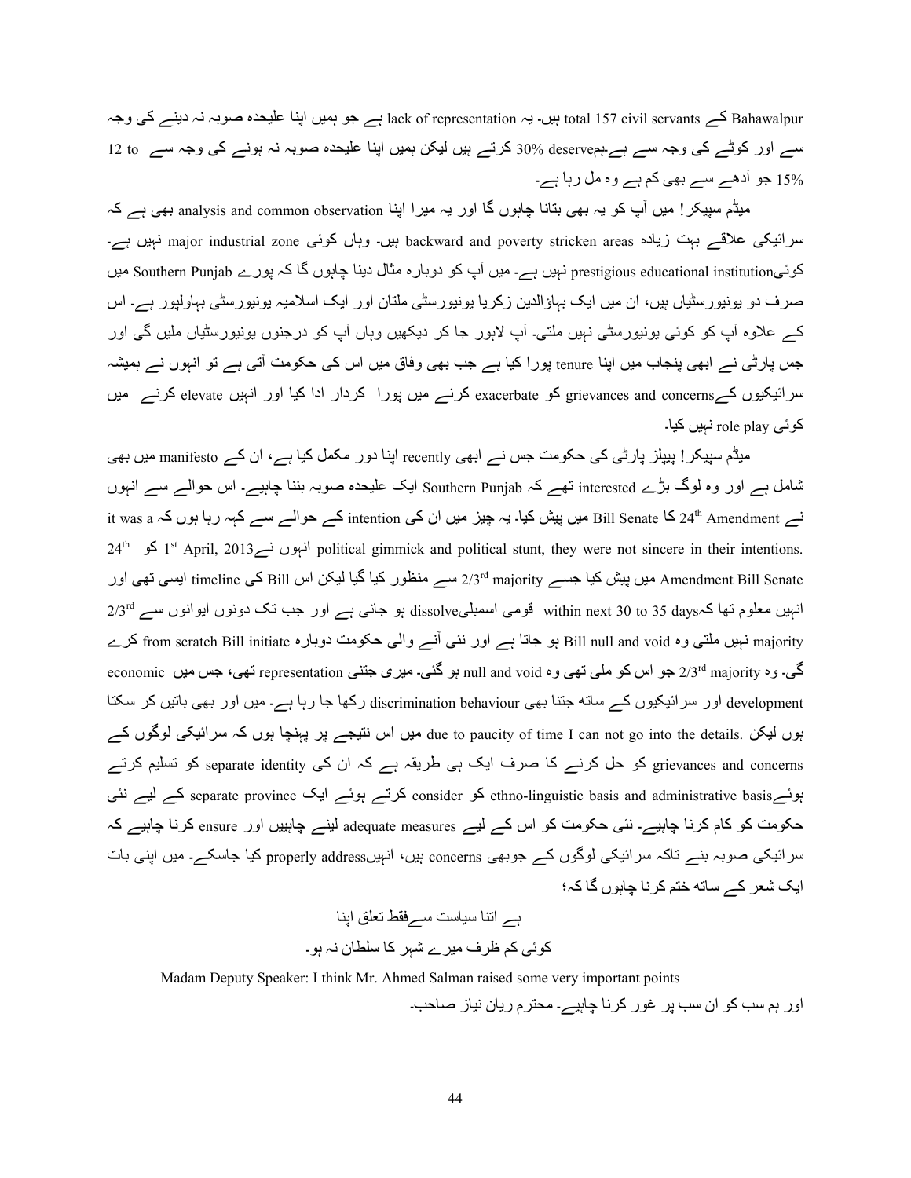Bahawalpur کے total 157 civil servants ہیں۔ یہ lack of representation ہے جو ہمیں اپنا علیحدہ صوبہ نہ دینے کی وجہ سے اور کوٹے کی وجہ سے ہےہم30% deserve کرتے ہیں لیکن ہمیں اپنا علیحدہ صوبہ نہ ہونے کی وجہ سے 12 to 15% جو آدھے سے بھی کم ہے وہ مل رہا ہے۔

میڈم سپیکر! میں آپ کو یہ بھی بتانا چاہوں گا اور یہ میرا اپنا analysis and common observation بھی ہے کہ سرائیکی علاقے بہت زیادہ backward and poverty stricken areas ہیں۔ وہاں کوئی major industrial zone نہیں ہے۔ کوئیprestigious educational institution نہیں ہے۔ میں آپ کو دوبارہ مثال دینا چاہوں گا کہ پورے Southern Punjab میں صرف دو یونیورسٹیاں ہیں، ان میں ایک بہاؤالدین زکریا یونیورسٹی ملتان اور ایک اسلامیہ یونیورسٹی بہاولپور ہے۔ اس کے علاوہ آپ کو کوئی یونیورسٹی نہیں ملتی۔ آپ لاہور جا کر دیکھیں وہاں آپ کو درجنوں یونیورسٹیاں ملیں گی اور جس پارٹی نے ابھی پنجاب میں اپنا tenure پورا کیا ہے جب بھی وفاق میں اس کی حکومت آتی ہے تو انہوں نے ہمیشہ سرائیکیوں کےgrievances and concerns کو exacerbate کرنے میں پورا کردار ادا کیا اور انہیں elevate کرنے میں کوئی role play نہیں کیا۔

میڈم سپیکر! پیپلز پارٹی کی حکومت جس نے ابھی recently اپنا دور مکمل کیا ہے، ان کے manifesto میں بھی شامل ہے اور وہ لوگ بڑے interested تھے کہ Southern Punjab ایک علیحدہ صوبہ بننا چاہیے۔ اس حوالے سے انہوں نے 24th Amendment کا Bill Senate میں پیش کیا۔ یہ چیز میں ان کی intention کے حوالے سے کہہ رہا ہوں کہ it was a political gimmick and political stunt, they were not sincere in their intentions. انہوں نے1st April, 2013 کو 24th Amendment Bill Senate میں پیش کیا جسے 2/3rd majority سے منظور کیا گیا لیکن اس Bill کی timeline ایسی تھی اور انہیں معلوم تھا کہwithin next 30 to 35 days قومی اسمبلیdissolve ہو جاتی ہے اور جب تک دونوں ایوانوں سے 2/3rd majority نہیں ملتی وہ Bill null and void ہو جاتا ہے اور نئی آنے والی حکومت دوبارہ from scratch Bill initiate کرے گی۔ وہ 2/3rd majority جو اس کو ملی تھی وہ null and void ہو گئی۔ میری جتنی representation تھی، جس میں economic development اور سرائیکیوں کے ساتھ جتنا بھی discrimination behaviour رکھا جا رہا ہے۔ میں اور بھی باتیں کر سکتا ہوں لیکن .due to paucity of time I can not go into the details میں اس نتیجے پر پہنچا ہوں کہ سرائیکی لوگوں کے grievances and concerns کو حل کرنے کا صرف ایک ہی طریقہ ہے کہ ان کی separate identity کو تسلیم کرتے ہوئےethno-linguistic basis and administrative basis کو consider کرتے ہوئے ایک separate province کے لیے نئی حکومت کو کام کرنا چاہیے۔ نئی حکومت کو اس کے لیے adequate measures لینے چاہیں اور ensure کرنا چاہیے کہ سرائیکی صوبہ بنے تاکہ سرائیکی لوگوں کے جوبھی concerns ہیں، انہیںproperly address کیا جاسکے۔ میں اپنی بات ایک شعر کے ساتھ ختم کرنا چاہوں گا کہ؛

ہے اتنا سیاست سےفقط تعلق اپنا
کوئی کم ظرف میرے شہر کا سلطان نہ ہو۔

Madam Deputy Speaker: I think Mr. Ahmed Salman raised some very important points اور ہم سب کو ان سب پر غور کرنا چاہیے۔ محترم ریان نیاز صاحب۔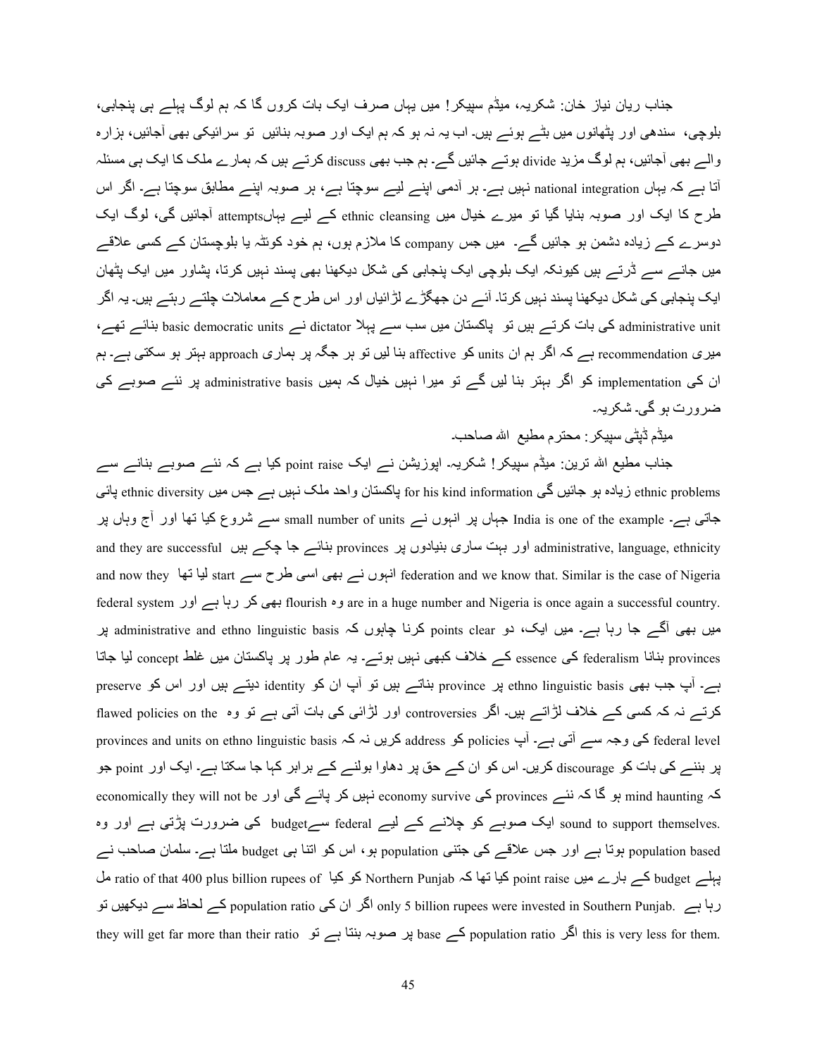جناب ریان نیاز خان: شکریہ، میڈم سپیکر! میں یہاں صرف ایک بات کروں گا کہ ہم لوگ پہلے ہی پنجابی، بلوچی، سندھی اور پٹھانوں میں بٹے ہوئے ہیں۔ اب یہ نہ ہو کہ ہم ایک اور صوبہ بنائیں تو سرائیکی بھی آجائیں، ہزارہ والے بھی آجائیں، ہم لوگ مزید divide ہوتے جائیں گے۔ ہم جب بھی discuss کرتے ہیں کہ ہمارے ملک کا ایک ہی مسئلہ آتا ہے کہ یہاں national integration نہیں ہے۔ ہر آدمی اپنے لیے سوچتا ہے، ہر صوبہ اپنے مطابق سوچتا ہے۔ اگر اس طرح کا ایک اور صوبہ بنایا گیا تو میرے خیال میں ethnic cleansing کے لیے یہاںattempts آجائیں گی، لوگ ایک دوسرے کے زیادہ دشمن ہو جائیں گے۔ میں جس company کا ملازم ہوں، ہم خود کوئٹہ یا بلوچستان کے کسی علاقے میں جانے سے ڈرتے ہیں کیونکہ ایک بلوچی ایک پنجابی کی شکل دیکھنا بھی پسند نہیں کرتا، پشاور میں ایک پٹھان ایک پنجابی کی شکل دیکھنا پسند نہیں کرتا۔ آئے دن جھگڑے لڑائیاں اور اس طرح کے معاملات چلتے رہتے ہیں۔ یہ اگر administrative unit کی بات کرتے ہیں تو پاکستان میں سب سے پہلا dictator نے basic democratic units بنائے تھے، میری recommendation ہے کہ اگر ہم ان units کو affective بنا لیں تو ہر جگہ پر ہماری approach بہتر ہو سکتی ہے۔ ہم ان کی implementation کو اگر بہتر بنا لیں گے تو میرا نہیں خیال کہ ہمیں administrative basis پر نئے صوبے کی ضرورت ہو گی۔ شکریہ۔

میڈم ڈپٹی سپیکر: محترم مطیع اللہ صاحب۔

جناب مطیع اللہ ترین: میڈم سپیکر! شکریہ۔ اپوزیشن نے ایک point raise کیا ہے کہ نئے صوبے بنانے سے ethnic problems زیادہ ہو جائیں گی for his kind information پاکستان واحد ملک نہیں ہے جس میں ethnic diversity پائی جاتی ہے۔ India is one of the example جہاں پر انہوں نے small number of units سے شروع کیا تھا اور آج وہاں پر administrative, language, ethnicity اور بہت ساری بنیادوں پر provinces بنائے جا چکے ہیں and they are successful and now they لیا تھا start انہوں نے بھی اسی طرح سے federation and we know that. Similar is the case of Nigeria federal system اور بھی کر رہا ہے flourish وہ are in a huge number and Nigeria is once again a successful country. میں بھی آگے جا رہا ہے۔ میں ایک، دو points clear کرنا چاہوں کہ administrative and ethno linguistic basis پر provinces بنانا federalism کی essence کے خلاف کبھی نہیں ہوتے۔ یہ عام طور پر پاکستان میں غلط concept لیا جاتا ہے۔ آپ جب بھی ethno linguistic basis پر province بناتے ہیں تو آپ ان کو identity دیتے ہیں اور اس کو preserve کرتے نہ کہ کسی کے خلاف لڑاتے ہیں۔ اگر controversies اور لڑائی کی بات آتی ہے تو وہ flawed policies on the federal level کی وجہ سے آتی ہے۔ آپ policies کو address کریں نہ کہ provinces and units on ethno linguistic basis پر بننے کی بات کو discourage کریں۔ اس کو ان کے حق پر دھاوا بولنے کے برابر کہا جا سکتا ہے۔ ایک اور point جو mind haunting ہو گا کہ نئے provinces کی economy survive نہیں کر پائے گی اور economically they will not be sound to support themselves. ایک صوبے کو چلانے کے لیے federal سےbudget کی ضرورت پڑتی ہے اور وہ population based ہوتا ہے اور جس علاقے کی جتنی population ہو، اس کو اتنا ہی budget ملتا ہے۔ سلمان صاحب نے پہلے budget کے بارے میں point raise کیا تھا کہ Northern Punjab کو کیا ratio of that 400 plus billion rupees of مل رہا ہے only 5 billion rupees were invested in Southern Punjab. اگر ان کی population ratio کے لحاظ سے دیکھیں تو this is very less for them. اگر population ratio کے base پر صوبہ بنتا ہے تو they will get far more than their ratio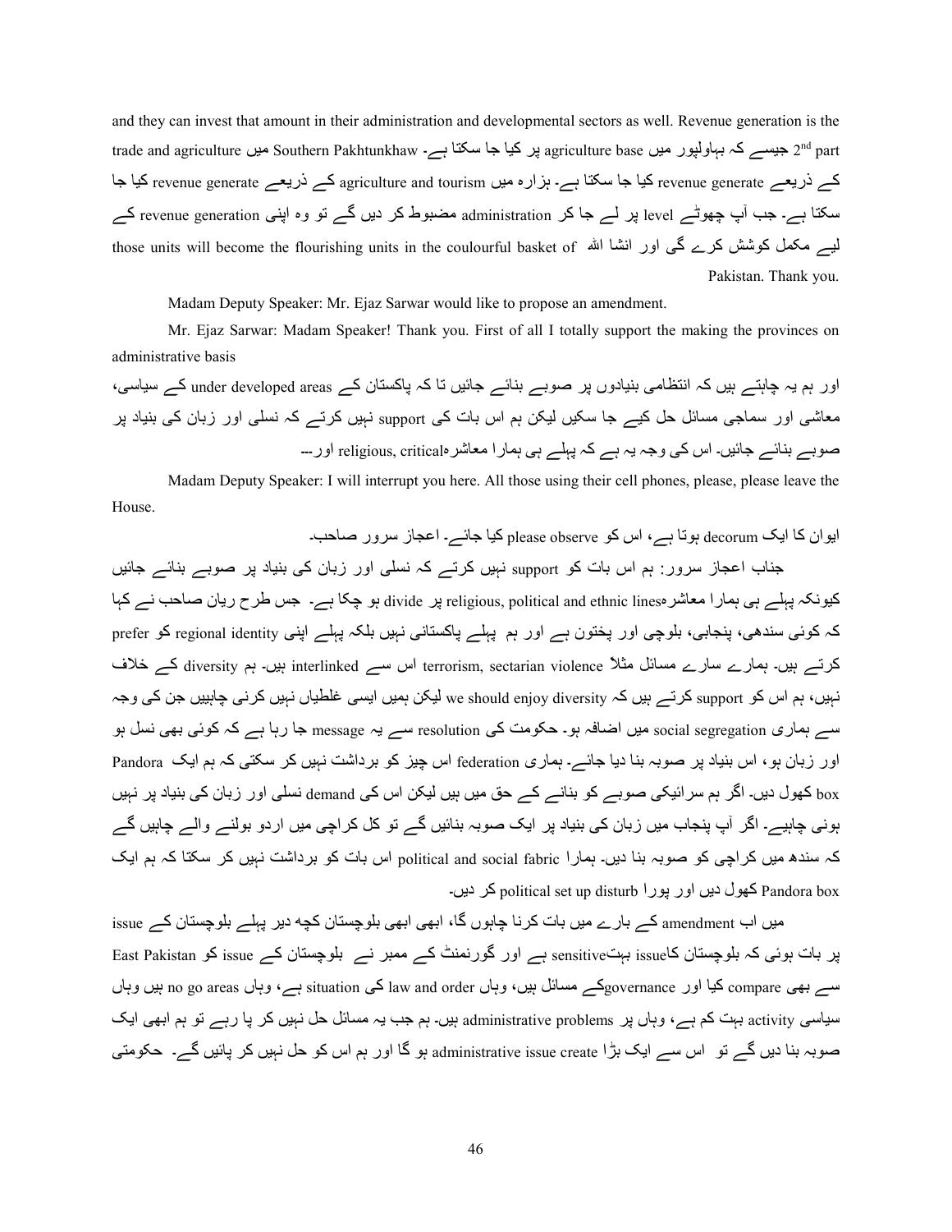and they can invest that amount in their administration and developmental sectors as well. Revenue generation is the 2nd part جیسے کہ بہاولپور میں agriculture base پر کیا جا سکتا ہے۔ Southern Pakhtunkhaw میں trade and agriculture کے ذریعے revenue generate کیا جا سکتا ہے۔ ہزارہ میں agriculture and tourism کے ذریعے revenue generate کیا جا سکتا ہے۔ جب آپ چھوٹے level پر لے جا کر administration مضبوط کر دیں گے تو وہ اپنی revenue generation کے لیے مکمل کوشش کرے گی اور انشا اللہ those units will become the flourishing units in the coulourful basket of Pakistan. Thank you.

Madam Deputy Speaker: Mr. Ejaz Sarwar would like to propose an amendment.

Mr. Ejaz Sarwar: Madam Speaker! Thank you. First of all I totally support the making the provinces on administrative basis

اور ہم یہ چاہتے ہیں کہ انتظامی بنیادوں پر صوبے بنائے جائیں تا کہ پاکستان کے under developed areas کے سیاسی، معاشی اور سماجی مسائل حل کیے جا سکیں لیکن ہم اس بات کی support نہیں کرتے کہ نسلی اور زبان کی بنیاد پر صوبے بنائے جائیں۔ اس کی وجہ یہ ہے کہ پہلے ہی ہمارا معاشرہreligious, critical اور---

Madam Deputy Speaker: I will interrupt you here. All those using their cell phones, please, please leave the House.

ایوان کا ایک decorum ہوتا ہے، اس کو please observe کیا جائے۔ اعجاز سرور صاحب۔

جناب اعجاز سرور: ہم اس بات کو support نہیں کرتے کہ نسلی اور زبان کی بنیاد پر صوبے بنائے جائیں کیونکہ پہلے ہی ہمارا معاشرہreligious, political and ethnic lines پر divide ہو چکا ہے۔ جس طرح ریان صاحب نے کہا کہ کوئی سندھی، پنجابی، بلوچی اور پختون ہے اور ہم پہلے پاکستانی نہیں بلکہ پہلے اپنی regional identity کو prefer کرتے ہیں۔ ہمارے سارے مسائل مثلاً terrorism, sectarian violence اس سے interlinked ہیں۔ ہم diversity کے خلاف نہیں، ہم اس کو support کرتے ہیں کہ we should enjoy diversity لیکن ہمیں ایسی غلطیاں نہیں کرنی چاہییں جن کی وجہ سے ہماری social segregation میں اضافہ ہو۔ حکومت کی resolution سے یہ message جا رہا ہے کہ کوئی بھی نسل ہو اور زبان ہو، اس بنیاد پر صوبہ بنا دیا جائے۔ ہماری federation اس چیز کو برداشت نہیں کر سکتی کہ ہم ایک Pandora box کھول دیں۔ اگر ہم سرائیکی صوبے کو بنانے کے حق میں ہیں لیکن اس کی demand نسلی اور زبان کی بنیاد پر نہیں ہونی چاہیے۔ اگر آپ پنجاب میں زبان کی بنیاد پر ایک صوبہ بنائیں گے تو کل کراچی میں اردو بولنے والے چاہیں گے کہ سندھ میں کراچی کو صوبہ بنا دیں۔ ہمارا political and social fabric اس بات کو برداشت نہیں کر سکتا کہ ہم ایک Pandora box کھول دیں اور پورا political set up disturb کر دیں۔

میں اب amendment کے بارے میں بات کرنا چاہوں گا، ابھی ابھی بلوچستان کچھ دیر پہلے بلوچستان کے issue پر بات ہوئی کہ بلوچستان کاissue بہتsensitive ہے اور گورنمنٹ کے ممبر نے بلوچستان کے issue کو East Pakistan سے بھی compare کیا اور governanceکے مسائل ہیں، وہاں law and order کی situation ہے، وہاں no go areas ہیں وہاں سیاسی activity بہت کم ہے، وہاں پر administrative problems ہیں۔ ہم جب یہ مسائل حل نہیں کر پا رہے تو ہم ابھی ایک صوبہ بنا دیں گے تو اس سے ایک بڑا administrative issue create ہو گا اور ہم اس کو حل نہیں کر پائیں گے۔ حکومتی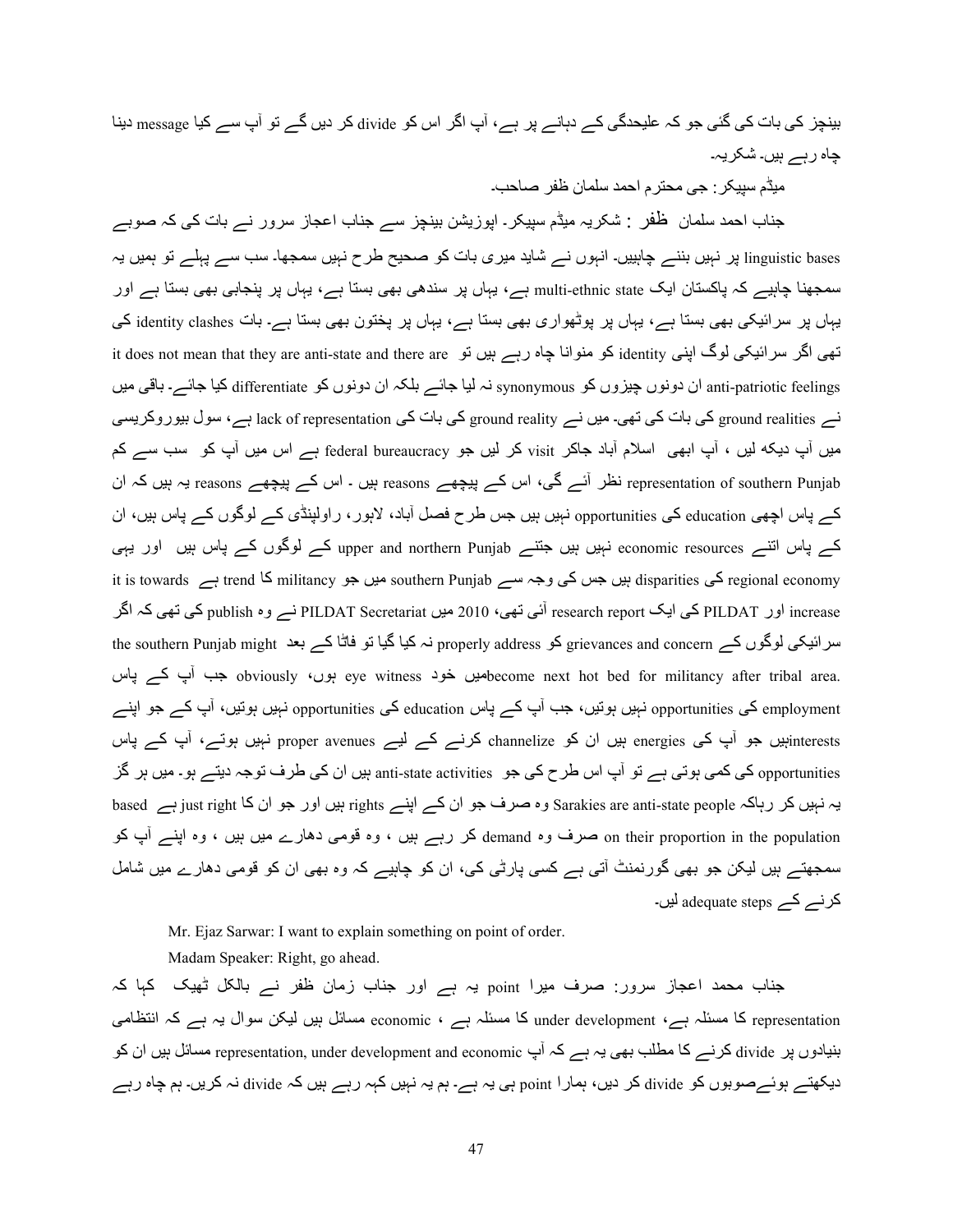بینچز کی بات کی گئی جو کہ علیحدگی کے دہانے پر ہے، آپ اگر اس کو divide کر دیں گے تو آپ سے کیا message دینا چاہ رہے ہیں۔ شکریہ۔

میڈم سپیکر: جی محترم احمد سلمان ظفر صاحب۔

جناب احمد سلمان ظفر : شکریہ میڈم سپیکر۔ اپوزیشن بینچز سے جناب اعجاز سرور نے بات کی کہ صوبے linguistic bases پر نہیں بننے چاہییں۔ انہوں نے شاید میری بات کو صحیح طرح نہیں سمجھا۔ سب سے پہلے تو ہمیں یہ سمجھنا چاہیے کہ پاکستان ایک multi-ethnic state ہے، یہاں پر سندھی بھی بستا ہے، یہاں پر پنجابی بھی بستا ہے اور یہاں پر سرائیکی بھی بستا ہے، یہاں پر پوٹھواری بھی بستا ہے، یہاں پر پختون بھی بستا ہے۔ بات identity clashes کی تھی اگر سرائیکی لوگ اپنی identity کو منوانا چاہ رہے ہیں تو it does not mean that they are anti-state and there are anti-patriotic feelings ان دونوں چیزوں کو synonymous نہ لیا جائے بلکہ ان دونوں کو differentiate کیا جائے۔ باقی میں نے ground realities کی بات کی تھی۔ میں نے ground reality کی بات کی lack of representation ہے، سول بیوروکریسی میں آپ دیکھ لیں ، آپ ابھی اسلام آباد جاکر visit کر لیں جو federal bureaucracy ہے اس میں آپ کو سب سے کم representation of southern Punjab نظر آئے گی، اس کے پیچھے reasons ہیں ۔ اس کے پیچھے reasons یہ ہیں کہ ان کے پاس اچھی education کی opportunities نہیں ہیں جس طرح فیصل آباد، لاہور، راولپنڈی کے لوگوں کے پاس ہیں، ان کے پاس اتنے economic resources نہیں ہیں جتنے upper and northern Punjab کے لوگوں کے پاس ہیں اور یہی regional economy کی disparities ہیں جس کی وجہ سے southern Punjab میں جو militancy کا trend ہے it is towards increase اور PILDAT کی ایک research report آئی تھی، 2010 میں PILDAT Secretariat نے وہ publish کی تھی کہ اگر سرائیکی لوگوں کے grievances and concern کو properly address نہ کیا گیا تو فاٹا کے بعد the southern Punjab might become next hot bed for militancy after tribal area. میں خود eye witness ہوں، obviously جب آپ کے پاس employment کی opportunities نہیں ہوتیں، جب آپ کے پاس education کی opportunities نہیں ہوتیں، آپ کے جو اپنے interests نہیں جو آپ کی energies ہیں ان کو channelize کرنے کے لیے proper avenues نہیں ہوتے، آپ کے پاس opportunities کی کمی ہوتی ہے تو آپ اس طرح کی جو anti-state activities ہیں ان کی طرف توجہ دیتے ہو۔ میں ہر گز یہ نہیں کہ رہاکہ Sarakies are anti-state people وہ صرف جو ان کے اپنے rights ہیں اور جو ان کا just right ہے based on their proportion in the population صرف وہ demand کر رہے ہیں ، وہ قومی دھارے میں ہیں ، وہ اپنے آپ کو سمجھتے ہیں لیکن جو بھی گورنمنٹ آتی ہے کسی پارٹی کی، ان کو چاہیے کہ وہ بھی ان کو قومی دھارے میں شامل کرنے کے adequate steps لیں۔

Mr. Ejaz Sarwar: I want to explain something on point of order.

Madam Speaker: Right, go ahead.

جناب محمد اعجاز سرور: صرف میرا point یہ ہے اور جناب زمان ظفر نے بالکل ٹھیک کہا کہ representation کا مسئلہ ہے، under development کا مسئلہ ہے ، economic مسائل ہیں لیکن سوال یہ ہے کہ انتظامی بنیادوں پر divide کرنے کا مطلب بھی یہ ہے کہ آپ representation, under development and economic مسائل ہیں ان کو دیکھتے ہوئےصوبوں کو divide کر دیں، ہمارا point ہی یہ ہے۔ ہم یہ نہیں کہہ رہے ہیں کہ divide نہ کریں۔ ہم چاہ رہے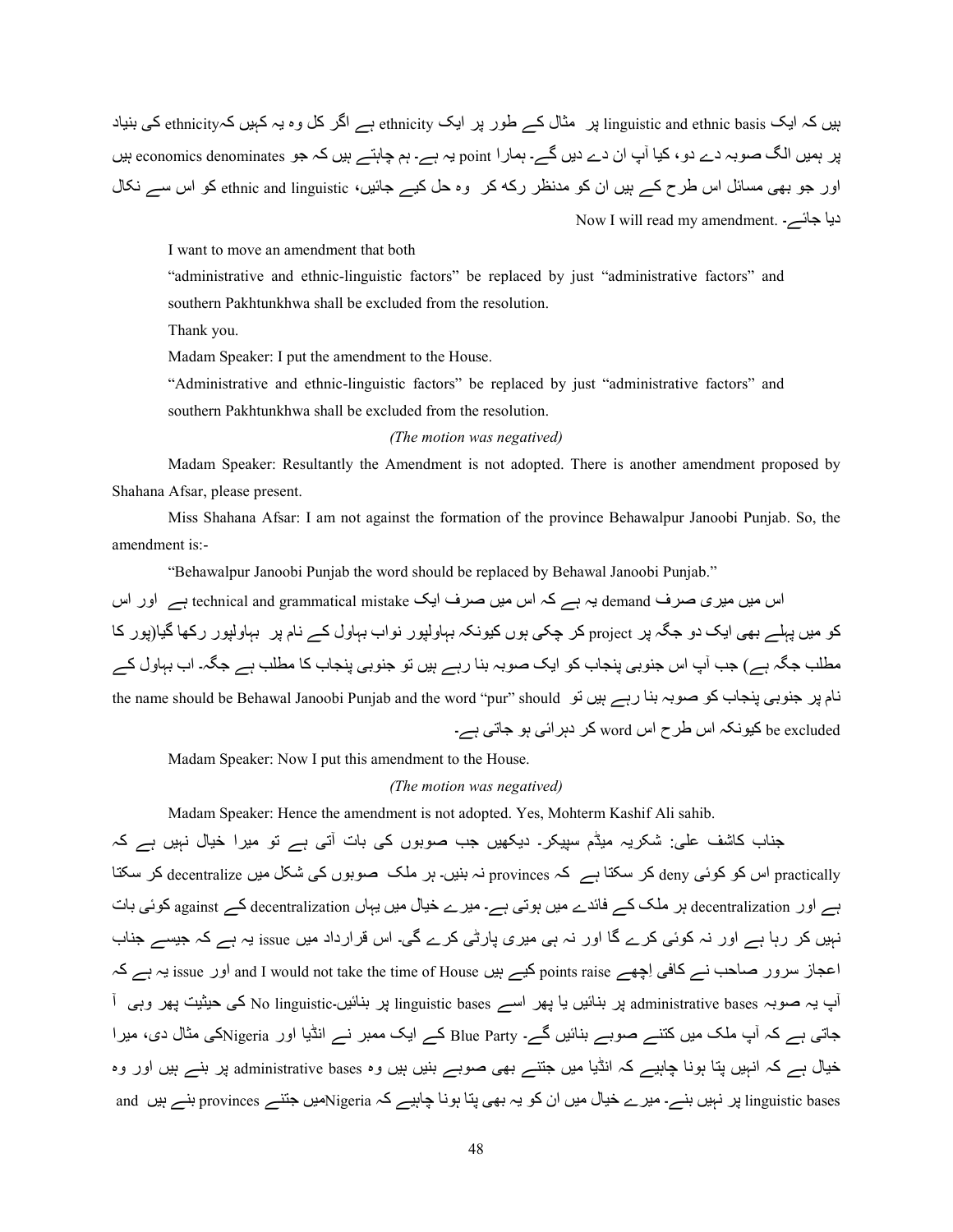ہیں کہ ایک linguistic and ethnic basis پر مثال کے طور پر ایک ethnicity ہے اگر کل وہ یہ کہیں کہethnicity کی بنیاد پر ہمیں الگ صوبہ دے دو، کیا آپ ان دے دیں گے۔ ہمارا point یہ ہے۔ ہم چاہتے ہیں کہ جو economics denominates ہیں اور جو بھی مسائل اس طرح کے ہیں ان کو مدنظر رکھ کر وہ حل کیے جائیں، ethnic and linguistic کو اس سے نکال دیا جائے۔ .Now I will read my amendment

I want to move an amendment that both

"administrative and ethnic-linguistic factors" be replaced by just "administrative factors" and southern Pakhtunkhwa shall be excluded from the resolution.

Thank you.

Madam Speaker: I put the amendment to the House.

"Administrative and ethnic-linguistic factors" be replaced by just "administrative factors" and southern Pakhtunkhwa shall be excluded from the resolution.

*(The motion was negatived)*

Madam Speaker: Resultantly the Amendment is not adopted. There is another amendment proposed by Shahana Afsar, please present.

Miss Shahana Afsar: I am not against the formation of the province Behawalpur Janoobi Punjab. So, the amendment is:-

"Behawalpur Janoobi Punjab the word should be replaced by Behawal Janoobi Punjab."

اس میں میری صرف demand یہ ہے کہ اس میں صرف ایک technical and grammatical mistake ہے اور اس کو میں پہلے بھی ایک دو جگہ پر project کر چکی ہوں کیونکہ بہاولپور نواب بہاول کے نام پر بہاولپور رکھا گیا(پور کا مطلب جگہ ہے) جب آپ اس جنوبی پنجاب کو ایک صوبہ بنا رہے ہیں تو جنوبی پنجاب کا مطلب ہے جگہ۔ اب بہاول کے نام پر جنوبی پنجاب کو صوبہ بنا رہے ہیں تو the name should be Behawal Janoobi Punjab and the word "pur" should be excluded کیونکہ اس طرح اس word کر دہرائی ہو جاتی ہے۔

Madam Speaker: Now I put this amendment to the House.

*(The motion was negatived)*

Madam Speaker: Hence the amendment is not adopted. Yes, Mohterm Kashif Ali sahib.

جناب کاشف علی: شکریہ میڈم سپیکر۔ دیکھیں جب صوبوں کی بات آتی ہے تو میرا خیال نہیں ہے کہ practically اس کو کوئی deny کر سکتا ہے کہ provinces نہ بنیں۔ ہر ملک صوبوں کی شکل میں decentralize کر سکتا ہے اور decentralization ہر ملک کے فائدے میں ہوتی ہے۔ میرے خیال میں یہاں decentralization کے against کوئی بات نہیں کر رہا ہے اور نہ کوئی کرے گا اور نہ ہی میری پارٹی کرے گی۔ اس قرارداد میں issue یہ ہے کہ جیسے جناب اعجاز سرور صاحب نے کافی اچھے points raise کیے ہیں and I would not take the time of House اور issue یہ ہے کہ آپ یہ صوبہ administrative bases پر بنائیں یا پھر اسے linguistic bases پر بنائیں-No linguistic کی حیثیت پھر وہی آ جاتی ہے کہ آپ ملک میں کتنے صوبے بنائیں گے۔ Blue Party کے ایک ممبر نے انڈیا اور Nigeriaکی مثال دی، میرا خیال ہے کہ انہیں پتا ہونا چاہیے کہ انڈیا میں جتنے بھی صوبے بنیں ہیں وہ administrative bases پر بنے ہیں اور وہ linguistic bases پر نہیں بنے۔ میرے خیال میں ان کو یہ بھی پتا ہونا چاہیے کہ Nigeriaمیں جتنے provinces بنے ہیں and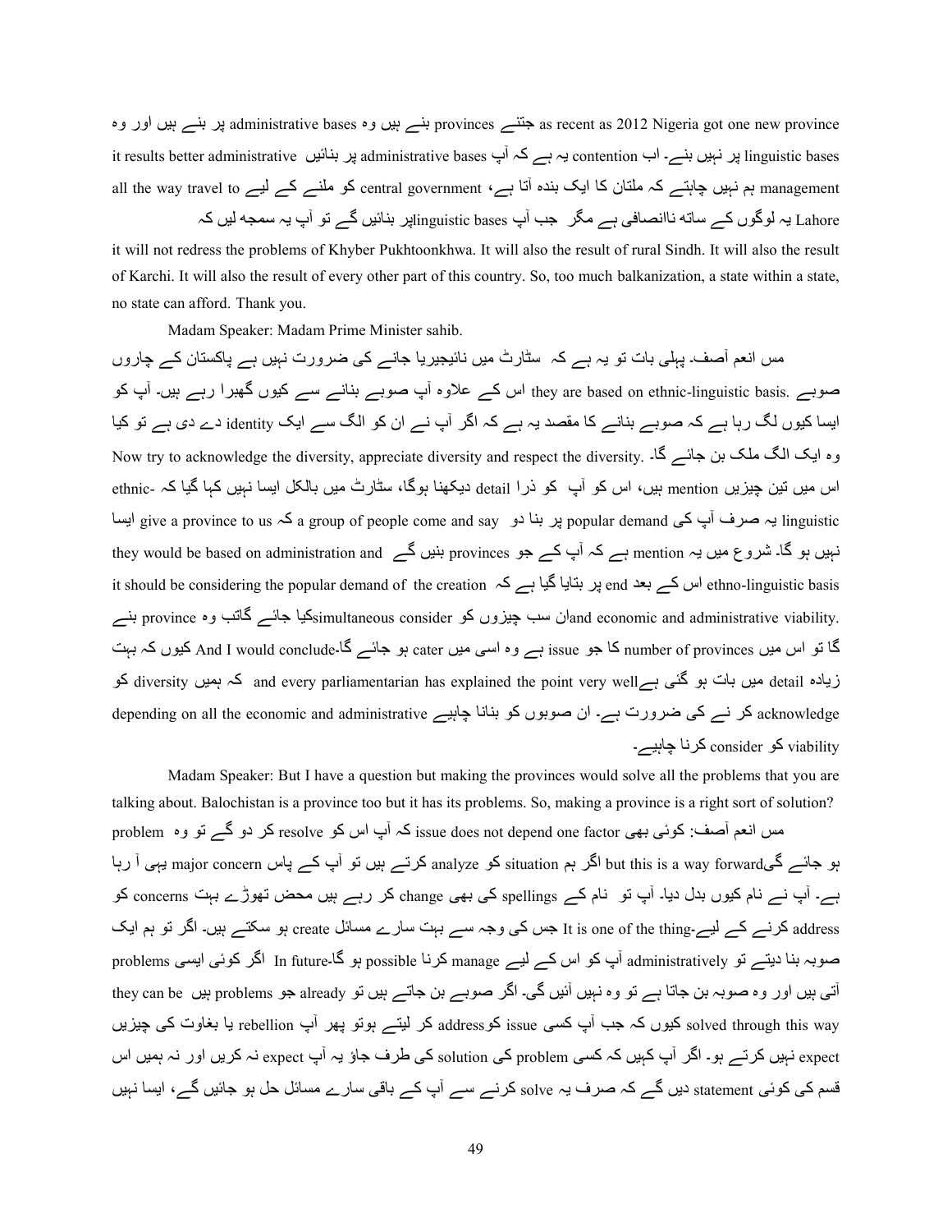as recent as 2012 Nigeria got one new province جتنے provinces بنے ہیں وہ administrative bases پر بنے ہیں اور وہ linguistic bases پر نہیں بنے۔ اب contention یہ ہے کہ آپ administrative bases پر بنائیں it results better administrative management ہم نہیں چاہتے کہ ملتان کا ایک بندہ آتا ہے، central government کو ملنے کے لیے all the way travel to Lahore یہ لوگوں کے ساتھ ناانصافی ہے مگر جب آپ linguistic basesپر بنائیں گے تو آپ یہ سمجھ لیں کہ it will not redress the problems of Khyber Pukhtoonkhwa. It will also the result of rural Sindh. It will also the result of Karchi. It will also the result of every other part of this country. So, too much balkanization, a state within a state, no state can afford. Thank you.

Madam Speaker: Madam Prime Minister sahib.

مس انعم آصف۔ پہلی بات تو یہ ہے کہ سٹارٹ میں نائیجیریا جانے کی ضرورت نہیں ہے پاکستان کے چاروں صوبے .they are based on ethnic-linguistic basis اس کے علاوہ آپ صوبے بنانے سے کیوں گھبرا رہے ہیں۔ آپ کو ایسا کیوں لگ رہا ہے کہ صوبے بنانے کا مقصد یہ ہے کہ اگر آپ نے ان کو الگ سے ایک identity دے دی ہے تو کیا وہ ایک الگ ملک بن جائے گا۔ .Now try to acknowledge the diversity, appreciate diversity and respect the diversity اس میں تین چیزیں mention ہیں، اس کو آپ کو ذرا detail دیکھنا ہوگا، سٹارٹ میں بالکل ایسا نہیں کہا گیا کہ ethnic-linguistic یہ صرف آپ کی popular demand پر بنا دو a group of people come and say کہ give a province to us ایسا نہیں ہو گا۔ شروع میں یہ mention ہے کہ آپ کے جو provinces بنیں گے they would be based on administration and ethno-linguistic basis اس کے بعد end پر بتایا گیا ہے کہ it should be considering the popular demand of the creation and economic and administrative viability.ان سب چیزوں کو simultaneous considerکیا جائے گاتب وہ province بنے گا تو اس میں number of provinces کا جو issue ہے وہ اسی میں cater ہو جائے گا۔And I would conclude کیوں کہ بہت زیادہ detail میں بات ہو گئی ہےand every parliamentarian has explained the point very well کہ ہمیں diversity کو acknowledge کر نے کی ضرورت ہے۔ ان صوبوں کو بنانا چاہیے depending on all the economic and administrative viability کو consider کرنا چاہیے۔

Madam Speaker: But I have a question but making the provinces would solve all the problems that you are talking about. Balochistan is a province too but it has its problems. So, making a province is a right sort of solution?

مس انعم آصف: کوئی بھی issue does not depend one factor کہ آپ اس کو resolve کر دو گے تو وہ problem ہو جائے گیbut this is a way forward اگر ہم situation کو analyze کرتے ہیں تو آپ کے پاس major concern یہی آ رہا ہے۔ آپ نے نام کیوں بدل دیا۔ آپ تو نام کے spellings کی بھی change کر رہے ہیں محض تھوڑے بہت concerns کو address کرنے کے لیے۔It is one of the thing جس کی وجہ سے بہت سارے مسائل create ہو سکتے ہیں۔ اگر تو ہم ایک صوبہ بنا دیتے تو administratively آپ کو اس کے لیے manage کرنا possible ہو گا۔In future اگر کوئی ایسی problems آتی ہیں اور وہ صوبہ بن جاتا ہے تو وہ نہیں آئیں گی۔ اگر صوبے بن جاتے ہیں تو already جو problems ہیں they can be solved through this way کیوں کہ جب آپ کسی issue کوaddress کر لیتے ہوتو پھر آپ rebellion یا بغاوت کی چیزیں expect نہیں کرتے ہو۔ اگر آپ کہیں کہ کسی problem کی solution کی طرف جاؤ یہ آپ expect نہ کریں اور نہ ہمیں اس قسم کی کوئی statement دیں گے کہ صرف یہ solve کرنے سے آپ کے باقی سارے مسائل حل ہو جائیں گے، ایسا نہیں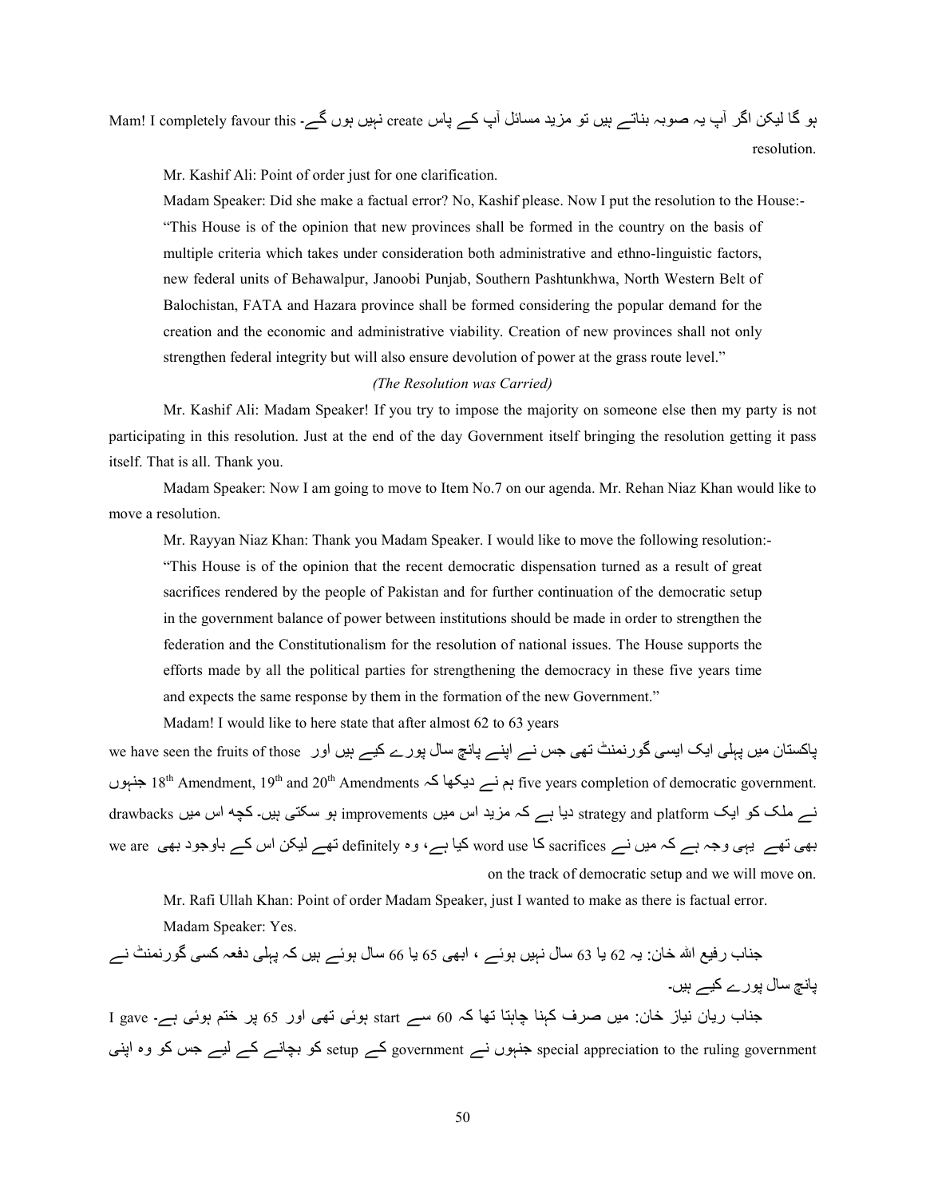ہو گا لیکن اگر آپ یہ صوبہ بناتے ہیں تو مزید مسائل آپ کے پاس create نہیں ہوں گے۔ Mam! I completely favour this resolution.

Mr. Kashif Ali: Point of order just for one clarification.

Madam Speaker: Did she make a factual error? No, Kashif please. Now I put the resolution to the House:-

"This House is of the opinion that new provinces shall be formed in the country on the basis of multiple criteria which takes under consideration both administrative and ethno-linguistic factors, new federal units of Behawalpur, Janoobi Punjab, Southern Pashtunkhwa, North Western Belt of Balochistan, FATA and Hazara province shall be formed considering the popular demand for the creation and the economic and administrative viability. Creation of new provinces shall not only strengthen federal integrity but will also ensure devolution of power at the grass route level."

*(The Resolution was Carried)*

Mr. Kashif Ali: Madam Speaker! If you try to impose the majority on someone else then my party is not participating in this resolution. Just at the end of the day Government itself bringing the resolution getting it pass itself. That is all. Thank you.

Madam Speaker: Now I am going to move to Item No.7 on our agenda. Mr. Rehan Niaz Khan would like to move a resolution.

Mr. Rayyan Niaz Khan: Thank you Madam Speaker. I would like to move the following resolution:-

"This House is of the opinion that the recent democratic dispensation turned as a result of great sacrifices rendered by the people of Pakistan and for further continuation of the democratic setup in the government balance of power between institutions should be made in order to strengthen the federation and the Constitutionalism for the resolution of national issues. The House supports the efforts made by all the political parties for strengthening the democracy in these five years time and expects the same response by them in the formation of the new Government."

Madam! I would like to here state that after almost 62 to 63 years

پاکستان میں پہلی ایک ایسی گورنمنٹ تھی جس نے اپنے پانچ سال پورے کیے ہیں اور we have seen the fruits of those five years completion of democratic government. ہم نے دیکھا کہ 18th Amendment, 19th and 20th Amendments جنہوں نے ملک کو ایک strategy and platform دیا ہے کہ مزید اس میں improvements ہو سکتی ہیں۔ کچھ اس میں drawbacks بھی تھے یہی وجہ ہے کہ میں نے sacrifices کا word use کیا ہے، وہ definitely تھے لیکن اس کے باوجود بھی we are on the track of democratic setup and we will move on.

Mr. Rafi Ullah Khan: Point of order Madam Speaker, just I wanted to make as there is factual error.

Madam Speaker: Yes.

جناب رفیع اللہ خان: یہ 62 یا 63 سال نہیں ہوئے ، ابھی 65 یا 66 سال ہوئے ہیں کہ پہلی دفعہ کسی گورنمنٹ نے پانچ سال پورے کیے ہیں۔

جناب ریان نیاز خان: میں صرف کہنا چاہتا تھا کہ 60 سے start ہوئی تھی اور 65 پر ختم ہوئی ہے۔ I gave special appreciation to the ruling government جنہوں نے government کے setup کو بچانے کے لیے جس کو وہ اپنی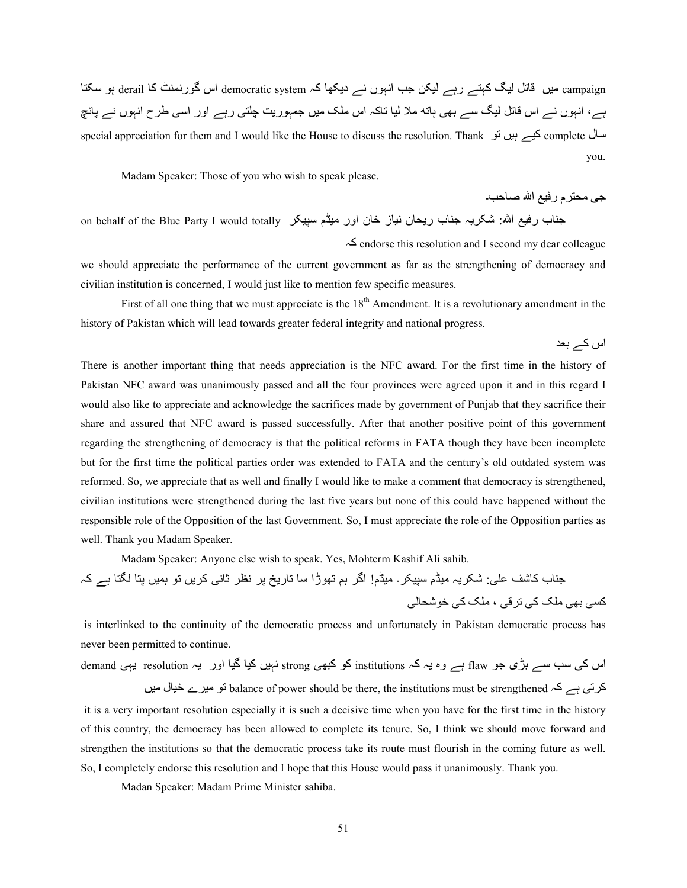campaign میں قاتل لیگ کہتے رہے لیکن جب انہوں نے دیکھا کہ democratic system اس گورنمنٹ کا derail ہو سکتا ہے، انہوں نے اس قاتل لیگ سے بھی ہاتھ ملا لیا تاکہ اس ملک میں جمہوریت چلتی رہے اور اسی طرح انہوں نے پانچ سال complete کیے ہیں تو special appreciation for them and I would like the House to discuss the resolution. Thank you.

Madam Speaker: Those of you who wish to speak please.

جی محترم رفیع اللہ صاحب۔

جناب رفیع اللہ: شکریہ جناب ریحان نیاز خان اور میڈم سپیکر on behalf of the Blue Party I would totally endorse this resolution and I second my dear colleague کہ we should appreciate the performance of the current government as far as the strengthening of democracy and civilian institution is concerned, I would just like to mention few specific measures.

First of all one thing that we must appreciate is the 18th Amendment. It is a revolutionary amendment in the history of Pakistan which will lead towards greater federal integrity and national progress.

اس کے بعد

There is another important thing that needs appreciation is the NFC award. For the first time in the history of Pakistan NFC award was unanimously passed and all the four provinces were agreed upon it and in this regard I would also like to appreciate and acknowledge the sacrifices made by government of Punjab that they sacrifice their share and assured that NFC award is passed successfully. After that another positive point of this government regarding the strengthening of democracy is that the political reforms in FATA though they have been incomplete but for the first time the political parties order was extended to FATA and the century's old outdated system was reformed. So, we appreciate that as well and finally I would like to make a comment that democracy is strengthened, civilian institutions were strengthened during the last five years but none of this could have happened without the responsible role of the Opposition of the last Government. So, I must appreciate the role of the Opposition parties as well. Thank you Madam Speaker.

Madam Speaker: Anyone else wish to speak. Yes, Mohterm Kashif Ali sahib.

جناب کاشف علی: شکریہ میڈم سپیکر۔ میڈم! اگر ہم تھوڑا سا تاریخ پر نظر ثانی کریں تو ہمیں پتا لگتا ہے کہ کسی بھی ملک کی ترقی ، ملک کی خوشحالی

is interlinked to the continuity of the democratic process and unfortunately in Pakistan democratic process has never been permitted to continue.

اس کی سب سے بڑی جو flaw ہے وہ یہ کہ institutions کو کبھی strong نہیں کیا گیا اور یہ resolution یہی demand کرتی ہے کہ balance of power should be there, the institutions must be strengthened تو میرے خیال میں

it is a very important resolution especially it is such a decisive time when you have for the first time in the history of this country, the democracy has been allowed to complete its tenure. So, I think we should move forward and strengthen the institutions so that the democratic process take its route must flourish in the coming future as well. So, I completely endorse this resolution and I hope that this House would pass it unanimously. Thank you.

Madan Speaker: Madam Prime Minister sahiba.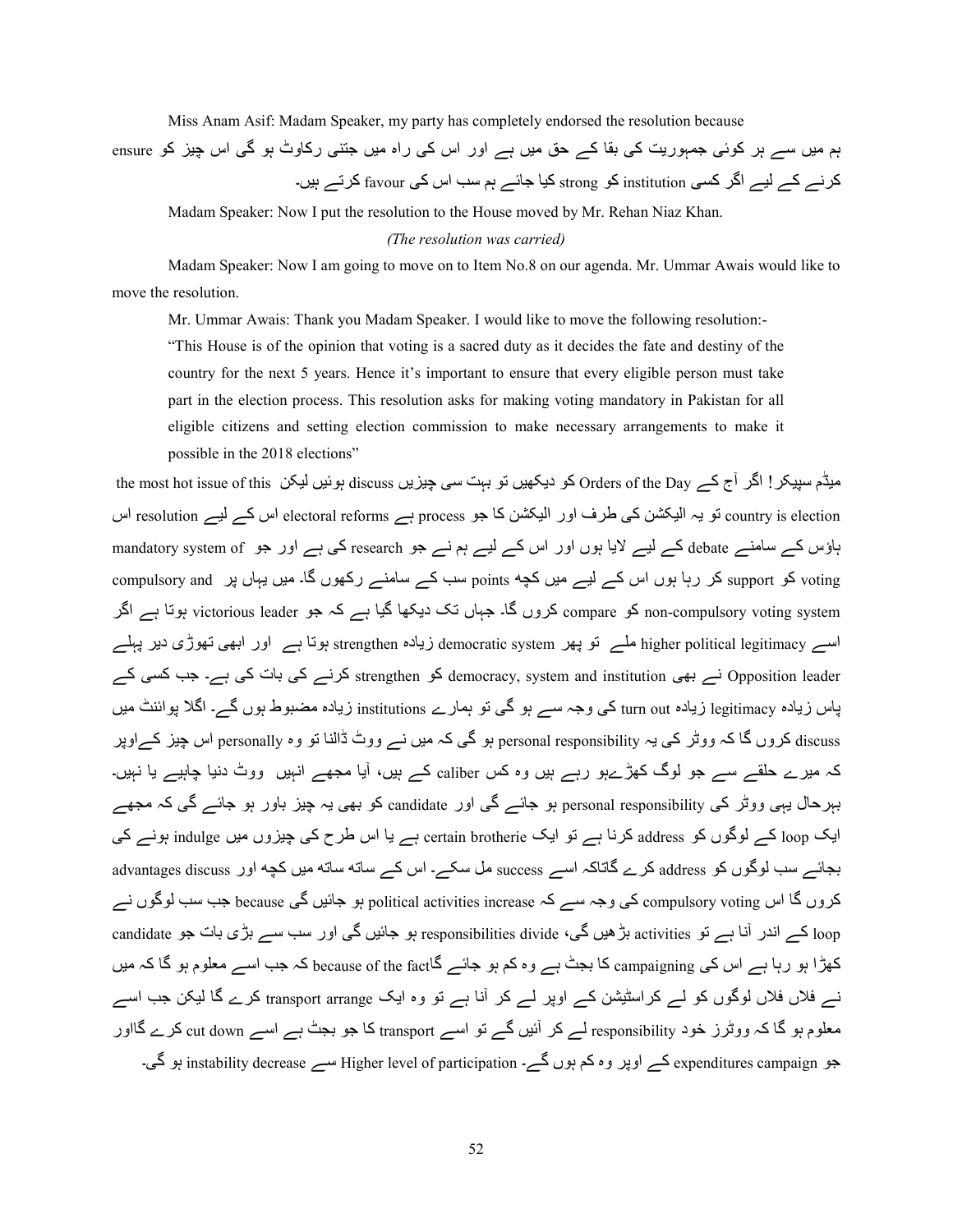Miss Anam Asif: Madam Speaker, my party has completely endorsed the resolution because

ہم میں سے ہر کوئی جمہوریت کی بقا کے حق میں ہے اور اس کی راہ میں جتنی رکاوٹ ہو گی اس چیز کو ensure کرنے کے لیے اگر کسی institution کو strong کیا جائے ہم سب اس کی favour کرتے ہیں۔

Madam Speaker: Now I put the resolution to the House moved by Mr. Rehan Niaz Khan.

*(The resolution was carried)*

Madam Speaker: Now I am going to move on to Item No.8 on our agenda. Mr. Ummar Awais would like to move the resolution.

Mr. Ummar Awais: Thank you Madam Speaker. I would like to move the following resolution:-

> "This House is of the opinion that voting is a sacred duty as it decides the fate and destiny of the country for the next 5 years. Hence it's important to ensure that every eligible person must take part in the election process. This resolution asks for making voting mandatory in Pakistan for all eligible citizens and setting election commission to make necessary arrangements to make it possible in the 2018 elections"

میڈم سپیکر! اگر آج کے Orders of the Day کو دیکھیں تو بہت سی چیزیں discuss ہوئیں لیکن the most hot issue of this country is election تو یہ الیکشن کی طرف اور الیکشن کا جو process ہے electoral reforms اس کے لیے resolution اس ہاؤس کے سامنے debate کے لیے لایا ہوں اور اس کے لیے ہم نے جو research کی ہے اور جو mandatory system of voting کو support کر رہا ہوں اس کے لیے میں کچھ points سب کے سامنے رکھوں گا۔ میں یہاں پر compulsory and non-compulsory voting system کو compare کروں گا۔ جہاں تک دیکھا گیا ہے کہ جو victorious leader ہوتا ہے اگر اسے higher political legitimacy ملے تو پھر democratic system زیادہ strengthen ہوتا ہے اور ابھی تھوڑی دیر پہلے Opposition leader نے بھی democracy, system and institution کو strengthen کرنے کی بات کی ہے۔ جب کسی کے پاس زیادہ legitimacy زیادہ turn out کی وجہ سے ہو گی تو ہمارے institutions زیادہ مضبوط ہوں گے۔ اگلا پوائنٹ میں discuss کروں گا کہ ووٹر کی یہ personal responsibility ہو گی کہ میں نے ووٹ ڈالنا تو وہ personally اس چیز کےاوپر کہ میرے حلقے سے جو لوگ کھڑےہو رہے ہیں وہ کس caliber کے ہیں، آیا مجھے انہیں ووٹ دینا چاہیے یا نہیں۔ بہرحال یہی ووٹر کی personal responsibility ہو جائے گی اور candidate کو بھی یہ چیز باور ہو جائے گی کہ مجھے ایک loop کے لوگوں کو address کرنا ہے تو ایک certain brotherie ہے یا اس طرح کی چیزوں میں indulge ہونے کی بجائے سب لوگوں کو address کرے گاتاکہ اسے success مل سکے۔ اس کے ساتھ ساتھ میں کچھ اور advantages discuss کروں گا اس compulsory voting کی وجہ سے کہ political activities increase ہو جائیں گی because جب سب لوگوں نے loop کے اندر آنا ہے تو activities بڑھیں گی، responsibilities divide ہو جائیں گی اور سب سے بڑی بات جو candidate کھڑا ہو رہا ہے اس کی campaigning کا بجٹ ہے وہ کم ہو جائے گاbecause of the fact کہ جب اسے معلوم ہو گا کہ میں نے فلاں فلاں لوگوں کو لے کراسٹیشن کے اوپر لے کر آنا ہے تو وہ ایک transport arrange کرے گا لیکن جب اسے معلوم ہو گا کہ ووٹرز خود responsibility لے کر آئیں گے تو اسے transport کا جو بجٹ ہے اسے cut down کرے گااور جو campaign expenditures کے اوپر وہ کم ہوں گے۔ Higher level of participation سے instability decrease ہو گی۔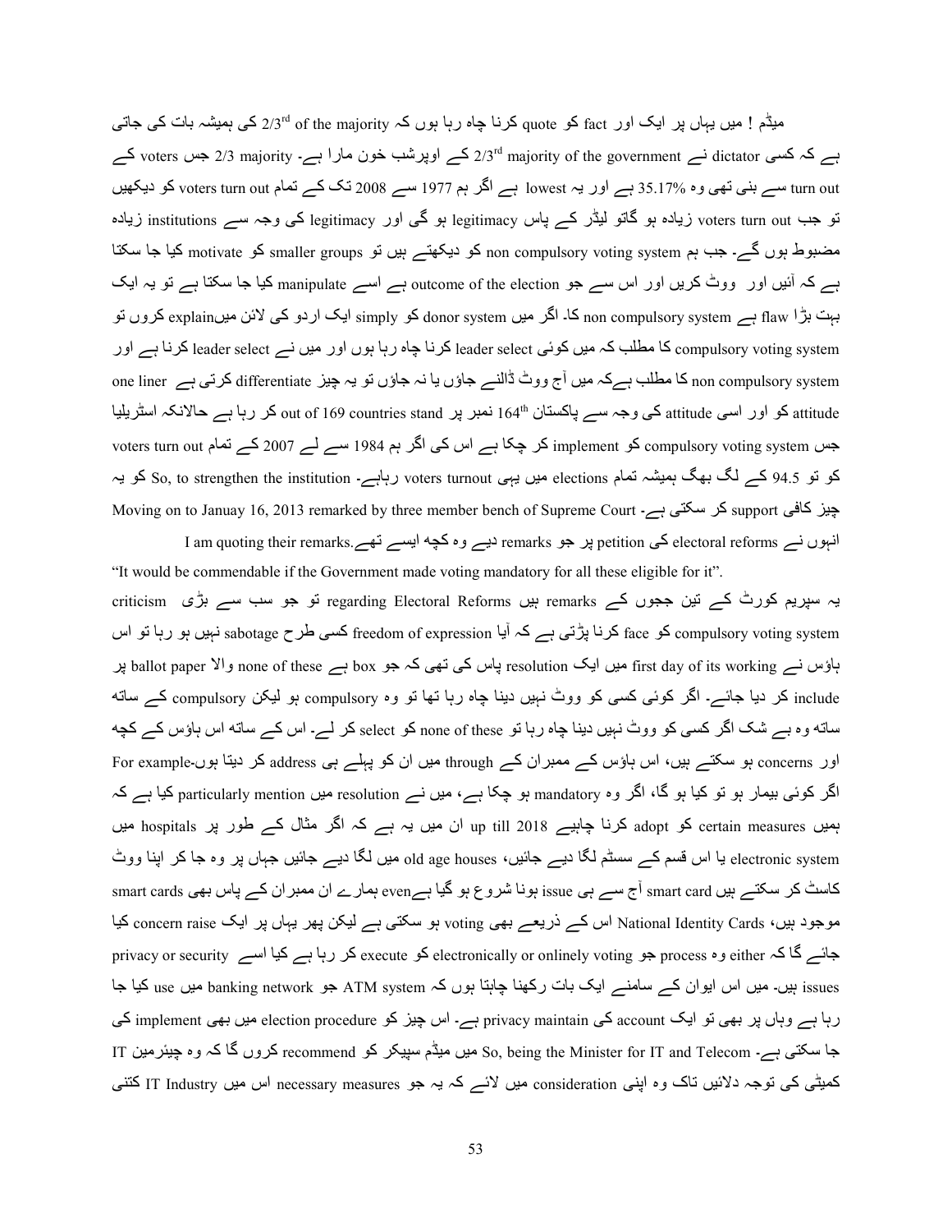میڈم ! میں یہاں پر ایک اور fact کو quote کرنا چاہ رہا ہوں کہ 2/3rd of the majority کی ہمیشہ بات کی جاتی ہے کہ کسی dictator نے 2/3rd majority of the government کے اوپرشب خون مارا ہے۔ 2/3 majority جس voters کے turn out سے بنی تھی وہ 35.17% ہے اور یہ lowest ہے اگر ہم 1977 سے 2008 تک کے تمام voters turn out کو دیکھیں تو جب voters turn out زیادہ ہو گاتو لیڈر کے پاس legitimacy ہو گی اور legitimacy کی وجہ سے institutions زیادہ مضبوط ہوں گے۔ جب ہم non compulsory voting system کو دیکھتے ہیں تو smaller groups کو motivate کیا جا سکتا ہے کہ آئیں اور ووٹ کریں اور اس سے جو outcome of the election ہے اسے manipulate کیا جا سکتا ہے تو یہ ایک بہت بڑا flaw ہے non compulsory system کا۔ اگر میں donor system کو simply ایک اردو کی لائن میںexplain کروں تو compulsory voting system کا مطلب کہ میں کوئی leader select کرنا چاہ رہا ہوں اور میں نے leader select کرنا ہے اور non compulsory system کا مطلب ہےکہ میں آج ووٹ ڈالنے جاؤں یا نہ جاؤں تو یہ چیز differentiate کرتی ہے one liner attitude کو اور اسی attitude کی وجہ سے پاکستان 164th نمبر پر out of 169 countries stand کر رہا ہے حالانکہ اسٹریلیا جس compulsory voting system کو implement کر چکا ہے اس کی اگر ہم 1984 سے لے 2007 کے تمام voters turn out کو تو 94.5 کے لگ بھگ ہمیشہ تمام elections میں یہی voters turnout رہاہے۔ So, to strengthen the institution کو یہ چیز کافی support کر سکتی ہے۔ Moving on to Januay 16, 2013 remarked by three member bench of Supreme Court انہوں نے electoral reforms کی petition پر جو remarks دیے وہ کچھ ایسے تھے۔I am quoting their remarks.

"It would be commendable if the Government made voting mandatory for all these eligible for it".

یہ سپریم کورٹ کے تین ججوں کے remarks ہیں regarding Electoral Reforms تو جو سب سے بڑی criticism compulsory voting system کو face کرنا پڑتی ہے کہ آیا freedom of expression کسی طرح sabotage نہیں ہو رہا تو اس ہاؤس نے first day of its working میں ایک resolution پاس کی تھی کہ جو box ہے none of these والا ballot paper پر include کر دیا جائے۔ اگر کوئی کسی کو ووٹ نہیں دینا چاہ رہا تھا تو وہ compulsory ہو لیکن compulsory کے ساتھ ساتھ وہ بے شک اگر کسی کو ووٹ نہیں دینا چاہ رہا تو none of these کو select کر لے۔ اس کے ساتھ اس ہاؤس کے کچھ اور concerns ہو سکتے ہیں، اس ہاؤس کے ممبران کے through میں ان کو پہلے ہی address کر دیتا ہوں۔For example اگر کوئی بیمار ہو تو کیا ہو گا، اگر وہ mandatory ہو چکا ہے، میں نے resolution میں particularly mention کیا ہے کہ ہمیں certain measures کو adopt کرنا چاہیے up till 2018 ان میں یہ ہے کہ اگر مثال کے طور پر hospitals میں electronic system یا اس قسم کے سسٹم لگا دیے جائیں، old age houses میں لگا دیے جائیں جہاں پر وہ جا کر اپنا ووٹ کاسٹ کر سکتے ہیں smart card آج سے ہی issue ہونا شروع ہو گیا ہےeven ہمارے ان ممبران کے پاس بھی smart cards موجود ہیں، National Identity Cards اس کے ذریعے بھی voting ہو سکتی ہے لیکن پھر یہاں پر ایک concern raise کیا جائے گا کہ either وہ process جو electronically or onlinely voting کو execute کر رہا ہے کیا اسے privacy or security issues ہیں۔ میں اس ایوان کے سامنے ایک بات رکھنا چاہتا ہوں کہ ATM system جو banking network میں use کیا جا رہا ہے وہاں پر بھی تو ایک account کی privacy maintain ہے۔ اس چیز کو election procedure میں بھی implement کی جا سکتی ہے۔ So, being the Minister for IT and Telecom میں میڈم سپیکر کو recommend کروں گا کہ وہ چیئرمین IT کمیٹی کی توجہ دلائیں تاکہ وہ اپنی consideration میں لائے کہ یہ جو necessary measures اس میں IT Industry کتنی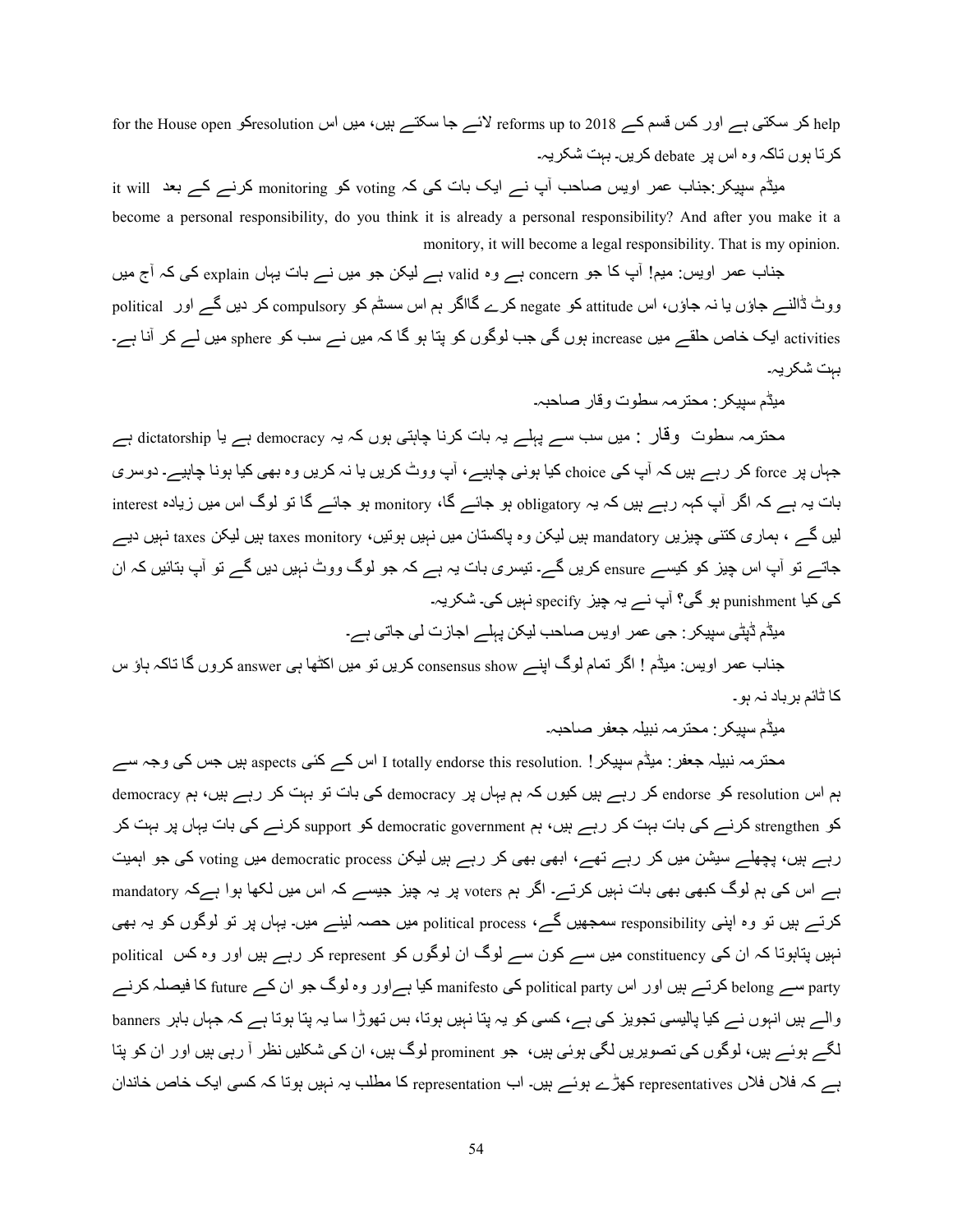help کر سکتی ہے اور کس قسم کے reforms up to 2018 لائے جا سکتے ہیں، میں اس resolutionکو for the House open کرتا ہوں تاکہ وہ اس پر debate کریں۔ بہت شکریہ۔

میڈم سپیکر:جناب عمر اویس صاحب آپ نے ایک بات کی کہ voting کو monitoring کرنے کے بعد it will become a personal responsibility, do you think it is already a personal responsibility? And after you make it a monitory, it will become a legal responsibility. That is my opinion.

جناب عمر اویس: میم! آپ کا جو concern ہے وہ valid ہے لیکن جو میں نے بات یہاں explain کی کہ آج میں ووٹ ڈالنے جاؤں یا نہ جاؤں، اس attitude کو negate کرے گااگر ہم اس سسٹم کو compulsory کر دیں گے اور political activities ایک خاص حلقے میں increase ہوں گی جب لوگوں کو پتا ہو گا کہ میں نے سب کو sphere میں لے کر آنا ہے۔ بہت شکریہ۔

میڈم سپیکر: محترمہ سطوت وقار صاحبہ۔

محترمہ سطوت وقار : میں سب سے پہلے یہ بات کرنا چاہتی ہوں کہ یہ democracy ہے یا dictatorship ہے جہاں پر force کر رہے ہیں کہ آپ کی choice کیا ہونی چاہیے، آپ ووٹ کریں یا نہ کریں وہ بھی کیا ہونا چاہیے۔ دوسری بات یہ ہے کہ اگر آپ کہہ رہے ہیں کہ یہ obligatory ہو جائے گا، monitory ہو جائے گا تو لوگ اس میں زیادہ interest لیں گے ، ہماری کتنی چیزیں mandatory ہیں لیکن وہ پاکستان میں نہیں ہوتیں، taxes monitory ہیں لیکن taxes نہیں دیے جاتے تو آپ اس چیز کو کیسے ensure کریں گے۔ تیسری بات یہ ہے کہ جو لوگ ووٹ نہیں دیں گے تو آپ بتائیں کہ ان کی کیا punishment ہو گی؟ آپ نے یہ چیز specify نہیں کی۔ شکریہ۔

میڈم ڈپٹی سپیکر: جی عمر اویس صاحب لیکن پہلے اجازت لی جاتی ہے۔

جناب عمر اویس: میڈم ! اگر تمام لوگ اپنے consensus show کریں تو میں اکٹھا ہی answer کروں گا تاکہ ہاؤ س کا ٹائم برباد نہ ہو۔

میڈم سپیکر: محترمہ نبیلہ جعفر صاحبہ۔

محترمہ نبیلہ جعفر: میڈم سپیکر! .I totally endorse this resolution اس کے کئی aspects ہیں جس کی وجہ سے ہم اس resolution کو endorse کر رہے ہیں کیوں کہ ہم یہاں پر democracy کی بات تو بہت کر رہے ہیں، ہم democracy کو strengthen کرنے کی بات بہت کر رہے ہیں، ہم democratic government کو support کرنے کی بات یہاں پر بہت کر رہے ہیں، پچھلے سیشن میں کر رہے تھے، ابھی بھی کر رہے ہیں لیکن democratic process میں voting کی جو اہمیت ہے اس کی ہم لوگ کبھی بھی بات نہیں کرتے۔ اگر ہم voters پر یہ چیز جیسے کہ اس میں لکھا ہوا ہےکہ mandatory کرتے ہیں تو وہ اپنی responsibility سمجھیں گے، political process میں حصہ لینے میں۔ یہاں پر تو لوگوں کو یہ بھی نہیں پتاہوتا کہ ان کی constituency میں سے کون سے لوگ ان لوگوں کو represent کر رہے ہیں اور وہ کس political party سے belong کرتے ہیں اور اس political party کی manifesto کیا ہےاور وہ لوگ جو ان کے future کا فیصلہ کرنے والے ہیں انہوں نے کیا پالیسی تجویز کی ہے، کسی کو یہ پتا نہیں ہوتا، بس تھوڑا سا یہ پتا ہوتا ہے کہ جہاں باہر banners لگے ہوئے ہیں، لوگوں کی تصویریں لگی ہوئی ہیں، جو prominent لوگ ہیں، ان کی شکلیں نظر آ رہی ہیں اور ان کو پتا ہے کہ فلاں فلاں representatives کھڑے ہوئے ہیں۔ اب representation کا مطلب یہ نہیں ہوتا کہ کسی ایک خاص خاندان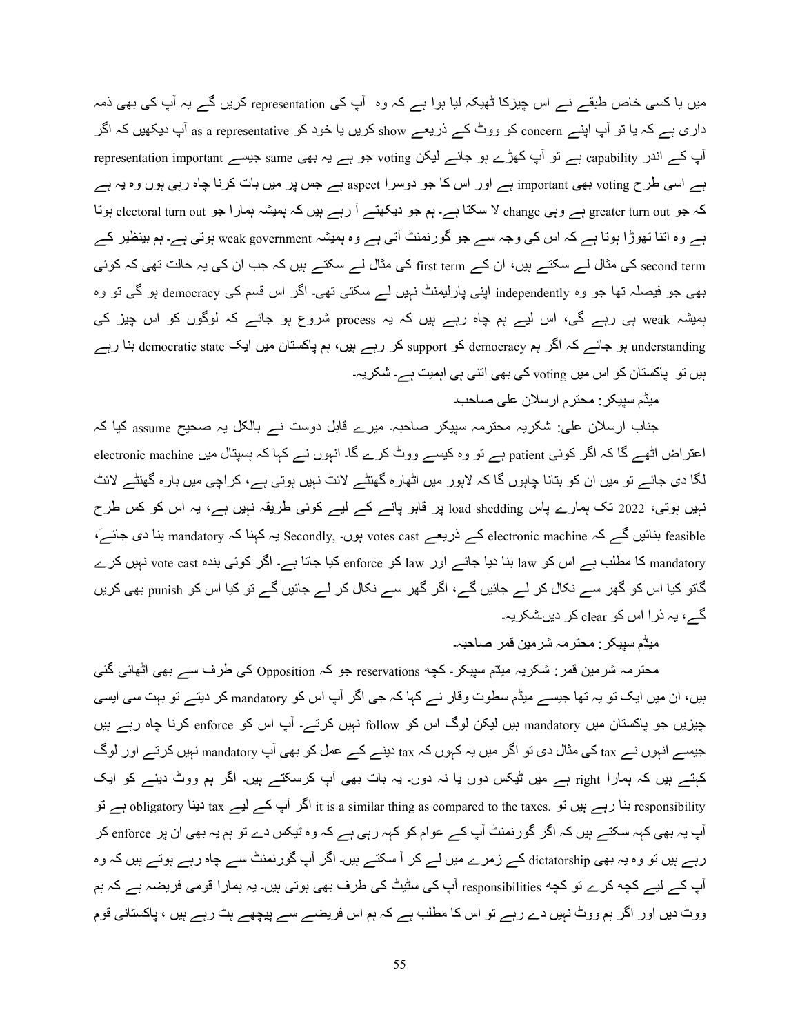میں یا کسی خاص طبقے نے اس چیزکا ٹھیکہ لیا ہوا ہے کہ وہ آپ کی representation کریں گے یہ آپ کی بھی ذمہ داری ہے کہ یا تو آپ اپنے concern کو ووٹ کے ذریعے show کریں یا خود کو as a representative آپ دیکھیں کہ اگر آپ کے اندر capability ہے تو آپ کھڑے ہو جائے لیکن voting جو ہے یہ بھی same جیسے representation important ہے اسی طرح voting بھی important ہے اور اس کا جو دوسرا aspect ہے جس پر میں بات کرنا چاہ رہی ہوں وہ یہ ہے کہ جو greater turn out ہے وہی change لا سکتا ہے۔ ہم جو دیکھتے آ رہے ہیں کہ ہمیشہ ہمارا جو electoral turn out ہوتا ہے وہ اتنا تھوڑا ہوتا ہے کہ اس کی وجہ سے جو گورنمنٹ آتی ہے وہ ہمیشہ weak government ہوتی ہے۔ ہم بینظیر کے second term کی مثال لے سکتے ہیں، ان کے first term کی مثال لے سکتے ہیں کہ جب ان کی یہ حالت تھی کہ کوئی بھی جو فیصلہ تھا جو وہ independently اپنی پارلیمنٹ نہیں لے سکتی تھی۔ اگر اس قسم کی democracy ہو گی تو وہ ہمیشہ weak ہی رہے گی، اس لیے ہم چاہ رہے ہیں کہ یہ process شروع ہو جائے کہ لوگوں کو اس چیز کی understanding ہو جائے کہ اگر ہم democracy کو support کر رہے ہیں، ہم پاکستان میں ایک democratic state بنا رہے ہیں تو پاکستان کو اس میں voting کی بھی اتنی ہی اہمیت ہے۔ شکریہ۔

میڈم سپیکر: محترم ارسلان علی صاحب۔

جناب ارسلان علی: شکریہ محترمہ سپیکر صاحبہ۔ میرے قابل دوست نے بالکل یہ صحیح assume کیا کہ اعتراض اٹھے گا کہ اگر کوئی patient ہے تو وہ کیسے ووٹ کرے گا۔ انہوں نے کہا کہ ہسپتال میں electronic machine لگا دی جائے تو میں ان کو بتانا چاہوں گا کہ لاہور میں اٹھارہ گھنٹے لائٹ نہیں ہوتی ہے، کراچی میں بارہ گھنٹے لائٹ نہیں ہوتی، 2022 تک ہمارے پاس load shedding پر قابو پانے کے لیے کوئی طریقہ نہیں ہے، یہ اس کو کس طرح feasible بنائیں گے کہ electronic machine کے ذریعے votes cast ہوں۔ Secondly, یہ کہنا کہ mandatory بنا دی جائے، mandatory کا مطلب ہے اس کو law بنا دیا جائے اور law کو enforce کیا جاتا ہے۔ اگر کوئی بندہ vote cast نہیں کرے گاتو کیا اس کو گھر سے نکال کر لے جائیں گے، اگر گھر سے نکال کر لے جائیں گے تو کیا اس کو punish بھی کریں گے، یہ ذرا اس کو clear کر دیں۔شکریہ۔

میڈم سپیکر: محترمہ شرمین قمر صاحبہ۔

محترمہ شرمین قمر: شکریہ میڈم سپیکر۔ کچھ reservations جو کہ Opposition کی طرف سے بھی اٹھائی گئی ہیں، ان میں ایک تو یہ تھا جیسے میڈم سطوت وقار نے کہا کہ جی اگر آپ اس کو mandatory کر دیتے تو بہت سی ایسی چیزیں جو پاکستان میں mandatory ہیں لیکن لوگ اس کو follow نہیں کرتے۔ آپ اس کو enforce کرنا چاہ رہے ہیں جیسے انہوں نے tax کی مثال دی تو اگر میں یہ کہوں کہ tax دینے کے عمل کو بھی آپ mandatory نہیں کرتے اور لوگ کہتے ہیں کہ ہمارا right ہے میں ٹیکس دوں یا نہ دوں۔ یہ بات بھی آپ کرسکتے ہیں۔ اگر ہم ووٹ دینے کو ایک responsibility بنا رہے ہیں تو .it is a similar thing as compared to the taxes اگر آپ کے لیے tax دینا obligatory ہے تو آپ یہ بھی کہہ سکتے ہیں کہ اگر گورنمنٹ آپ کے عوام کو کہہ رہی ہے کہ وہ ٹیکس دے تو ہم یہ بھی ان پر enforce کر رہے ہیں تو وہ یہ بھی dictatorship کے زمرے میں لے کر آ سکتے ہیں۔ اگر آپ گورنمنٹ سے چاہ رہے ہوتے ہیں کہ وہ آپ کے لیے کچھ کرے تو کچھ responsibilities آپ کی سٹیٹ کی طرف بھی ہوتی ہیں۔ یہ ہمارا قومی فریضہ ہے کہ ہم ووٹ دیں اور اگر ہم ووٹ نہیں دے رہے تو اس کا مطلب ہے کہ ہم اس فریضے سے پیچھے ہٹ رہے ہیں ، پاکستانی قوم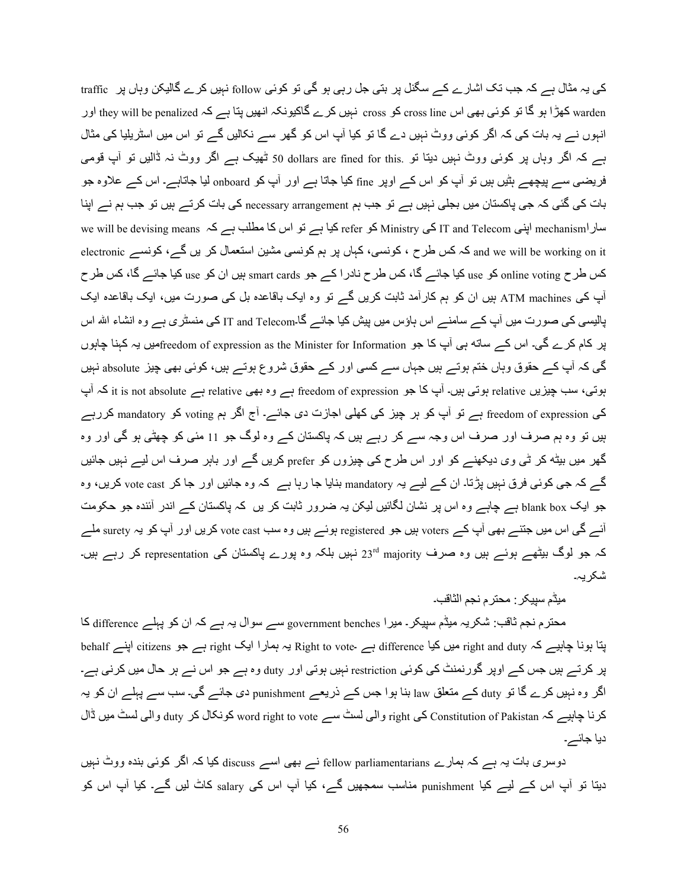کی یہ مثال ہے کہ جب تک اشارے کے سگنل پر بتی جل رہی ہو گی تو کوئی follow نہیں کرے گالیکن وہاں پر traffic warden کھڑا ہو گا تو کوئی بھی اس cross line کو cross نہیں کرے گاکیونکہ انھیں پتا ہے کہ they will be penalized اور انہوں نے یہ بات کی کہ اگر کوئی ووٹ نہیں دے گا تو کیا آپ اس کو گھر سے نکالیں گے تو اس میں اسٹریلیا کی مثال ہے کہ اگر وہاں پر کوئی ووٹ نہیں دیتا تو .50 dollars are fined for this ٹھیک ہے اگر ووٹ نہ ڈالیں تو آپ قومی فریضی سے پیچھے ہٹیں ہیں تو آپ کو اس کے اوپر fine کیا جاتا ہے اور آپ کو onboard لیا جاتاہے۔ اس کے علاوہ جو بات کی گئی کہ جی پاکستان میں بجلی نہیں ہے تو جب ہم necessary arrangement کی بات کرتے ہیں تو جب ہم نے اپنا ساراmechanism اپنی IT and Telecom کی Ministry کو refer کیا ہے تو اس کا مطلب ہے کہ we will be devising means and we will be working on it کہ کس طرح ، کونسی، کہاں پر ہم کونسی مشین استعمال کر یں گے، کونسے electronic کس طرح online voting کو use کیا جائے گا، کس طرح نادرا کے جو smart cards ہیں ان کو use کیا جائے گا، کس طرح آپ کی ATM machines ہیں ان کو ہم کارآمد ثابت کریں گے تو وہ ایک باقاعدہ بل کی صورت میں، ایک باقاعدہ ایک پالیسی کی صورت میں آپ کے سامنے اس ہاؤس میں پیش کیا جائے گا۔IT and Telecom کی منسٹری ہے وہ انشاء اللہ اس پر کام کرے گی۔ اس کے ساتھ ہی آپ کا جو freedom of expression as the Minister for Informationمیں یہ کہنا چاہوں گی کہ آپ کے حقوق وہاں ختم ہوتے ہیں جہاں سے کسی اور کے حقوق شروع ہوتے ہیں، کوئی بھی چیز absolute نہیں ہوتی، سب چیزیں relative ہوتی ہیں۔ آپ کا جو freedom of expression ہے وہ بھی relative ہے it is not absolute کہ آپ کی freedom of expression ہے تو آپ کو ہر چیز کی کھلی اجازت دی جائے۔ آج اگر ہم voting کو mandatory کررہے ہیں تو وہ ہم صرف اس وجہ سے کر رہے ہیں کہ پاکستان کے وہ لوگ جو 11 مئی کو چھٹی ہو گی اور وہ گھر میں بیٹھ کر ٹی وی دیکھنے کو اور اس طرح کی چیزوں کو prefer کریں گے اور باہر صرف اس لیے نہیں جائیں گے کہ جی کوئی فرق نہیں پڑتا۔ ان کے لیے یہ mandatory بنایا جا رہا ہے کہ وہ جائیں اور جا کر vote cast کریں، وہ جو ایک blank box ہے چاہے وہ اس پر نشان لگائیں لیکن یہ ضرور ثابت کر یں کہ پاکستان کے اندر آئندہ جو حکومت آئے گی اس میں جتنے بھی آپ کے voters ہیں جو registered ہوئے ہیں وہ سب vote cast کریں اور آپ کو یہ surety ملے کہ جو لوگ بیٹھے ہوئے ہیں وہ صرف 23rd majority نہیں بلکہ وہ پورے پاکستان کی representation کر رہے ہیں۔ شکریہ۔

میڈم سپیکر: محترم نجم الثاقب۔

محترم نجم ثاقب: شکریہ میڈم سپیکر۔ میرا government benches سے سوال یہ ہے کہ ان کو پہلے difference کا پتا ہونا چاہیے کہ right and duty میں کیا difference ہے۔ Right to vote یہ ہمارا ایک right ہے جو citizens اپنے behalf پر کرتے ہیں جس کے اوپر گورنمنٹ کی کوئی restriction نہیں ہوتی اور duty وہ ہے جو اس نے ہر حال میں کرنی ہے۔ اگر وہ نہیں کرے گا تو duty کے متعلق law بنا ہوا جس کے ذریعے punishment دی جائے گی۔ سب سے پہلے ان کو یہ کرنا چاہیے کہ Constitution of Pakistan کی right والی لسٹ سے word right to vote کونکال کر duty والی لسٹ میں ڈال دیا جائے۔

دوسری بات یہ ہے کہ ہمارے fellow parliamentarians نے بھی اسے discuss کیا کہ اگر کوئی بندہ ووٹ نہیں دیتا تو آپ اس کے لیے کیا punishment مناسب سمجھیں گے، کیا آپ اس کی salary کاٹ لیں گے۔ کیا آپ اس کو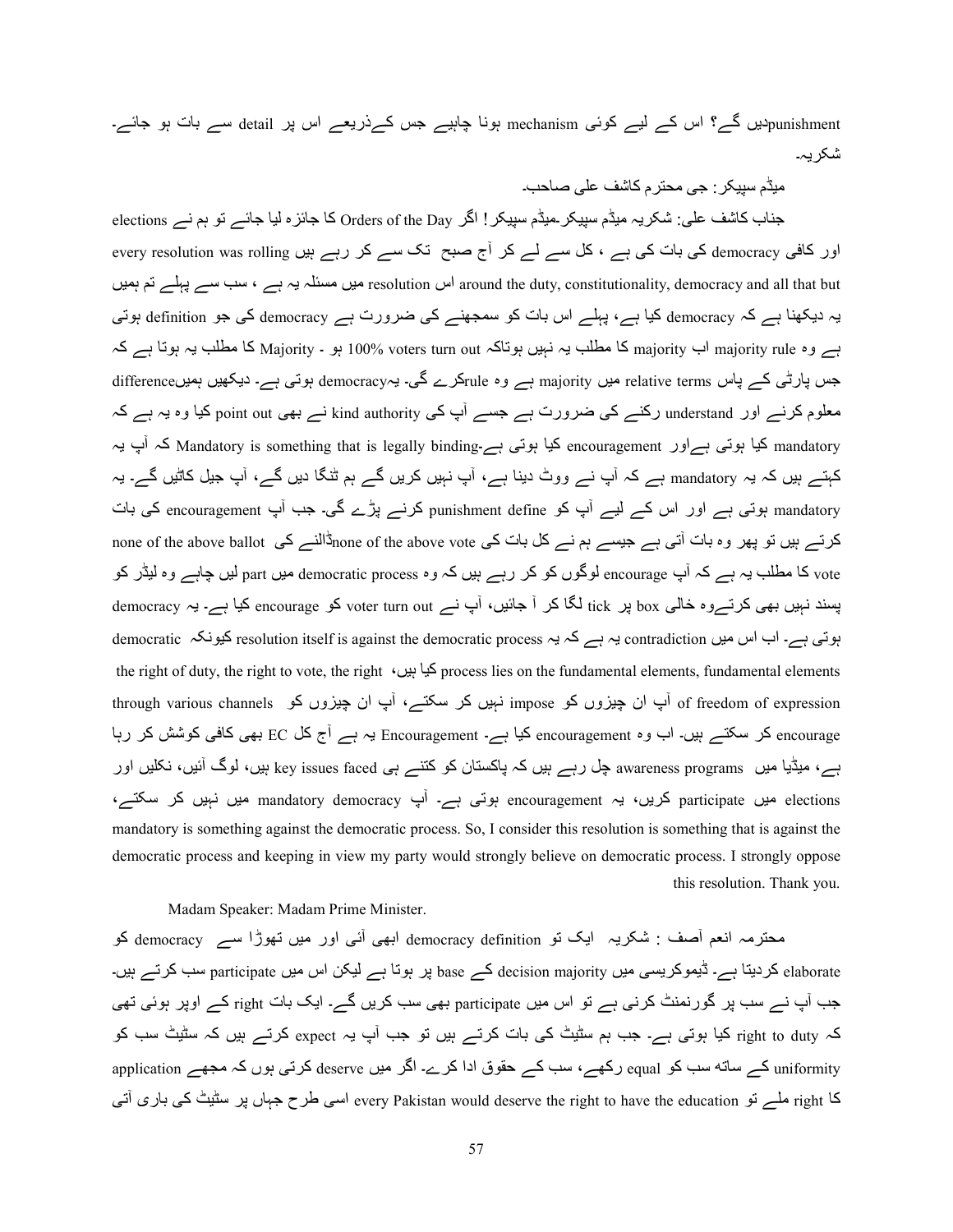punishmentدیں گے؟ اس کے لیے کوئی mechanism ہونا چاہیے جس کےذریعے اس پر detail سے بات ہو جائے۔ شکریہ۔

میڈم سپیکر: جی محترم کاشف علی صاحب۔

جناب کاشف علی: شکریہ میڈم سپیکر۔میڈم سپیکر! اگر Orders of the Day کا جائزہ لیا جائے تو ہم نے elections اور کافی democracy کی بات کی ہے ، کل سے لے کر آج صبح تک سے کر رہے ہیں every resolution was rolling around the duty, constitutionality, democracy and all that but اس resolution میں مسئلہ یہ ہے ، سب سے پہلے تم ہمیں یہ دیکھنا ہے کہ democracy کیا ہے، پہلے اس بات کو سمجھنے کی ضرورت ہے democracy کی جو definition ہوتی ہے وہ majority rule اب majority کا مطلب یہ نہیں ہوتاکہ 100% voters turn out ہو ۔ Majority کا مطلب یہ ہوتا ہے کہ جس پارٹی کے پاس relative terms میں majority ہے وہ ruleکرے گی۔ یہdemocracy ہوتی ہے۔ دیکھیں ہمیںdifference معلوم کرنے اور understand رکنے کی ضرورت ہے جسے آپ کی kind authority نے بھی point out کیا وہ یہ ہے کہ mandatory کیا ہوتی ہےاور encouragement کیا ہوتی ہے۔Mandatory is something that is legally binding کہ آپ یہ کہتے ہیں کہ یہ mandatory ہے کہ آپ نے ووٹ دینا ہے، آپ نہیں کریں گے ہم ٹنگا دیں گے، آپ جیل کاٹیں گے۔ یہ mandatory ہوتی ہے اور اس کے لیے آپ کو punishment define کرنے پڑے گی۔ جب آپ encouragement کی بات کرتے ہیں تو پھر وہ بات آتی ہے جیسے ہم نے کل بات کی none of the above voteڈالنے کی none of the above ballot vote کا مطلب یہ ہے کہ آپ encourage لوگوں کو کر رہے ہیں کہ وہ democratic process میں part لیں چاہے وہ لیڈر کو پسند نہیں بھی کرتےوہ خالی box پر tick لگا کر آ جائیں، آپ نے voter turn out کو encourage کیا ہے۔ یہ democracy ہوتی ہے۔ اب اس میں contradiction یہ ہے کہ یہ resolution itself is against the democratic process کیونکہ democratic process lies on the fundamental elements, fundamental elements کیا ہیں، the right of duty, the right to vote, the right of freedom of expression آپ ان چیزوں کو impose نہیں کر سکتے، آپ ان چیزوں کو through various channels encourage کر سکتے ہیں۔ اب وہ encouragement کیا ہے۔ Encouragement یہ ہے آج کل EC بھی کافی کوشش کر رہا ہے، میڈیا میں awareness programs چل رہے ہیں کہ پاکستان کو کتنے ہی key issues faced ہیں، لوگ آئیں، نکلیں اور elections میں participate کریں، یہ encouragement ہوتی ہے۔ آپ mandatory democracy میں نہیں کر سکتے، mandatory is something against the democratic process. So, I consider this resolution is something that is against the democratic process and keeping in view my party would strongly believe on democratic process. I strongly oppose this resolution. Thank you.

Madam Speaker: Madam Prime Minister.

محترمہ انعم آصف : شکریہ ایک تو democracy definition ابھی آئی اور میں تھوڑا سے democracy کو elaborate کردیتا ہے۔ ڈیموکریسی میں decision majority کے base پر ہوتا ہے لیکن اس میں participate سب کرتے ہیں۔ جب آپ نے سب پر گورنمنٹ کرنی ہے تو اس میں participate بھی سب کریں گے۔ ایک بات right کے اوپر ہوئی تھی کہ right to duty کیا ہوتی ہے۔ جب ہم سٹیٹ کی بات کرتے ہیں تو جب آپ یہ expect کرتے ہیں کہ سٹیٹ سب کو uniformity کے ساتھ سب کو equal رکھے، سب کے حقوق ادا کرے۔ اگر میں deserve کرتی ہوں کہ مجھے application کا right ملے تو every Pakistan would deserve the right to have the education اسی طرح جہاں پر سٹیٹ کی باری آتی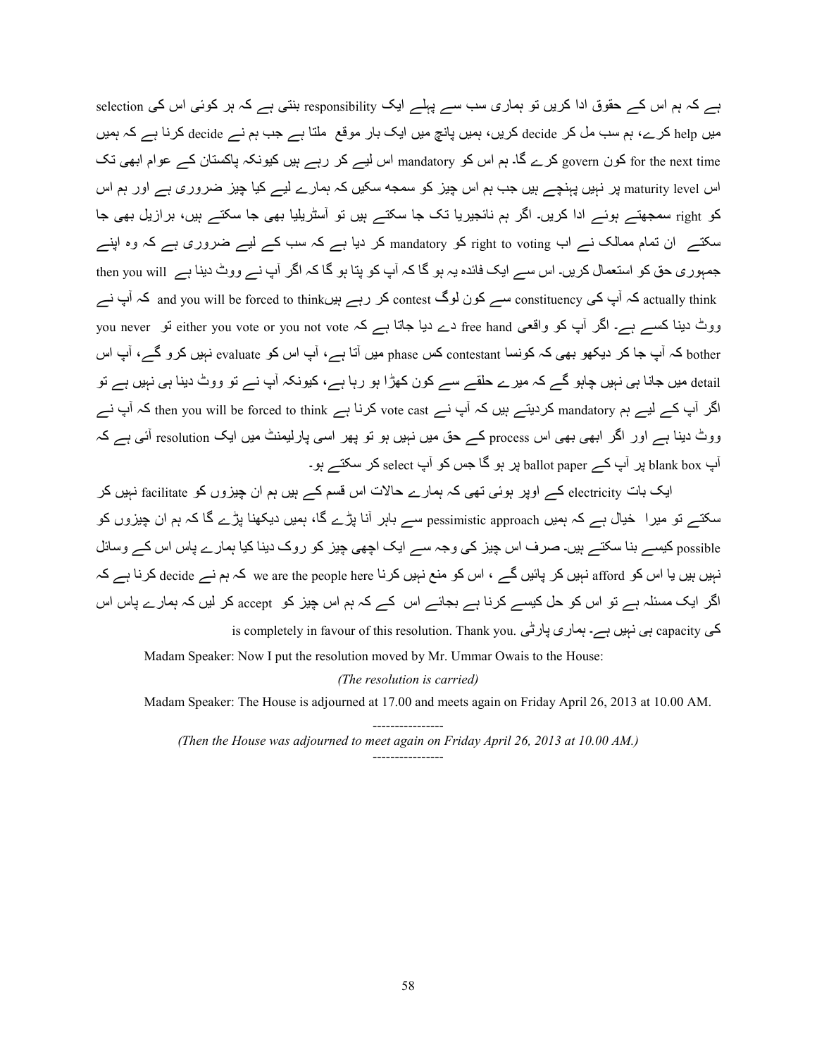ہے کہ ہم اس کے حقوق ادا کریں تو ہماری سب سے پہلے ایک responsibility بنتی ہے کہ ہر کوئی اس کی selection میں help کرے، ہم سب مل کر decide کریں، ہمیں پانچ میں ایک بار موقع ملتا ہے جب ہم نے decide کرنا ہے کہ ہمیں for the next time کون govern کرے گا۔ ہم اس کو mandatory اس لیے کر رہے ہیں کیونکہ پاکستان کے عوام ابھی تک اس maturity level پر نہیں پہنچے ہیں جب ہم اس چیز کو سمجھ سکیں کہ ہمارے لیے کیا چیز ضروری ہے اور ہم اس کو right سمجھتے ہوئے ادا کریں۔ اگر ہم نائجیریا تک جا سکتے ہیں تو آسٹریلیا بھی جا سکتے ہیں، برازیل بھی جا سکتے ان تمام ممالک نے اب right to voting کو mandatory کر دیا ہے کہ سب کے لیے ضروری ہے کہ وہ اپنے جمہوری حق کو استعمال کریں۔ اس سے ایک فائدہ یہ ہو گا کہ آپ کو پتا ہو گا کہ اگر آپ نے ووٹ دینا ہے then you will actually think کہ آپ کی constituency سے کون لوگ contest کر رہے ہیں and you will be forced to think کہ آپ نے ووٹ دینا کسے ہے۔ اگر آپ کو واقعی free hand دے دیا جاتا ہے کہ either you vote or you not vote تو you never bother کہ آپ جا کر دیکھو بھی کہ کونسا contestant کس phase میں آتا ہے، آپ اس کو evaluate نہیں کرو گے، آپ اس detail میں جانا ہی نہیں چاہو گے کہ میرے حلقے سے کون کھڑا ہو رہا ہے، کیونکہ آپ نے تو ووٹ دینا ہی نہیں ہے تو اگر آپ کے لیے ہم mandatory کردیتے ہیں کہ آپ نے vote cast کرنا ہے then you will be forced to think کہ آپ نے ووٹ دینا ہے اور اگر ابھی بھی اس process کے حق میں نہیں ہو تو پھر اسی پارلیمنٹ میں ایک resolution آئی ہے کہ آپ blank box پر آپ کے ballot paper پر ہو گا جس کو آپ select کر سکتے ہو۔

ایک بات electricity کے اوپر ہوئی تھی کہ ہمارے حالات اس قسم کے ہیں ہم ان چیزوں کو facilitate نہیں کر سکتے تو میرا خیال ہے کہ ہمیں pessimistic approach سے باہر آنا پڑے گا، ہمیں دیکھنا پڑے گا کہ ہم ان چیزوں کو possible کیسے بنا سکتے ہیں۔ صرف اس چیز کی وجہ سے ایک اچھی چیز کو روک دینا کیا ہمارے پاس اس کے وسائل نہیں ہیں یا اس کو afford نہیں کر پائیں گے ، اس کو منع نہیں کرنا we are the people here کہ ہم نے decide کرنا ہے کہ اگر ایک مسئلہ ہے تو اس کو حل کیسے کرنا ہے بجائے اس کے کہ ہم اس چیز کو accept کر لیں کہ ہمارے پاس اس کی capacity ہی نہیں ہے۔ ہماری پارٹی is completely in favour of this resolution. Thank you.

Madam Speaker: Now I put the resolution moved by Mr. Ummar Owais to the House:

*(The resolution is carried)*

Madam Speaker: The House is adjourned at 17.00 and meets again on Friday April 26, 2013 at 10.00 AM.

----------------

*(Then the House was adjourned to meet again on Friday April 26, 2013 at 10.00 AM.)*

----------------